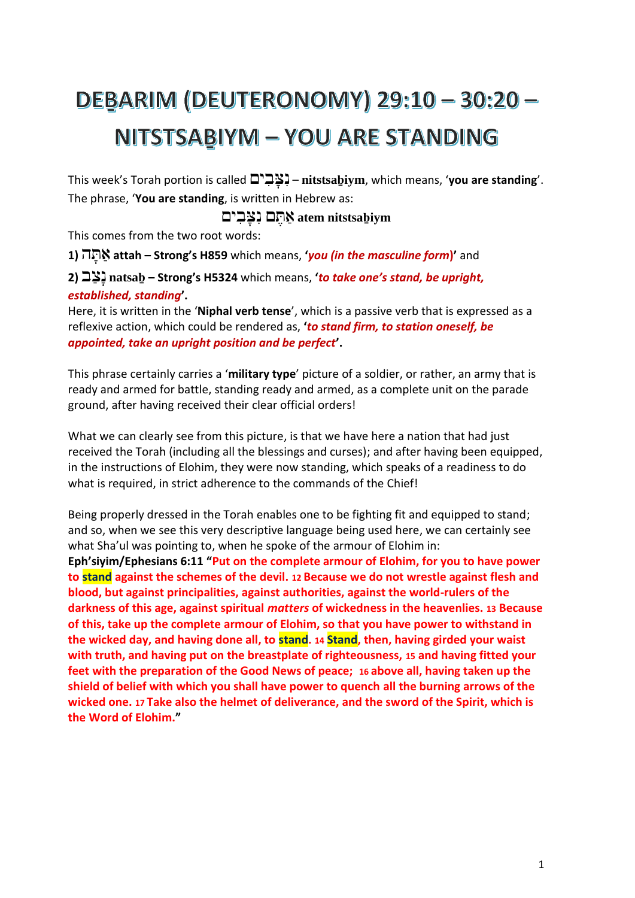# DEBARIM (DEUTERONOMY) 29:10 – 30:20 – NITSTSABIYM – YOU ARE STANDING

This week's Torah portion is called נִצָּבִים – **nitstsaḇiym**, which means, '**you are standing**'. The phrase, '**You are standing**, is written in Hebrew as:

**אַתֶּם נִצָּבִים atem nitstsaḇiym**

This comes from the two root words:

**1) אַתָּה attah – Strong's H859** which means, **'*you (in the masculine form)*'** and

**2) נָצַב natsaḇ – Strong's H5324** which means, **'*to take one's stand, be upright, established, standing*'.**

Here, it is written in the '**Niphal verb tense**', which is a passive verb that is expressed as a reflexive action, which could be rendered as, **'*to stand firm, to station oneself, be appointed, take an upright position and be perfect*'.**

This phrase certainly carries a '**military type**' picture of a soldier, or rather, an army that is ready and armed for battle, standing ready and armed, as a complete unit on the parade ground, after having received their clear official orders!

What we can clearly see from this picture, is that we have here a nation that had just received the Torah (including all the blessings and curses); and after having been equipped, in the instructions of Elohim, they were now standing, which speaks of a readiness to do what is required, in strict adherence to the commands of the Chief!

Being properly dressed in the Torah enables one to be fighting fit and equipped to stand; and so, when we see this very descriptive language being used here, we can certainly see what Sha'ul was pointing to, when he spoke of the armour of Elohim in:

**Eph'siyim/Ephesians 6:11 "Put on the complete armour of Elohim, for you to have power to stand against the schemes of the devil. 12 Because we do not wrestle against flesh and blood, but against principalities, against authorities, against the world-rulers of the darkness of this age, against spiritual *matters* of wickedness in the heavenlies. 13 Because of this, take up the complete armour of Elohim, so that you have power to withstand in the wicked day, and having done all, to stand. 14 Stand, then, having girded your waist with truth, and having put on the breastplate of righteousness, 15 and having fitted your feet with the preparation of the Good News of peace; 16 above all, having taken up the shield of belief with which you shall have power to quench all the burning arrows of the wicked one. 17 Take also the helmet of deliverance, and the sword of the Spirit, which is the Word of Elohim."**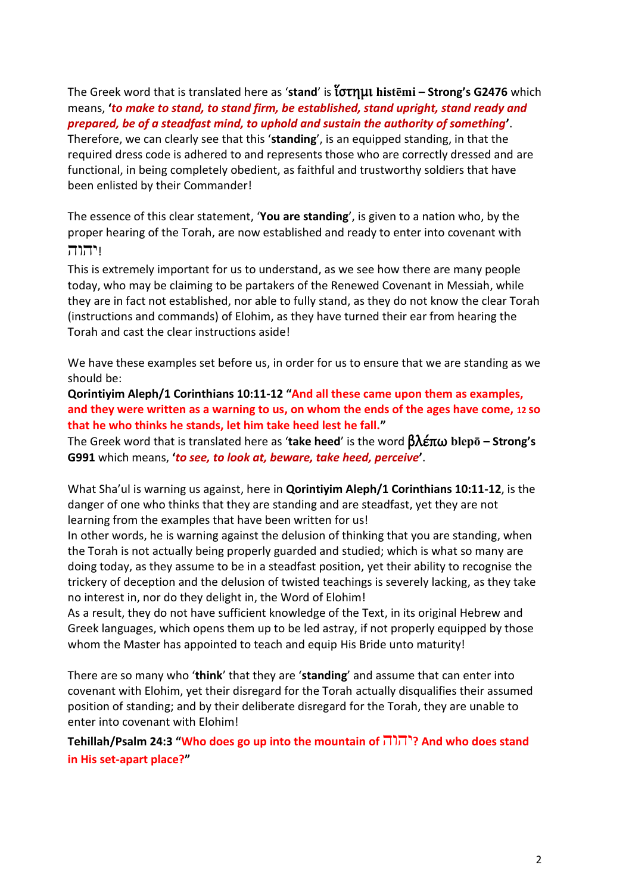The Greek word that is translated here as '**stand**' is **ἵστημι histēmi – Strong's G2476** which means, **'*to make to stand, to stand firm, be established, stand upright, stand ready and prepared, be of a steadfast mind, to uphold and sustain the authority of something*'**.

Therefore, we can clearly see that this '**standing**', is an equipped standing, in that the required dress code is adhered to and represents those who are correctly dressed and are functional, in being completely obedient, as faithful and trustworthy soldiers that have been enlisted by their Commander!

The essence of this clear statement, '**You are standing**', is given to a nation who, by the proper hearing of the Torah, are now established and ready to enter into covenant with יהוה!

This is extremely important for us to understand, as we see how there are many people today, who may be claiming to be partakers of the Renewed Covenant in Messiah, while they are in fact not established, nor able to fully stand, as they do not know the clear Torah (instructions and commands) of Elohim, as they have turned their ear from hearing the Torah and cast the clear instructions aside!

We have these examples set before us, in order for us to ensure that we are standing as we should be:

**Qorintiyim Aleph/1 Corinthians 10:11-12 "And all these came upon them as examples, and they were written as a warning to us, on whom the ends of the ages have come, 12 so that he who thinks he stands, let him take heed lest he fall."**

The Greek word that is translated here as '**take heed**' is the word **βλέπω blepō – Strong's G991** which means, **'*to see, to look at, beware, take heed, perceive*'**.

What Sha'ul is warning us against, here in **Qorintiyim Aleph/1 Corinthians 10:11-12**, is the danger of one who thinks that they are standing and are steadfast, yet they are not learning from the examples that have been written for us!

In other words, he is warning against the delusion of thinking that you are standing, when the Torah is not actually being properly guarded and studied; which is what so many are doing today, as they assume to be in a steadfast position, yet their ability to recognise the trickery of deception and the delusion of twisted teachings is severely lacking, as they take no interest in, nor do they delight in, the Word of Elohim!

As a result, they do not have sufficient knowledge of the Text, in its original Hebrew and Greek languages, which opens them up to be led astray, if not properly equipped by those whom the Master has appointed to teach and equip His Bride unto maturity!

There are so many who '**think**' that they are '**standing**' and assume that can enter into covenant with Elohim, yet their disregard for the Torah actually disqualifies their assumed position of standing; and by their deliberate disregard for the Torah, they are unable to enter into covenant with Elohim!

**Tehillah/Psalm 24:3 "Who does go up into the mountain of יהוה? And who does stand in His set-apart place?"**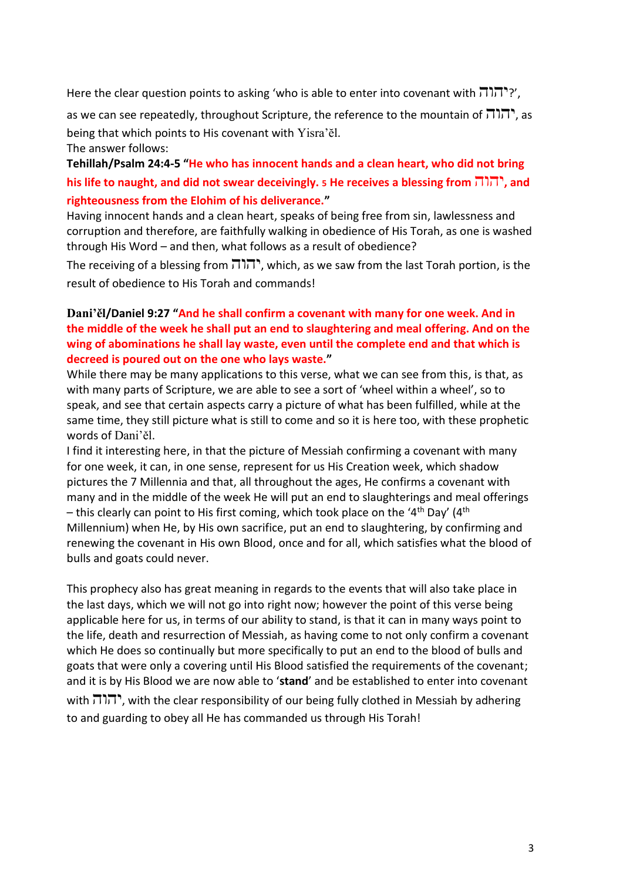Here the clear question points to asking 'who is able to enter into covenant with יהוה?', as we can see repeatedly, throughout Scripture, the reference to the mountain of יהוה, as being that which points to His covenant with Yisra'ěl.
The answer follows:

**Tehillah/Psalm 24:4-5 "He who has innocent hands and a clean heart, who did not bring his life to naught, and did not swear deceivingly. 5 He receives a blessing from יהוה, and righteousness from the Elohim of his deliverance."**

Having innocent hands and a clean heart, speaks of being free from sin, lawlessness and corruption and therefore, are faithfully walking in obedience of His Torah, as one is washed through His Word – and then, what follows as a result of obedience?
The receiving of a blessing from יהוה, which, as we saw from the last Torah portion, is the result of obedience to His Torah and commands!

**Dani'ěl/Daniel 9:27 "And he shall confirm a covenant with many for one week. And in the middle of the week he shall put an end to slaughtering and meal offering. And on the wing of abominations he shall lay waste, even until the complete end and that which is decreed is poured out on the one who lays waste."**

While there may be many applications to this verse, what we can see from this, is that, as with many parts of Scripture, we are able to see a sort of 'wheel within a wheel', so to speak, and see that certain aspects carry a picture of what has been fulfilled, while at the same time, they still picture what is still to come and so it is here too, with these prophetic words of Dani'ěl.
I find it interesting here, in that the picture of Messiah confirming a covenant with many for one week, it can, in one sense, represent for us His Creation week, which shadow pictures the 7 Millennia and that, all throughout the ages, He confirms a covenant with many and in the middle of the week He will put an end to slaughterings and meal offerings – this clearly can point to His first coming, which took place on the '4th Day' (4th Millennium) when He, by His own sacrifice, put an end to slaughtering, by confirming and renewing the covenant in His own Blood, once and for all, which satisfies what the blood of bulls and goats could never.

This prophecy also has great meaning in regards to the events that will also take place in the last days, which we will not go into right now; however the point of this verse being applicable here for us, in terms of our ability to stand, is that it can in many ways point to the life, death and resurrection of Messiah, as having come to not only confirm a covenant which He does so continually but more specifically to put an end to the blood of bulls and goats that were only a covering until His Blood satisfied the requirements of the covenant; and it is by His Blood we are now able to '**stand**' and be established to enter into covenant with יהוה, with the clear responsibility of our being fully clothed in Messiah by adhering to and guarding to obey all He has commanded us through His Torah!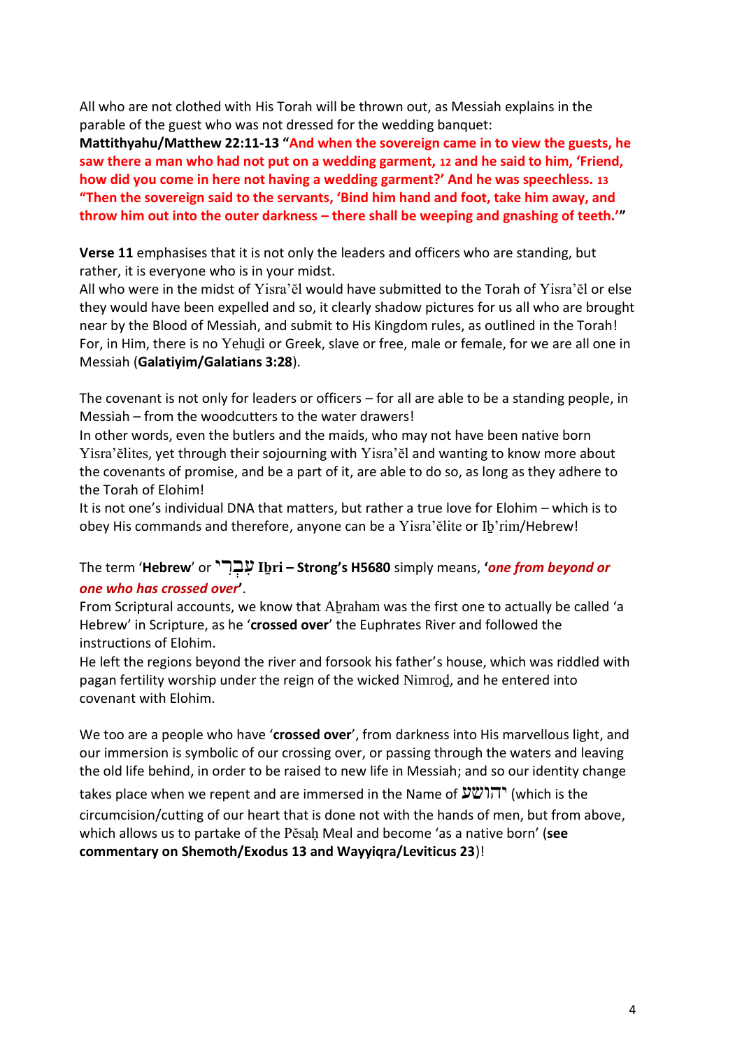All who are not clothed with His Torah will be thrown out, as Messiah explains in the parable of the guest who was not dressed for the wedding banquet:
**Mattithyahu/Matthew 22:11-13 "And when the sovereign came in to view the guests, he saw there a man who had not put on a wedding garment, 12 and he said to him, 'Friend, how did you come in here not having a wedding garment?' And he was speechless. 13 "Then the sovereign said to the servants, 'Bind him hand and foot, take him away, and throw him out into the outer darkness – there shall be weeping and gnashing of teeth.'"**

**Verse 11** emphasises that it is not only the leaders and officers who are standing, but rather, it is everyone who is in your midst.
All who were in the midst of Yisra'ĕl would have submitted to the Torah of Yisra'ĕl or else they would have been expelled and so, it clearly shadow pictures for us all who are brought near by the Blood of Messiah, and submit to His Kingdom rules, as outlined in the Torah! For, in Him, there is no Yehuḏi or Greek, slave or free, male or female, for we are all one in Messiah (**Galatiyim/Galatians 3:28**).

The covenant is not only for leaders or officers – for all are able to be a standing people, in Messiah – from the woodcutters to the water drawers!
In other words, even the butlers and the maids, who may not have been native born Yisra'ĕlites, yet through their sojourning with Yisra'ĕl and wanting to know more about the covenants of promise, and be a part of it, are able to do so, as long as they adhere to the Torah of Elohim!
It is not one's individual DNA that matters, but rather a true love for Elohim – which is to obey His commands and therefore, anyone can be a Yisra'ĕlite or Iḇ'rim/Hebrew!

The term '**Hebrew**' or **עִבְרִי Iḇri – Strong's H5680** simply means, ***'one from beyond or one who has crossed over'***.
From Scriptural accounts, we know that Aḇraham was the first one to actually be called 'a Hebrew' in Scripture, as he '**crossed over**' the Euphrates River and followed the instructions of Elohim.
He left the regions beyond the river and forsook his father's house, which was riddled with pagan fertility worship under the reign of the wicked Nimroḏ, and he entered into covenant with Elohim.

We too are a people who have '**crossed over**', from darkness into His marvellous light, and our immersion is symbolic of our crossing over, or passing through the waters and leaving the old life behind, in order to be raised to new life in Messiah; and so our identity change takes place when we repent and are immersed in the Name of יהושע (which is the circumcision/cutting of our heart that is done not with the hands of men, but from above, which allows us to partake of the Pĕsaḥ Meal and become 'as a native born' (**see commentary on Shemoth/Exodus 13 and Wayyiqra/Leviticus 23**)!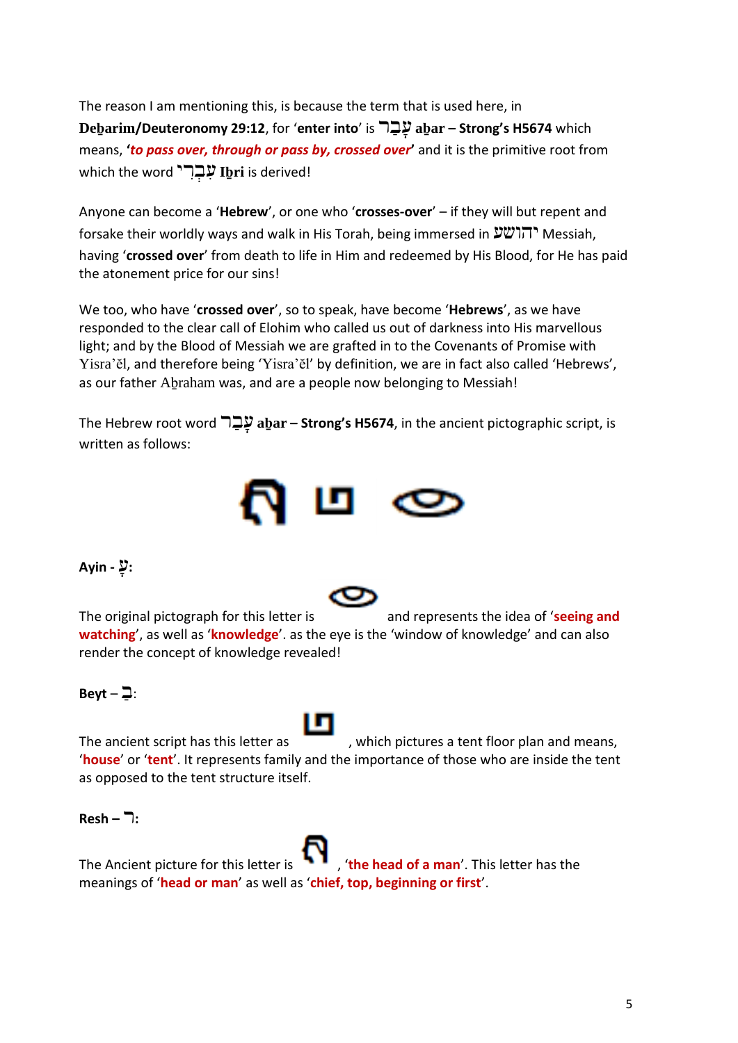The reason I am mentioning this, is because the term that is used here, in **Deḇarim/Deuteronomy 29:12**, for '**enter into**' is **עָבַר aḇar – Strong's H5674** which means, '***to pass over, through or pass by, crossed over***' and it is the primitive root from which the word **עִבְרִי Iḇri** is derived!

Anyone can become a '**Hebrew**', or one who '**crosses-over**' – if they will but repent and forsake their worldly ways and walk in His Torah, being immersed in יהושע Messiah, having '**crossed over**' from death to life in Him and redeemed by His Blood, for He has paid the atonement price for our sins!

We too, who have '**crossed over**', so to speak, have become '**Hebrews**', as we have responded to the clear call of Elohim who called us out of darkness into His marvellous light; and by the Blood of Messiah we are grafted in to the Covenants of Promise with Yisra'ěl, and therefore being 'Yisra'ěl' by definition, we are in fact also called 'Hebrews', as our father Aḇraham was, and are a people now belonging to Messiah!

The Hebrew root word **עָבַר aḇar – Strong's H5674**, in the ancient pictographic script, is written as follows:

**Ayin - עָ:**

The original pictograph for this letter is and represents the idea of '**seeing and watching**', as well as '**knowledge**'. as the eye is the 'window of knowledge' and can also render the concept of knowledge revealed!

**Beyt – בַ:**

The ancient script has this letter as , which pictures a tent floor plan and means, '**house**' or '**tent**'. It represents family and the importance of those who are inside the tent as opposed to the tent structure itself.

**Resh – ר:**

The Ancient picture for this letter is , '**the head of a man**'. This letter has the meanings of '**head or man**' as well as '**chief, top, beginning or first**'.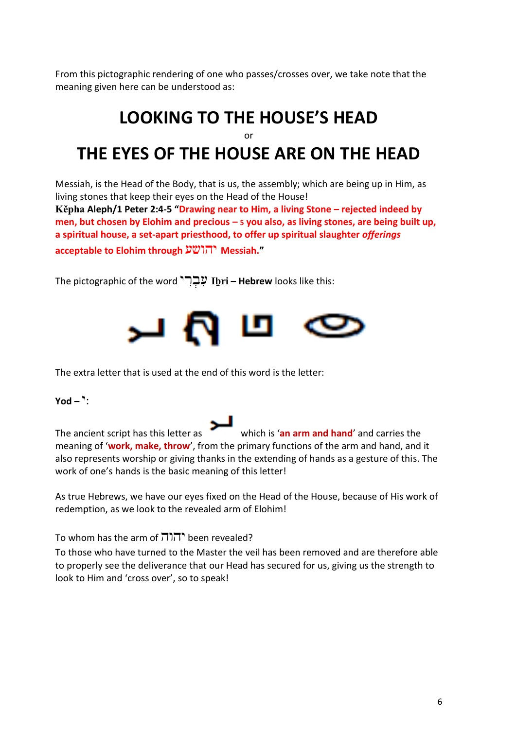From this pictographic rendering of one who passes/crosses over, we take note that the meaning given here can be understood as:

# LOOKING TO THE HOUSE'S HEAD

or

# THE EYES OF THE HOUSE ARE ON THE HEAD

Messiah, is the Head of the Body, that is us, the assembly; which are being up in Him, as living stones that keep their eyes on the Head of the House!

**Kěpha Aleph/1 Peter 2:4-5 "Drawing near to Him, a living Stone – rejected indeed by men, but chosen by Elohim and precious – 5 you also, as living stones, are being built up, a spiritual house, a set-apart priesthood, to offer up spiritual slaughter *offerings* acceptable to Elohim through יהושע Messiah."**

The pictographic of the word עִבְרִי **Iḇri – Hebrew** looks like this:

The extra letter that is used at the end of this word is the letter:

**Yod – י:**

The ancient script has this letter as which is '**an arm and hand**' and carries the meaning of '**work, make, throw**', from the primary functions of the arm and hand, and it also represents worship or giving thanks in the extending of hands as a gesture of this. The work of one's hands is the basic meaning of this letter!

As true Hebrews, we have our eyes fixed on the Head of the House, because of His work of redemption, as we look to the revealed arm of Elohim!

To whom has the arm of יהוה been revealed?

To those who have turned to the Master the veil has been removed and are therefore able to properly see the deliverance that our Head has secured for us, giving us the strength to look to Him and 'cross over', so to speak!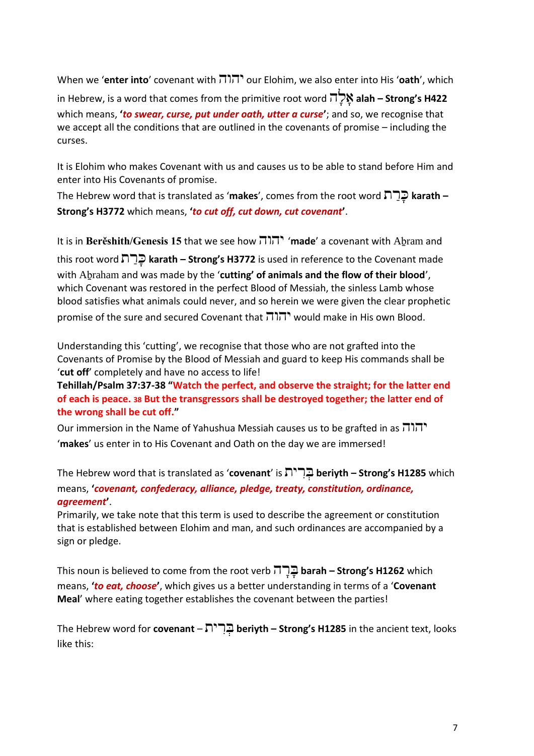When we '**enter into**' covenant with יהוה our Elohim, we also enter into His '**oath**', which in Hebrew, is a word that comes from the primitive root word אָלָה **alah – Strong's H422** which means, **'*to swear, curse, put under oath, utter a curse*'**; and so, we recognise that we accept all the conditions that are outlined in the covenants of promise – including the curses.

It is Elohim who makes Covenant with us and causes us to be able to stand before Him and enter into His Covenants of promise.
The Hebrew word that is translated as '**makes**', comes from the root word כָּרַת **karath – Strong's H3772** which means, **'*to cut off, cut down, cut covenant*'**.

It is in **Berěshith/Genesis 15** that we see how יהוה '**made**' a covenant with Aḇram and this root word כָּרַת **karath – Strong's H3772** is used in reference to the Covenant made with Aḇraham and was made by the '**cutting' of animals and the flow of their blood**', which Covenant was restored in the perfect Blood of Messiah, the sinless Lamb whose blood satisfies what animals could never, and so herein we were given the clear prophetic promise of the sure and secured Covenant that יהוה would make in His own Blood.

Understanding this 'cutting', we recognise that those who are not grafted into the Covenants of Promise by the Blood of Messiah and guard to keep His commands shall be '**cut off**' completely and have no access to life!
**Tehillah/Psalm 37:37-38 "Watch the perfect, and observe the straight; for the latter end of each is peace. 38 But the transgressors shall be destroyed together; the latter end of the wrong shall be cut off."**
Our immersion in the Name of Yahushua Messiah causes us to be grafted in as יהוה '**makes**' us enter in to His Covenant and Oath on the day we are immersed!

The Hebrew word that is translated as '**covenant**' is בְּרִית **beriyth – Strong's H1285** which means, **'*covenant, confederacy, alliance, pledge, treaty, constitution, ordinance, agreement*'**.
Primarily, we take note that this term is used to describe the agreement or constitution that is established between Elohim and man, and such ordinances are accompanied by a sign or pledge.

This noun is believed to come from the root verb בָּרָה **barah – Strong's H1262** which means, **'*to eat, choose*'**, which gives us a better understanding in terms of a '**Covenant Meal**' where eating together establishes the covenant between the parties!

The Hebrew word for **covenant** – בְּרִית **beriyth – Strong's H1285** in the ancient text, looks like this: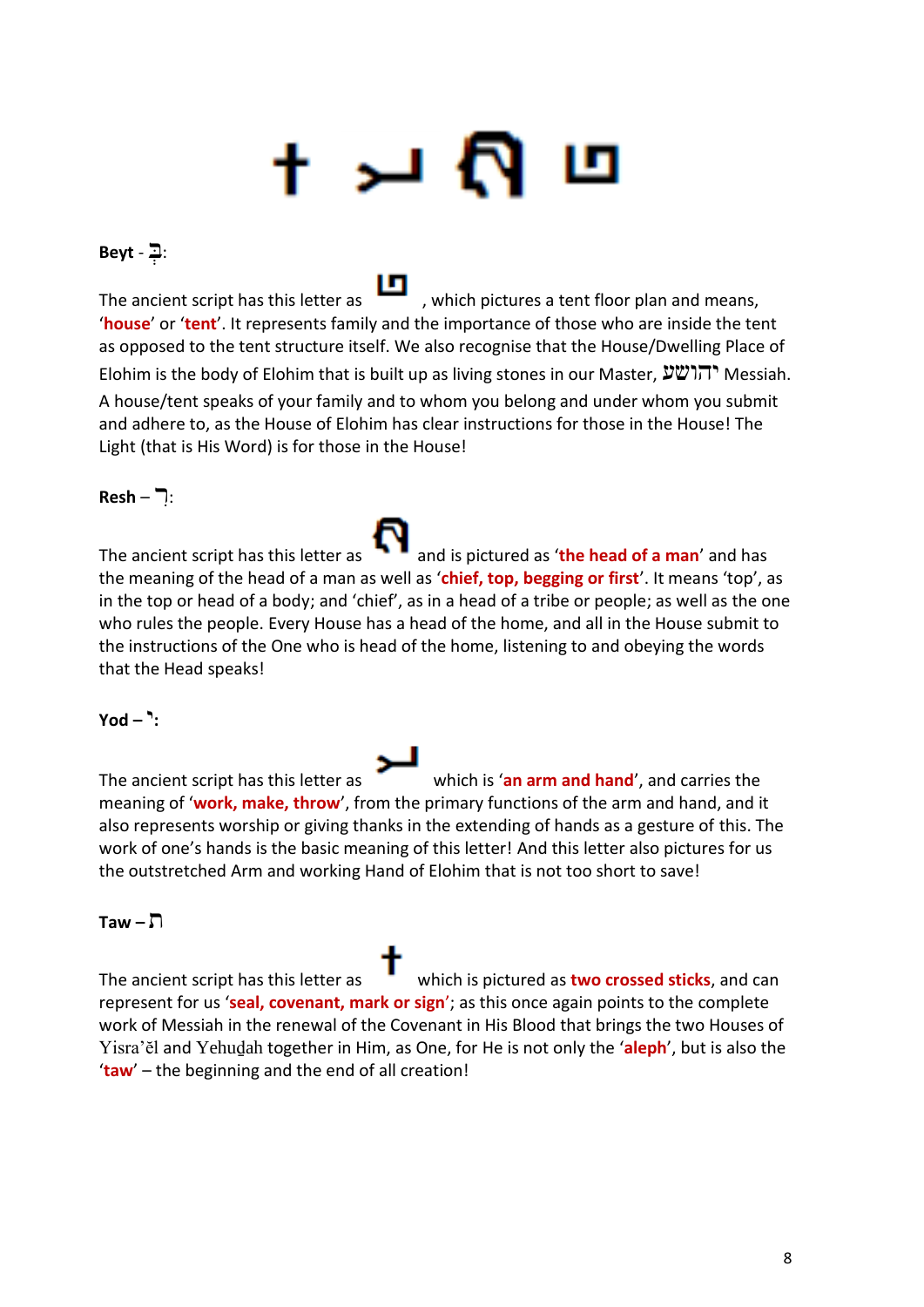**Beyt** - בּ:

The ancient script has this letter as , which pictures a tent floor plan and means, '**house**' or '**tent**'. It represents family and the importance of those who are inside the tent as opposed to the tent structure itself. We also recognise that the House/Dwelling Place of Elohim is the body of Elohim that is built up as living stones in our Master, יהושע Messiah. A house/tent speaks of your family and to whom you belong and under whom you submit and adhere to, as the House of Elohim has clear instructions for those in the House! The Light (that is His Word) is for those in the House!

**Resh** – ר:

The ancient script has this letter as and is pictured as '**the head of a man**' and has the meaning of the head of a man as well as '**chief, top, begging or first**'. It means 'top', as in the top or head of a body; and 'chief', as in a head of a tribe or people; as well as the one who rules the people. Every House has a head of the home, and all in the House submit to the instructions of the One who is head of the home, listening to and obeying the words that the Head speaks!

**Yod – י:**

The ancient script has this letter as which is '**an arm and hand**', and carries the meaning of '**work, make, throw**', from the primary functions of the arm and hand, and it also represents worship or giving thanks in the extending of hands as a gesture of this. The work of one's hands is the basic meaning of this letter! And this letter also pictures for us the outstretched Arm and working Hand of Elohim that is not too short to save!

**Taw – ת**

The ancient script has this letter as which is pictured as **two crossed sticks**, and can represent for us '**seal, covenant, mark or sign**'; as this once again points to the complete work of Messiah in the renewal of the Covenant in His Blood that brings the two Houses of Yisra'ěl and Yehuḏah together in Him, as One, for He is not only the '**aleph**', but is also the '**taw**' – the beginning and the end of all creation!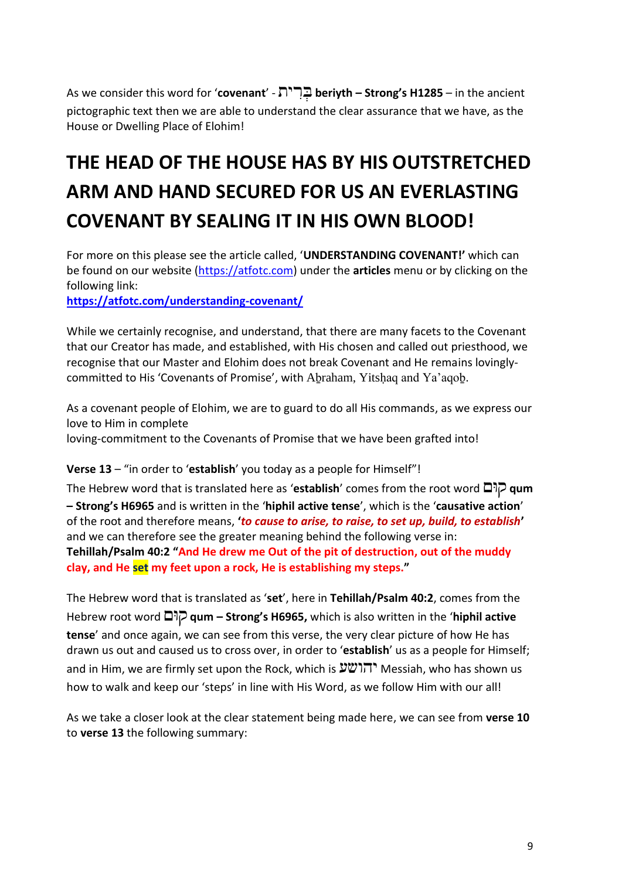As we consider this word for '**covenant**' - בְּרִית **beriyth – Strong's H1285** – in the ancient pictographic text then we are able to understand the clear assurance that we have, as the House or Dwelling Place of Elohim!

# THE HEAD OF THE HOUSE HAS BY HIS OUTSTRETCHED ARM AND HAND SECURED FOR US AN EVERLASTING COVENANT BY SEALING IT IN HIS OWN BLOOD!

For more on this please see the article called, '**UNDERSTANDING COVENANT!'** which can be found on our website (https://atfotc.com) under the **articles** menu or by clicking on the following link:
**https://atfotc.com/understanding-covenant/**

While we certainly recognise, and understand, that there are many facets to the Covenant that our Creator has made, and established, with His chosen and called out priesthood, we recognise that our Master and Elohim does not break Covenant and He remains lovingly-committed to His 'Covenants of Promise', with Aḇraham, Yitsḥaq and Ya'aqoḇ.

As a covenant people of Elohim, we are to guard to do all His commands, as we express our love to Him in complete
loving-commitment to the Covenants of Promise that we have been grafted into!

**Verse 13** – "in order to '**establish**' you today as a people for Himself"!

The Hebrew word that is translated here as '**establish**' comes from the root word קוּם **qum – Strong's H6965** and is written in the '**hiphil active tense**', which is the '**causative action**' of the root and therefore means, **'*to cause to arise, to raise, to set up, build, to establish*'** and we can therefore see the greater meaning behind the following verse in:
**Tehillah/Psalm 40:2 "And He drew me Out of the pit of destruction, out of the muddy clay, and He set my feet upon a rock, He is establishing my steps."**

The Hebrew word that is translated as '**set**', here in **Tehillah/Psalm 40:2**, comes from the Hebrew root word קוּם **qum – Strong's H6965,** which is also written in the '**hiphil active tense**' and once again, we can see from this verse, the very clear picture of how He has drawn us out and caused us to cross over, in order to '**establish**' us as a people for Himself; and in Him, we are firmly set upon the Rock, which is יהושע Messiah, who has shown us how to walk and keep our 'steps' in line with His Word, as we follow Him with our all!

As we take a closer look at the clear statement being made here, we can see from **verse 10** to **verse 13** the following summary: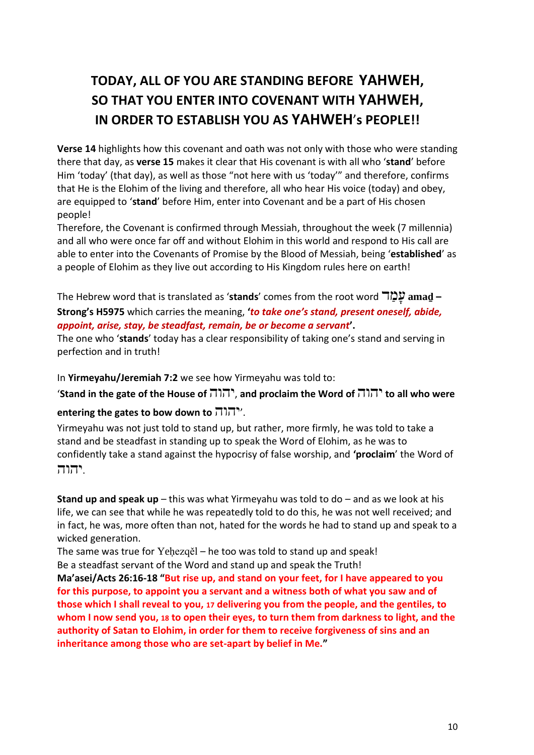# TODAY, ALL OF YOU ARE STANDING BEFORE YAHWEH, SO THAT YOU ENTER INTO COVENANT WITH YAHWEH, IN ORDER TO ESTABLISH YOU AS YAHWEH's PEOPLE!!

**Verse 14** highlights how this covenant and oath was not only with those who were standing there that day, as **verse 15** makes it clear that His covenant is with all who '**stand**' before Him 'today' (that day), as well as those "not here with us 'today'" and therefore, confirms that He is the Elohim of the living and therefore, all who hear His voice (today) and obey, are equipped to '**stand**' before Him, enter into Covenant and be a part of His chosen people!

Therefore, the Covenant is confirmed through Messiah, throughout the week (7 millennia) and all who were once far off and without Elohim in this world and respond to His call are able to enter into the Covenants of Promise by the Blood of Messiah, being '**established**' as a people of Elohim as they live out according to His Kingdom rules here on earth!

The Hebrew word that is translated as '**stands**' comes from the root word עָמַד **amad – Strong's H5975** which carries the meaning, **'*to take one's stand, present oneself, abide, appoint, arise, stay, be steadfast, remain, be or become a servant*'.**

The one who '**stands**' today has a clear responsibility of taking one's stand and serving in perfection and in truth!

In **Yirmeyahu/Jeremiah 7:2** we see how Yirmeyahu was told to:

'**Stand in the gate of the House of יהוה, and proclaim the Word of יהוה to all who were entering the gates to bow down to יהוה**'.

Yirmeyahu was not just told to stand up, but rather, more firmly, he was told to take a stand and be steadfast in standing up to speak the Word of Elohim, as he was to confidently take a stand against the hypocrisy of false worship, and **'proclaim**' the Word of יהוה.

**Stand up and speak up** – this was what Yirmeyahu was told to do – and as we look at his life, we can see that while he was repeatedly told to do this, he was not well received; and in fact, he was, more often than not, hated for the words he had to stand up and speak to a wicked generation.

The same was true for Yeḥezqěl – he too was told to stand up and speak!

Be a steadfast servant of the Word and stand up and speak the Truth!

**Ma'asei/Acts 26:16-18 "But rise up, and stand on your feet, for I have appeared to you for this purpose, to appoint you a servant and a witness both of what you saw and of those which I shall reveal to you, 17 delivering you from the people, and the gentiles, to whom I now send you, 18 to open their eyes, to turn them from darkness to light, and the authority of Satan to Elohim, in order for them to receive forgiveness of sins and an inheritance among those who are set-apart by belief in Me."**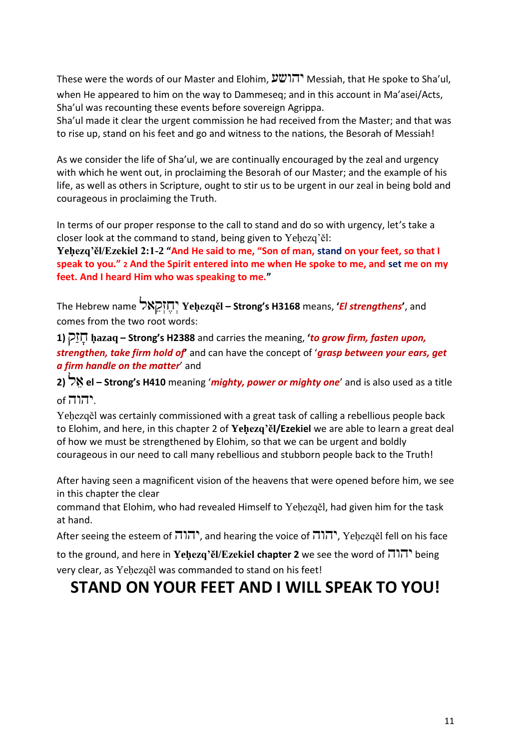These were the words of our Master and Elohim, יהושע Messiah, that He spoke to Sha'ul, when He appeared to him on the way to Dammeseq; and in this account in Ma'asei/Acts, Sha'ul was recounting these events before sovereign Agrippa.
Sha'ul made it clear the urgent commission he had received from the Master; and that was to rise up, stand on his feet and go and witness to the nations, the Besorah of Messiah!

As we consider the life of Sha'ul, we are continually encouraged by the zeal and urgency with which he went out, in proclaiming the Besorah of our Master; and the example of his life, as well as others in Scripture, ought to stir us to be urgent in our zeal in being bold and courageous in proclaiming the Truth.

In terms of our proper response to the call to stand and do so with urgency, let's take a closer look at the command to stand, being given to Yeḥezq'ěl:
**Yeḥezq'ěl/Ezekiel 2:1-2 "And He said to me, "Son of man, stand on your feet, so that I speak to you." 2 And the Spirit entered into me when He spoke to me, and set me on my feet. And I heard Him who was speaking to me."**

The Hebrew name יְחֶזְקֵאל **Yeḥezqěl – Strong's H3168** means, **'*El strengthens*'**, and comes from the two root words:

**1)** חָזַק **ḥazaq – Strong's H2388** and carries the meaning, **'*to grow firm, fasten upon, strengthen, take firm hold of*'** and can have the concept of '***grasp between your ears, get a firm handle on the matter***' and

**2)** אֵל **el – Strong's H410** meaning '***mighty, power or mighty one***' and is also used as a title of יהוה.

Yeḥezqěl was certainly commissioned with a great task of calling a rebellious people back to Elohim, and here, in this chapter 2 of **Yeḥezq'ěl/Ezekiel** we are able to learn a great deal of how we must be strengthened by Elohim, so that we can be urgent and boldly courageous in our need to call many rebellious and stubborn people back to the Truth!

After having seen a magnificent vision of the heavens that were opened before him, we see in this chapter the clear
command that Elohim, who had revealed Himself to Yeḥezqěl, had given him for the task at hand.
After seeing the esteem of יהוה, and hearing the voice of יהוה, Yeḥezqěl fell on his face to the ground, and here in **Yeḥezq'ěl/Ezekiel chapter 2** we see the word of יהוה being very clear, as Yeḥezqěl was commanded to stand on his feet!

# STAND ON YOUR FEET AND I WILL SPEAK TO YOU!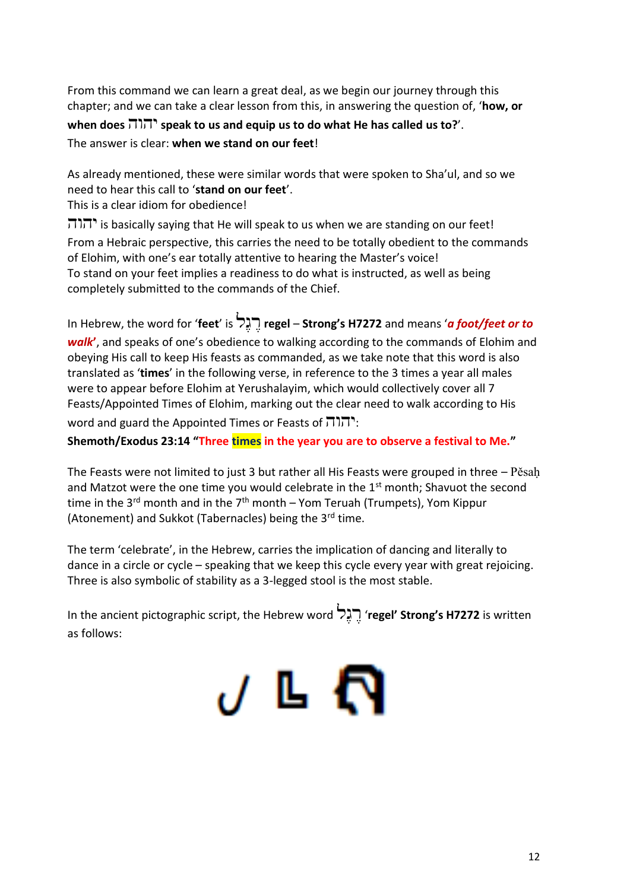From this command we can learn a great deal, as we begin our journey through this chapter; and we can take a clear lesson from this, in answering the question of, '**how, or when does יהוה speak to us and equip us to do what He has called us to?**'.
The answer is clear: **when we stand on our feet**!

As already mentioned, these were similar words that were spoken to Sha'ul, and so we need to hear this call to '**stand on our feet**'.
This is a clear idiom for obedience!
יהוה is basically saying that He will speak to us when we are standing on our feet!
From a Hebraic perspective, this carries the need to be totally obedient to the commands of Elohim, with one's ear totally attentive to hearing the Master's voice!
To stand on your feet implies a readiness to do what is instructed, as well as being completely submitted to the commands of the Chief.

In Hebrew, the word for '**feet**' is רֶגֶל **regel** – **Strong's H7272** and means '***a foot/feet or to walk***', and speaks of one's obedience to walking according to the commands of Elohim and obeying His call to keep His feasts as commanded, as we take note that this word is also translated as '**times**' in the following verse, in reference to the 3 times a year all males were to appear before Elohim at Yerushalayim, which would collectively cover all 7 Feasts/Appointed Times of Elohim, marking out the clear need to walk according to His word and guard the Appointed Times or Feasts of יהוה:

**Shemoth/Exodus 23:14 "Three times in the year you are to observe a festival to Me."**

The Feasts were not limited to just 3 but rather all His Feasts were grouped in three – Pěsaḥ and Matzot were the one time you would celebrate in the 1st month; Shavuot the second time in the 3rd month and in the 7th month – Yom Teruah (Trumpets), Yom Kippur (Atonement) and Sukkot (Tabernacles) being the 3rd time.

The term 'celebrate', in the Hebrew, carries the implication of dancing and literally to dance in a circle or cycle – speaking that we keep this cycle every year with great rejoicing. Three is also symbolic of stability as a 3-legged stool is the most stable.

In the ancient pictographic script, the Hebrew word רֶגֶל '**regel' Strong's H7272** is written as follows: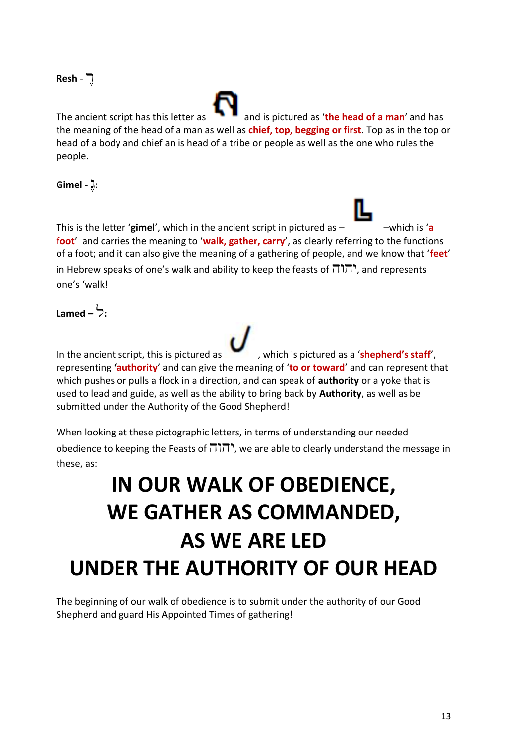**Resh - רֶ**

The ancient script has this letter as and is pictured as '**the head of a man**' and has the meaning of the head of a man as well as **chief, top, begging or first**. Top as in the top or head of a body and chief an is head of a tribe or people as well as the one who rules the people.

**Gimel - גֵ:**

This is the letter '**gimel**', which in the ancient script in pictured as – –which is '**a foot**' and carries the meaning to '**walk, gather, carry**', as clearly referring to the functions of a foot; and it can also give the meaning of a gathering of people, and we know that '**feet**' in Hebrew speaks of one's walk and ability to keep the feasts of יהוה, and represents one's 'walk!

**Lamed – ל:**

In the ancient script, this is pictured as , which is pictured as a '**shepherd's staff**', representing '**authority**' and can give the meaning of '**to or toward**' and can represent that which pushes or pulls a flock in a direction, and can speak of **authority** or a yoke that is used to lead and guide, as well as the ability to bring back by **Authority**, as well as be submitted under the Authority of the Good Shepherd!

When looking at these pictographic letters, in terms of understanding our needed obedience to keeping the Feasts of יהוה, we are able to clearly understand the message in these, as:

# IN OUR WALK OF OBEDIENCE, WE GATHER AS COMMANDED, AS WE ARE LED UNDER THE AUTHORITY OF OUR HEAD

The beginning of our walk of obedience is to submit under the authority of our Good Shepherd and guard His Appointed Times of gathering!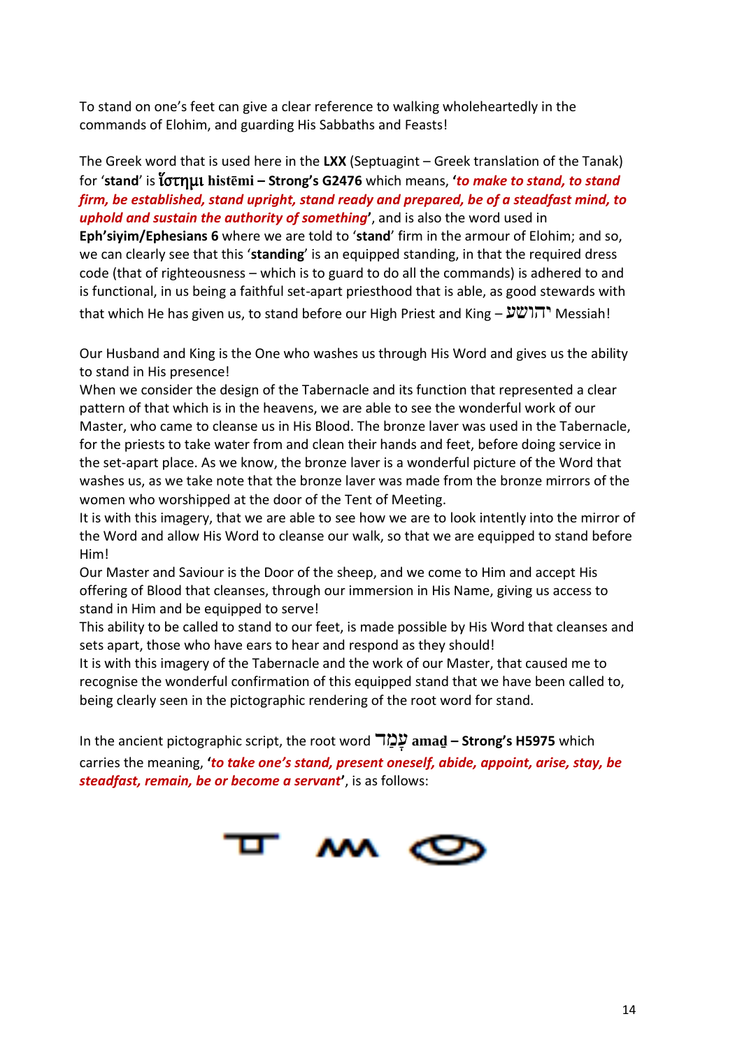To stand on one's feet can give a clear reference to walking wholeheartedly in the commands of Elohim, and guarding His Sabbaths and Feasts!

The Greek word that is used here in the **LXX** (Septuagint – Greek translation of the Tanak) for '**stand**' is **ἵστημι histēmi – Strong's G2476** which means, **'*to make to stand, to stand firm, be established, stand upright, stand ready and prepared, be of a steadfast mind, to uphold and sustain the authority of something*'**, and is also the word used in **Eph'siyim/Ephesians 6** where we are told to '**stand**' firm in the armour of Elohim; and so, we can clearly see that this '**standing**' is an equipped standing, in that the required dress code (that of righteousness – which is to guard to do all the commands) is adhered to and is functional, in us being a faithful set-apart priesthood that is able, as good stewards with that which He has given us, to stand before our High Priest and King – יהושע Messiah!

Our Husband and King is the One who washes us through His Word and gives us the ability to stand in His presence!

When we consider the design of the Tabernacle and its function that represented a clear pattern of that which is in the heavens, we are able to see the wonderful work of our Master, who came to cleanse us in His Blood. The bronze laver was used in the Tabernacle, for the priests to take water from and clean their hands and feet, before doing service in the set-apart place. As we know, the bronze laver is a wonderful picture of the Word that washes us, as we take note that the bronze laver was made from the bronze mirrors of the women who worshipped at the door of the Tent of Meeting.

It is with this imagery, that we are able to see how we are to look intently into the mirror of the Word and allow His Word to cleanse our walk, so that we are equipped to stand before Him!

Our Master and Saviour is the Door of the sheep, and we come to Him and accept His offering of Blood that cleanses, through our immersion in His Name, giving us access to stand in Him and be equipped to serve!

This ability to be called to stand to our feet, is made possible by His Word that cleanses and sets apart, those who have ears to hear and respond as they should!

It is with this imagery of the Tabernacle and the work of our Master, that caused me to recognise the wonderful confirmation of this equipped stand that we have been called to, being clearly seen in the pictographic rendering of the root word for stand.

In the ancient pictographic script, the root word עָמַד **amad – Strong's H5975** which carries the meaning, **'*to take one's stand, present oneself, abide, appoint, arise, stay, be steadfast, remain, be or become a servant*'**, is as follows: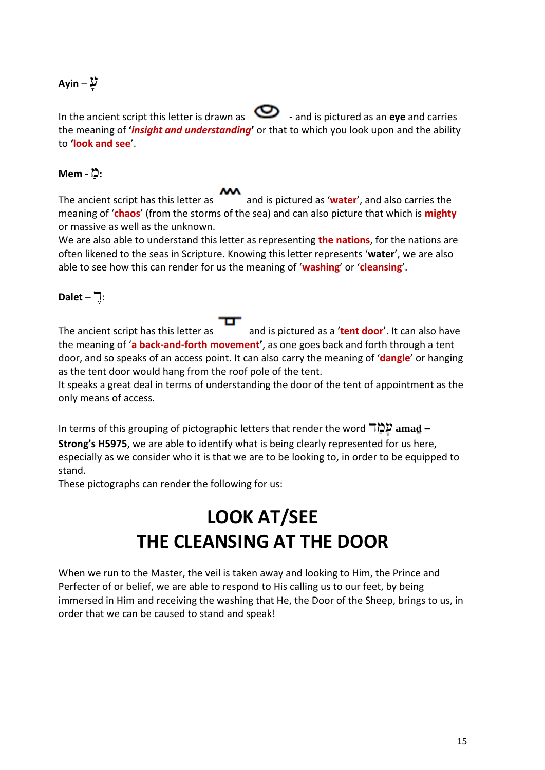**Ayin – עָ**

In the ancient script this letter is drawn as  - and is pictured as an **eye** and carries the meaning of ***'insight and understanding'*** or that to which you look upon and the ability to **'look and see'**.

**Mem - מַ:**

The ancient script has this letter as  and is pictured as '**water**', and also carries the meaning of '**chaos**' (from the storms of the sea) and can also picture that which is **mighty** or massive as well as the unknown.
We are also able to understand this letter as representing **the nations**, for the nations are often likened to the seas in Scripture. Knowing this letter represents '**water**', we are also able to see how this can render for us the meaning of '**washing**' or '**cleansing**'.

**Dalet – דֿ:**

The ancient script has this letter as  and is pictured as a '**tent door**'. It can also have the meaning of '**a back-and-forth movement'**, as one goes back and forth through a tent door, and so speaks of an access point. It can also carry the meaning of '**dangle**' or hanging as the tent door would hang from the roof pole of the tent.
It speaks a great deal in terms of understanding the door of the tent of appointment as the only means of access.

In terms of this grouping of pictographic letters that render the word עָמַד **amaḏ – Strong's H5975**, we are able to identify what is being clearly represented for us here, especially as we consider who it is that we are to be looking to, in order to be equipped to stand.
These pictographs can render the following for us:

# LOOK AT/SEE
# THE CLEANSING AT THE DOOR

When we run to the Master, the veil is taken away and looking to Him, the Prince and Perfecter of or belief, we are able to respond to His calling us to our feet, by being immersed in Him and receiving the washing that He, the Door of the Sheep, brings to us, in order that we can be caused to stand and speak!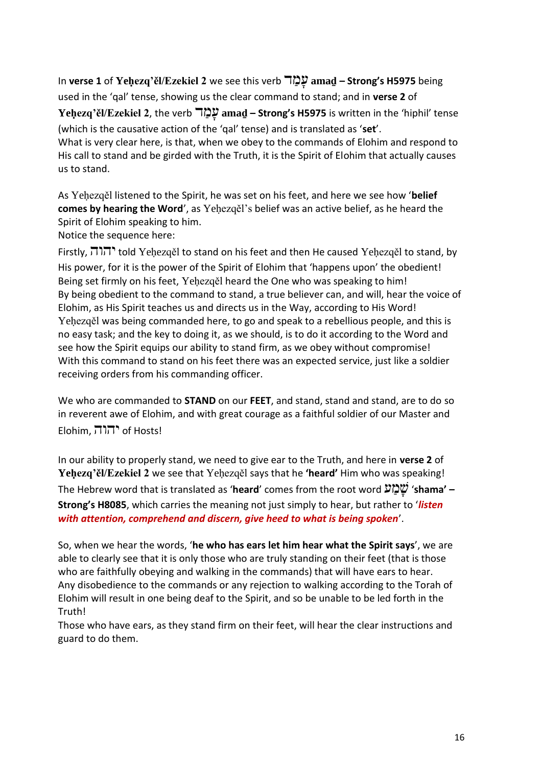In **verse 1** of **Yeḥezq'ěl/Ezekiel 2** we see this verb **עָמַד amaḏ – Strong's H5975** being used in the 'qal' tense, showing us the clear command to stand; and in **verse 2** of **Yeḥezq'ěl/Ezekiel 2**, the verb **עָמַד amaḏ – Strong's H5975** is written in the 'hiphil' tense (which is the causative action of the 'qal' tense) and is translated as '**set**'.
What is very clear here, is that, when we obey to the commands of Elohim and respond to His call to stand and be girded with the Truth, it is the Spirit of Elohim that actually causes us to stand.

As Yeḥezqěl listened to the Spirit, he was set on his feet, and here we see how '**belief comes by hearing the Word**', as Yeḥezqěl's belief was an active belief, as he heard the Spirit of Elohim speaking to him.
Notice the sequence here:
Firstly, יהוה told Yeḥezqěl to stand on his feet and then He caused Yeḥezqěl to stand, by His power, for it is the power of the Spirit of Elohim that 'happens upon' the obedient!
Being set firmly on his feet, Yeḥezqěl heard the One who was speaking to him!
By being obedient to the command to stand, a true believer can, and will, hear the voice of Elohim, as His Spirit teaches us and directs us in the Way, according to His Word!
Yeḥezqěl was being commanded here, to go and speak to a rebellious people, and this is no easy task; and the key to doing it, as we should, is to do it according to the Word and see how the Spirit equips our ability to stand firm, as we obey without compromise!
With this command to stand on his feet there was an expected service, just like a soldier receiving orders from his commanding officer.

We who are commanded to **STAND** on our **FEET**, and stand, stand and stand, are to do so in reverent awe of Elohim, and with great courage as a faithful soldier of our Master and Elohim, יהוה of Hosts!

In our ability to properly stand, we need to give ear to the Truth, and here in **verse 2** of **Yeḥezq'ěl/Ezekiel 2** we see that Yeḥezqěl says that he **'heard'** Him who was speaking!
The Hebrew word that is translated as '**heard**' comes from the root word שָׁמַע '**shama' – Strong's H8085**, which carries the meaning not just simply to hear, but rather to '***listen with attention, comprehend and discern, give heed to what is being spoken***'.

So, when we hear the words, '**he who has ears let him hear what the Spirit says**', we are able to clearly see that it is only those who are truly standing on their feet (that is those who are faithfully obeying and walking in the commands) that will have ears to hear.
Any disobedience to the commands or any rejection to walking according to the Torah of Elohim will result in one being deaf to the Spirit, and so be unable to be led forth in the Truth!
Those who have ears, as they stand firm on their feet, will hear the clear instructions and guard to do them.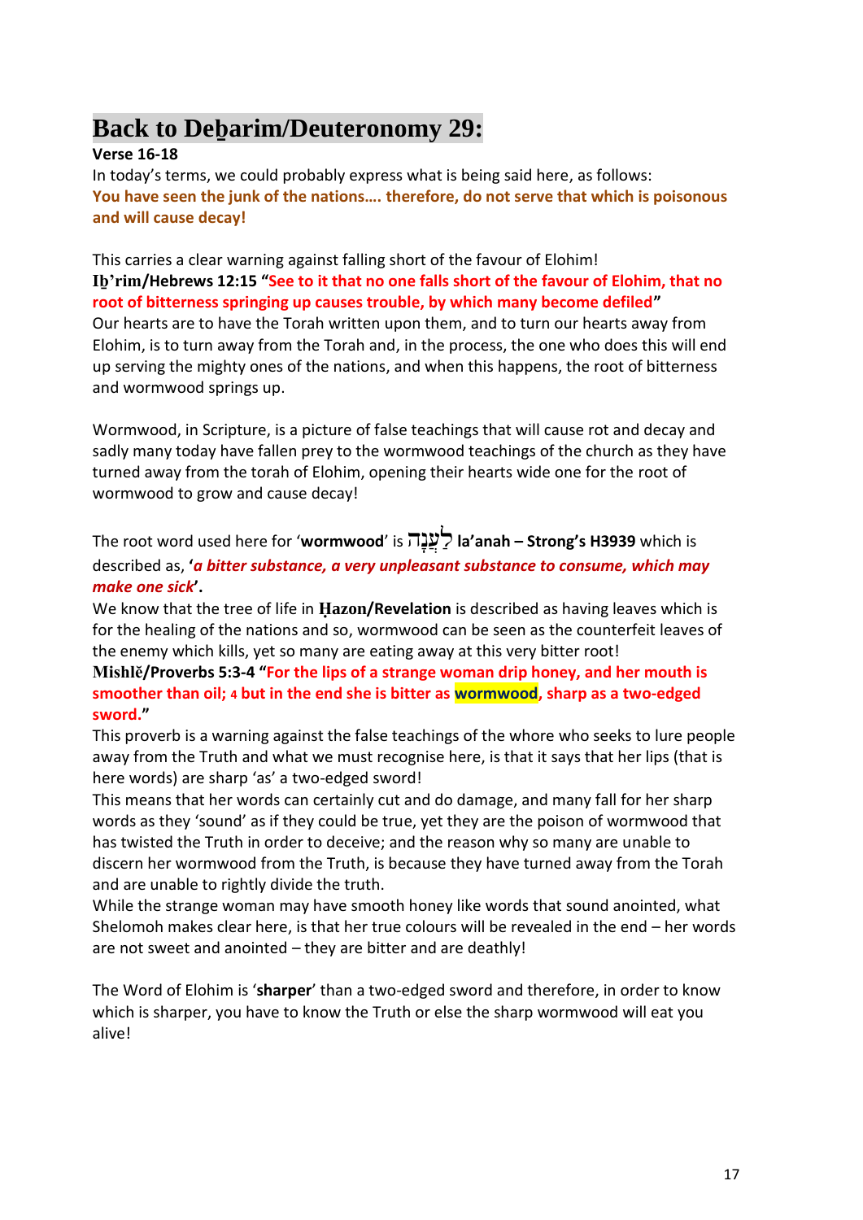# Back to Deḇarim/Deuteronomy 29:

**Verse 16-18**

In today's terms, we could probably express what is being said here, as follows:

**You have seen the junk of the nations…. therefore, do not serve that which is poisonous and will cause decay!**

This carries a clear warning against falling short of the favour of Elohim!

**Iḇ'rim/Hebrews 12:15 "See to it that no one falls short of the favour of Elohim, that no root of bitterness springing up causes trouble, by which many become defiled"**

Our hearts are to have the Torah written upon them, and to turn our hearts away from Elohim, is to turn away from the Torah and, in the process, the one who does this will end up serving the mighty ones of the nations, and when this happens, the root of bitterness and wormwood springs up.

Wormwood, in Scripture, is a picture of false teachings that will cause rot and decay and sadly many today have fallen prey to the wormwood teachings of the church as they have turned away from the torah of Elohim, opening their hearts wide one for the root of wormwood to grow and cause decay!

The root word used here for '**wormwood**' is לַעֲנָה **la'anah – Strong's H3939** which is described as, **'*a bitter substance, a very unpleasant substance to consume, which may make one sick*'.**

We know that the tree of life in **Ḥazon/Revelation** is described as having leaves which is for the healing of the nations and so, wormwood can be seen as the counterfeit leaves of the enemy which kills, yet so many are eating away at this very bitter root!

**Mishlě/Proverbs 5:3-4 "For the lips of a strange woman drip honey, and her mouth is smoother than oil; 4 but in the end she is bitter as wormwood, sharp as a two-edged sword."**

This proverb is a warning against the false teachings of the whore who seeks to lure people away from the Truth and what we must recognise here, is that it says that her lips (that is here words) are sharp 'as' a two-edged sword!

This means that her words can certainly cut and do damage, and many fall for her sharp words as they 'sound' as if they could be true, yet they are the poison of wormwood that has twisted the Truth in order to deceive; and the reason why so many are unable to discern her wormwood from the Truth, is because they have turned away from the Torah and are unable to rightly divide the truth.

While the strange woman may have smooth honey like words that sound anointed, what Shelomoh makes clear here, is that her true colours will be revealed in the end – her words are not sweet and anointed – they are bitter and are deathly!

The Word of Elohim is '**sharper**' than a two-edged sword and therefore, in order to know which is sharper, you have to know the Truth or else the sharp wormwood will eat you alive!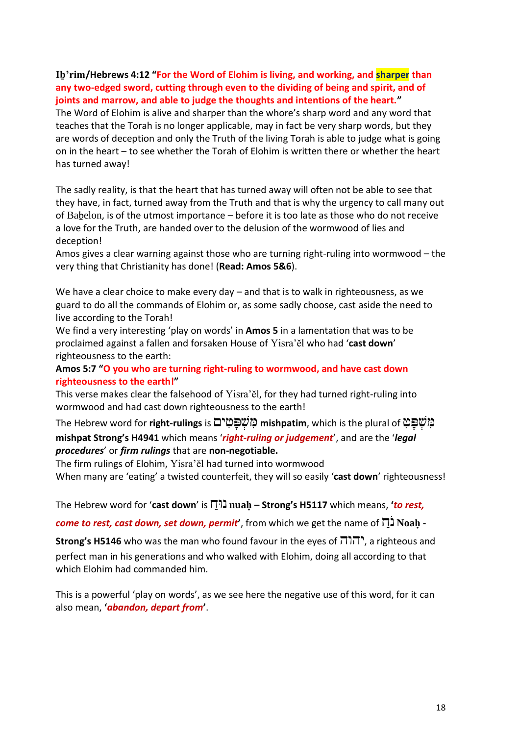**Iḇ'rim/Hebrews 4:12 "For the Word of Elohim is living, and working, and sharper than any two-edged sword, cutting through even to the dividing of being and spirit, and of joints and marrow, and able to judge the thoughts and intentions of the heart."**
The Word of Elohim is alive and sharper than the whore's sharp word and any word that teaches that the Torah is no longer applicable, may in fact be very sharp words, but they are words of deception and only the Truth of the living Torah is able to judge what is going on in the heart – to see whether the Torah of Elohim is written there or whether the heart has turned away!

The sadly reality, is that the heart that has turned away will often not be able to see that they have, in fact, turned away from the Truth and that is why the urgency to call many out of Baḇelon, is of the utmost importance – before it is too late as those who do not receive a love for the Truth, are handed over to the delusion of the wormwood of lies and deception!
Amos gives a clear warning against those who are turning right-ruling into wormwood – the very thing that Christianity has done! (**Read: Amos 5&6**).

We have a clear choice to make every day – and that is to walk in righteousness, as we guard to do all the commands of Elohim or, as some sadly choose, cast aside the need to live according to the Torah!
We find a very interesting 'play on words' in **Amos 5** in a lamentation that was to be proclaimed against a fallen and forsaken House of Yisra'ěl who had '**cast down**' righteousness to the earth:
**Amos 5:7 "O you who are turning right-ruling to wormwood, and have cast down righteousness to the earth!"**
This verse makes clear the falsehood of Yisra'ěl, for they had turned right-ruling into wormwood and had cast down righteousness to the earth!
The Hebrew word for **right-rulings** is מִשְׁפָּטִים **mishpatim**, which is the plural of מִשְׁפָּט **mishpat Strong's H4941** which means '***right-ruling or judgement***', and are the '***legal procedures***' or ***firm rulings*** that are **non-negotiable.**
The firm rulings of Elohim, Yisra'ěl had turned into wormwood
When many are 'eating' a twisted counterfeit, they will so easily '**cast down**' righteousness!

The Hebrew word for '**cast down**' is נוּחַ **nuaḥ – Strong's H5117** which means, '***to rest, come to rest, cast down, set down, permit***', from which we get the name of נֹחַ **Noaḥ - Strong's H5146** who was the man who found favour in the eyes of יהוה, a righteous and perfect man in his generations and who walked with Elohim, doing all according to that which Elohim had commanded him.

This is a powerful 'play on words', as we see here the negative use of this word, for it can also mean, '***abandon, depart from***'.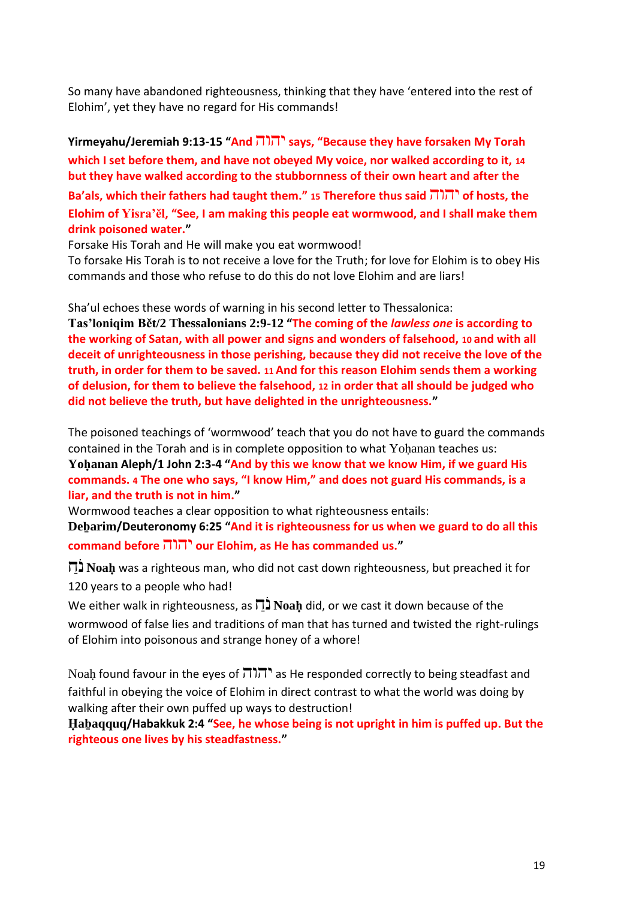So many have abandoned righteousness, thinking that they have 'entered into the rest of Elohim', yet they have no regard for His commands!

**Yirmeyahu/Jeremiah 9:13-15 "And יהוה says, "Because they have forsaken My Torah which I set before them, and have not obeyed My voice, nor walked according to it, 14 but they have walked according to the stubbornness of their own heart and after the Ba'als, which their fathers had taught them." 15 Therefore thus said יהוה of hosts, the Elohim of Yisra'ěl, "See, I am making this people eat wormwood, and I shall make them drink poisoned water."**

Forsake His Torah and He will make you eat wormwood!

To forsake His Torah is to not receive a love for the Truth; for love for Elohim is to obey His commands and those who refuse to do this do not love Elohim and are liars!

Sha'ul echoes these words of warning in his second letter to Thessalonica:

**Tas'loniqim Bět/2 Thessalonians 2:9-12 "The coming of the *lawless one* is according to the working of Satan, with all power and signs and wonders of falsehood, 10 and with all deceit of unrighteousness in those perishing, because they did not receive the love of the truth, in order for them to be saved. 11 And for this reason Elohim sends them a working of delusion, for them to believe the falsehood, 12 in order that all should be judged who did not believe the truth, but have delighted in the unrighteousness."**

The poisoned teachings of 'wormwood' teach that you do not have to guard the commands contained in the Torah and is in complete opposition to what Yoḥanan teaches us:

**Yoḥanan Aleph/1 John 2:3-4 "And by this we know that we know Him, if we guard His commands. 4 The one who says, "I know Him," and does not guard His commands, is a liar, and the truth is not in him."**

Wormwood teaches a clear opposition to what righteousness entails:

**Deḇarim/Deuteronomy 6:25 "And it is righteousness for us when we guard to do all this command before יהוה our Elohim, as He has commanded us."**

**נֹחַ Noaḥ** was a righteous man, who did not cast down righteousness, but preached it for 120 years to a people who had!

We either walk in righteousness, as **נֹחַ Noaḥ** did, or we cast it down because of the wormwood of false lies and traditions of man that has turned and twisted the right-rulings of Elohim into poisonous and strange honey of a whore!

Noaḥ found favour in the eyes of יהוה as He responded correctly to being steadfast and faithful in obeying the voice of Elohim in direct contrast to what the world was doing by walking after their own puffed up ways to destruction!

**Ḥaḇaqquq/Habakkuk 2:4 "See, he whose being is not upright in him is puffed up. But the righteous one lives by his steadfastness."**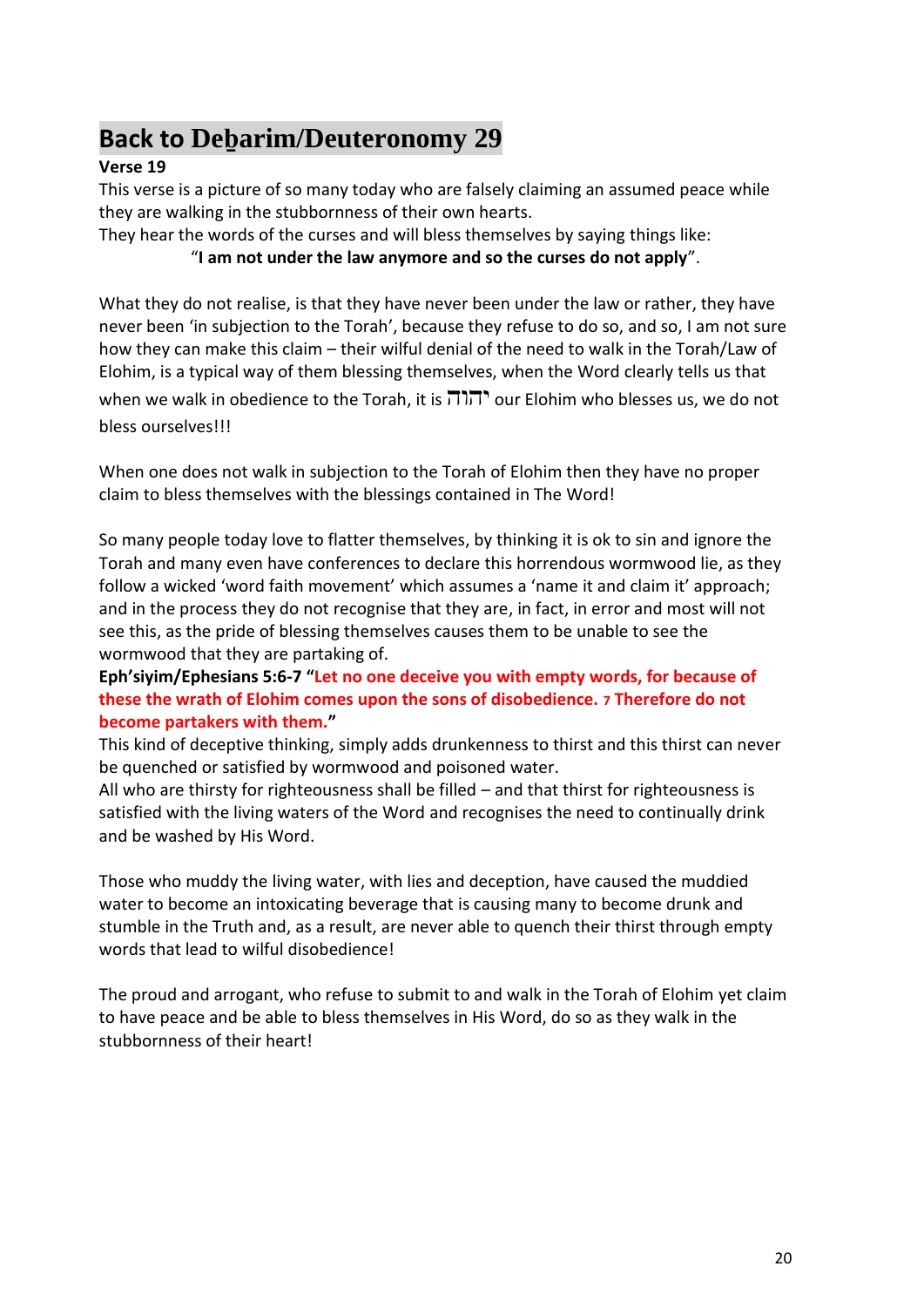# Back to Deḇarim/Deuteronomy 29

**Verse 19**

This verse is a picture of so many today who are falsely claiming an assumed peace while they are walking in the stubbornness of their own hearts.

They hear the words of the curses and will bless themselves by saying things like:

“**I am not under the law anymore and so the curses do not apply**”.

What they do not realise, is that they have never been under the law or rather, they have never been ‘in subjection to the Torah’, because they refuse to do so, and so, I am not sure how they can make this claim – their wilful denial of the need to walk in the Torah/Law of Elohim, is a typical way of them blessing themselves, when the Word clearly tells us that when we walk in obedience to the Torah, it is יהוה our Elohim who blesses us, we do not bless ourselves!!!

When one does not walk in subjection to the Torah of Elohim then they have no proper claim to bless themselves with the blessings contained in The Word!

So many people today love to flatter themselves, by thinking it is ok to sin and ignore the Torah and many even have conferences to declare this horrendous wormwood lie, as they follow a wicked ‘word faith movement’ which assumes a ‘name it and claim it’ approach; and in the process they do not recognise that they are, in fact, in error and most will not see this, as the pride of blessing themselves causes them to be unable to see the wormwood that they are partaking of.

**Eph’siyim/Ephesians 5:6-7 “Let no one deceive you with empty words, for because of these the wrath of Elohim comes upon the sons of disobedience. 7 Therefore do not become partakers with them.”**

This kind of deceptive thinking, simply adds drunkenness to thirst and this thirst can never be quenched or satisfied by wormwood and poisoned water.

All who are thirsty for righteousness shall be filled – and that thirst for righteousness is satisfied with the living waters of the Word and recognises the need to continually drink and be washed by His Word.

Those who muddy the living water, with lies and deception, have caused the muddied water to become an intoxicating beverage that is causing many to become drunk and stumble in the Truth and, as a result, are never able to quench their thirst through empty words that lead to wilful disobedience!

The proud and arrogant, who refuse to submit to and walk in the Torah of Elohim yet claim to have peace and be able to bless themselves in His Word, do so as they walk in the stubbornness of their heart!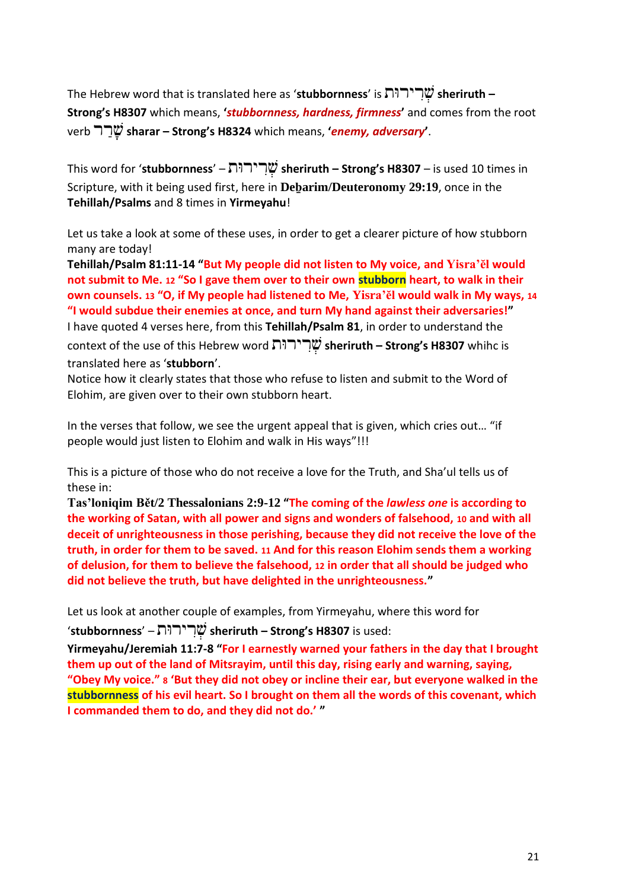The Hebrew word that is translated here as '**stubbornness**' is שְׁרִירוּת **sheriruth – Strong's H8307** which means, '***stubbornness, hardness, firmness***' and comes from the root verb שָׁרַר **sharar – Strong's H8324** which means, '***enemy, adversary***'.

This word for '**stubbornness**' – שְׁרִירוּת **sheriruth – Strong's H8307** – is used 10 times in Scripture, with it being used first, here in **Deḇarim/Deuteronomy 29:19**, once in the **Tehillah/Psalms** and 8 times in **Yirmeyahu**!

Let us take a look at some of these uses, in order to get a clearer picture of how stubborn many are today!

**Tehillah/Psalm 81:11-14 "But My people did not listen to My voice, and Yisra'ěl would not submit to Me. 12 "So I gave them over to their own stubborn heart, to walk in their own counsels. 13 "O, if My people had listened to Me, Yisra'ěl would walk in My ways, 14 "I would subdue their enemies at once, and turn My hand against their adversaries!"**

I have quoted 4 verses here, from this **Tehillah/Psalm 81**, in order to understand the context of the use of this Hebrew word שְׁרִירוּת **sheriruth – Strong's H8307** whihc is translated here as '**stubborn**'.

Notice how it clearly states that those who refuse to listen and submit to the Word of Elohim, are given over to their own stubborn heart.

In the verses that follow, we see the urgent appeal that is given, which cries out… "if people would just listen to Elohim and walk in His ways"!!!

This is a picture of those who do not receive a love for the Truth, and Sha'ul tells us of these in:

**Tas'loniqim Bět/2 Thessalonians 2:9-12 "The coming of the *lawless one* is according to the working of Satan, with all power and signs and wonders of falsehood, 10 and with all deceit of unrighteousness in those perishing, because they did not receive the love of the truth, in order for them to be saved. 11 And for this reason Elohim sends them a working of delusion, for them to believe the falsehood, 12 in order that all should be judged who did not believe the truth, but have delighted in the unrighteousness."**

Let us look at another couple of examples, from Yirmeyahu, where this word for '**stubbornness**' – שְׁרִירוּת **sheriruth – Strong's H8307** is used:

**Yirmeyahu/Jeremiah 11:7-8 "For I earnestly warned your fathers in the day that I brought them up out of the land of Mitsrayim, until this day, rising early and warning, saying, "Obey My voice." 8 'But they did not obey or incline their ear, but everyone walked in the stubbornness of his evil heart. So I brought on them all the words of this covenant, which I commanded them to do, and they did not do.' "**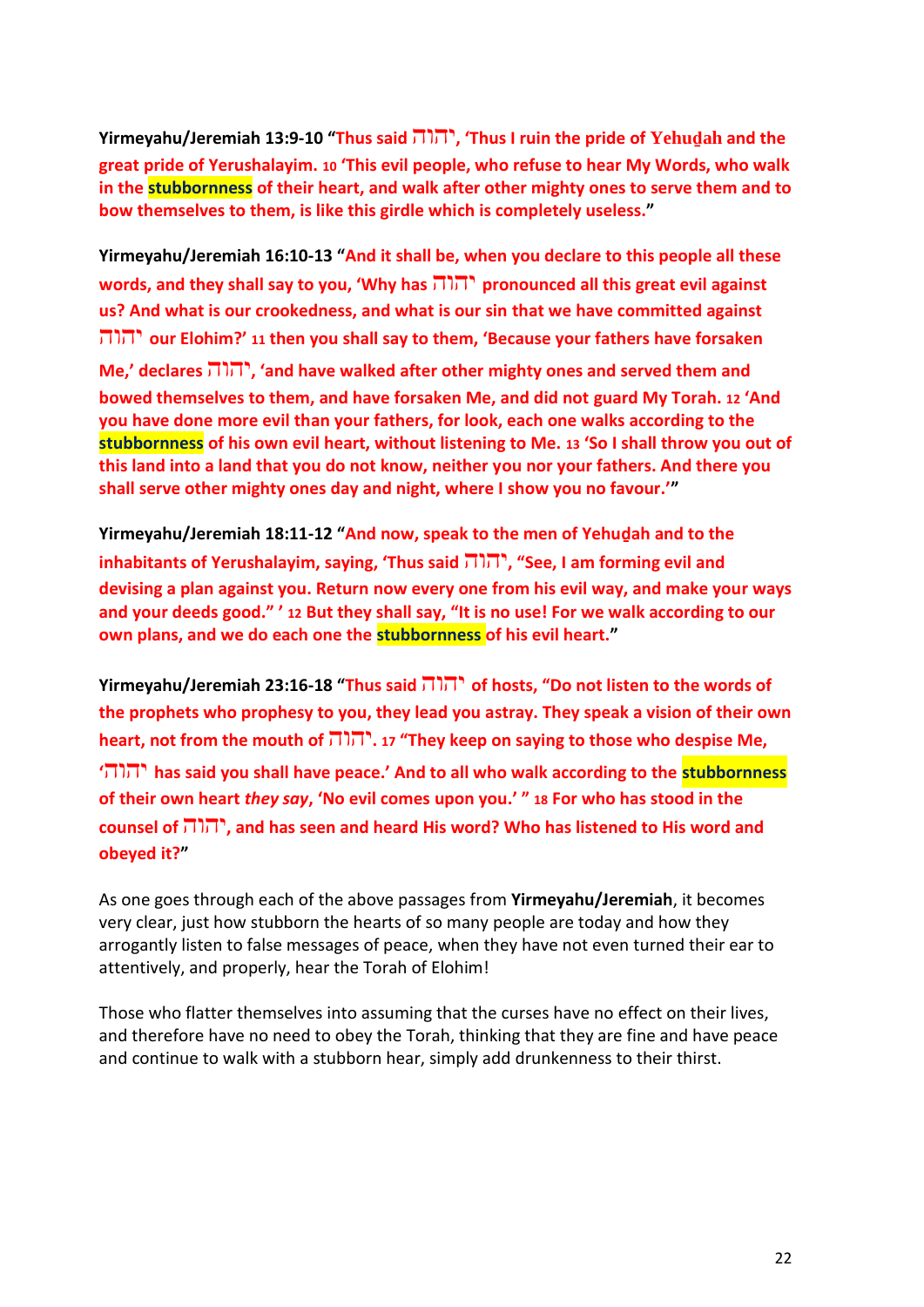**Yirmeyahu/Jeremiah 13:9-10** “**Thus said יהוה, ‘Thus I ruin the pride of Yehuḏah and the great pride of Yerushalayim. 10 ‘This evil people, who refuse to hear My Words, who walk in the stubbornness of their heart, and walk after other mighty ones to serve them and to bow themselves to them, is like this girdle which is completely useless.**”

**Yirmeyahu/Jeremiah 16:10-13** “**And it shall be, when you declare to this people all these words, and they shall say to you, ‘Why has יהוה pronounced all this great evil against us? And what is our crookedness, and what is our sin that we have committed against יהוה our Elohim?’ 11 then you shall say to them, ‘Because your fathers have forsaken Me,’ declares יהוה, ‘and have walked after other mighty ones and served them and bowed themselves to them, and have forsaken Me, and did not guard My Torah. 12 ‘And you have done more evil than your fathers, for look, each one walks according to the stubbornness of his own evil heart, without listening to Me. 13 ‘So I shall throw you out of this land into a land that you do not know, neither you nor your fathers. And there you shall serve other mighty ones day and night, where I show you no favour.’**”

**Yirmeyahu/Jeremiah 18:11-12** “**And now, speak to the men of Yehuḏah and to the inhabitants of Yerushalayim, saying, ‘Thus said יהוה, “See, I am forming evil and devising a plan against you. Return now every one from his evil way, and make your ways and your deeds good.” ’ 12 But they shall say, “It is no use! For we walk according to our own plans, and we do each one the stubbornness of his evil heart.**”

**Yirmeyahu/Jeremiah 23:16-18** “**Thus said יהוה of hosts, “Do not listen to the words of the prophets who prophesy to you, they lead you astray. They speak a vision of their own heart, not from the mouth of יהוה. 17 “They keep on saying to those who despise Me, ‘יהוה has said you shall have peace.’ And to all who walk according to the stubbornness of their own heart *they say*, ‘No evil comes upon you.’ ” 18 For who has stood in the counsel of יהוה, and has seen and heard His word? Who has listened to His word and obeyed it?**”

As one goes through each of the above passages from **Yirmeyahu/Jeremiah**, it becomes very clear, just how stubborn the hearts of so many people are today and how they arrogantly listen to false messages of peace, when they have not even turned their ear to attentively, and properly, hear the Torah of Elohim!

Those who flatter themselves into assuming that the curses have no effect on their lives, and therefore have no need to obey the Torah, thinking that they are fine and have peace and continue to walk with a stubborn hear, simply add drunkenness to their thirst.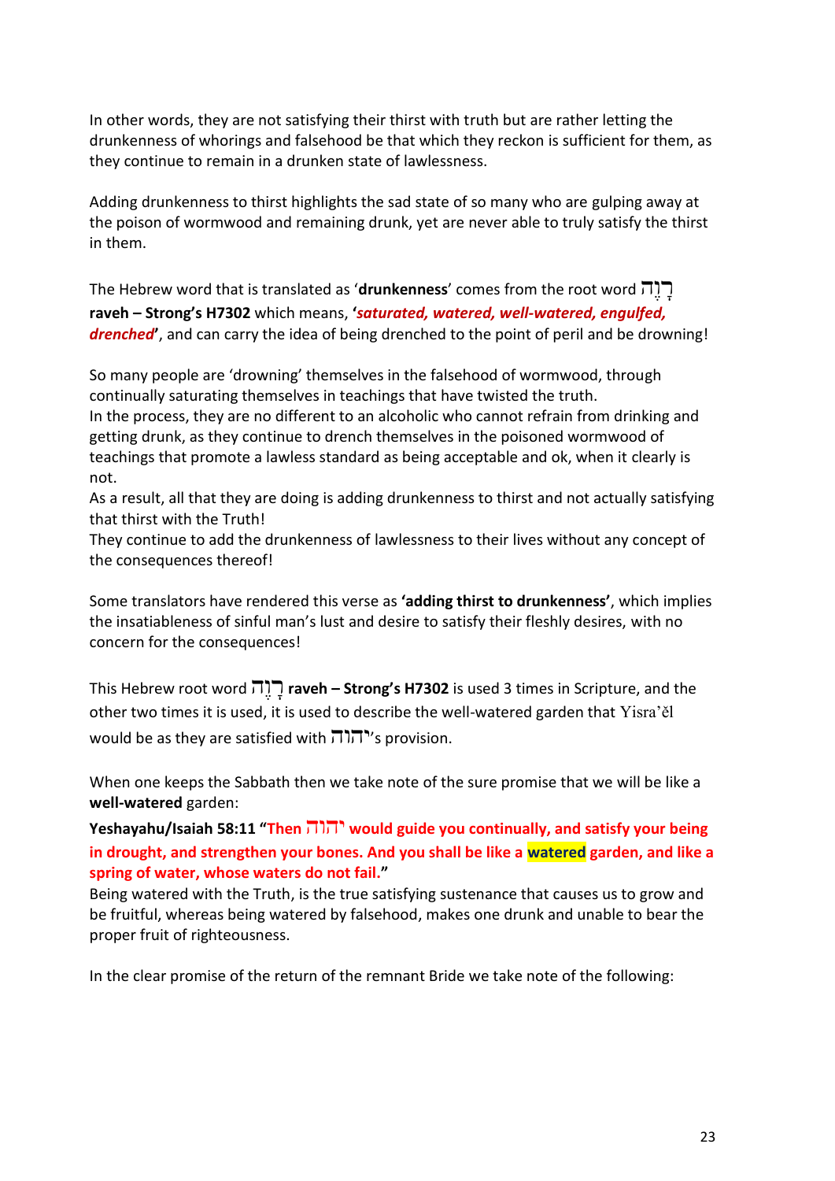In other words, they are not satisfying their thirst with truth but are rather letting the drunkenness of whorings and falsehood be that which they reckon is sufficient for them, as they continue to remain in a drunken state of lawlessness.

Adding drunkenness to thirst highlights the sad state of so many who are gulping away at the poison of wormwood and remaining drunk, yet are never able to truly satisfy the thirst in them.

The Hebrew word that is translated as '**drunkenness**' comes from the root word רָוֶה **raveh – Strong's H7302** which means, **'*saturated, watered, well-watered, engulfed, drenched*'**, and can carry the idea of being drenched to the point of peril and be drowning!

So many people are 'drowning' themselves in the falsehood of wormwood, through continually saturating themselves in teachings that have twisted the truth.
In the process, they are no different to an alcoholic who cannot refrain from drinking and getting drunk, as they continue to drench themselves in the poisoned wormwood of teachings that promote a lawless standard as being acceptable and ok, when it clearly is not.
As a result, all that they are doing is adding drunkenness to thirst and not actually satisfying that thirst with the Truth!
They continue to add the drunkenness of lawlessness to their lives without any concept of the consequences thereof!

Some translators have rendered this verse as **'adding thirst to drunkenness'**, which implies the insatiableness of sinful man's lust and desire to satisfy their fleshly desires, with no concern for the consequences!

This Hebrew root word רָוֶה **raveh – Strong's H7302** is used 3 times in Scripture, and the other two times it is used, it is used to describe the well-watered garden that Yisra'ěl would be as they are satisfied with יהוה's provision.

When one keeps the Sabbath then we take note of the sure promise that we will be like a **well-watered** garden:

**Yeshayahu/Isaiah 58:11 "Then יהוה would guide you continually, and satisfy your being in drought, and strengthen your bones. And you shall be like a watered garden, and like a spring of water, whose waters do not fail."**
Being watered with the Truth, is the true satisfying sustenance that causes us to grow and be fruitful, whereas being watered by falsehood, makes one drunk and unable to bear the proper fruit of righteousness.

In the clear promise of the return of the remnant Bride we take note of the following: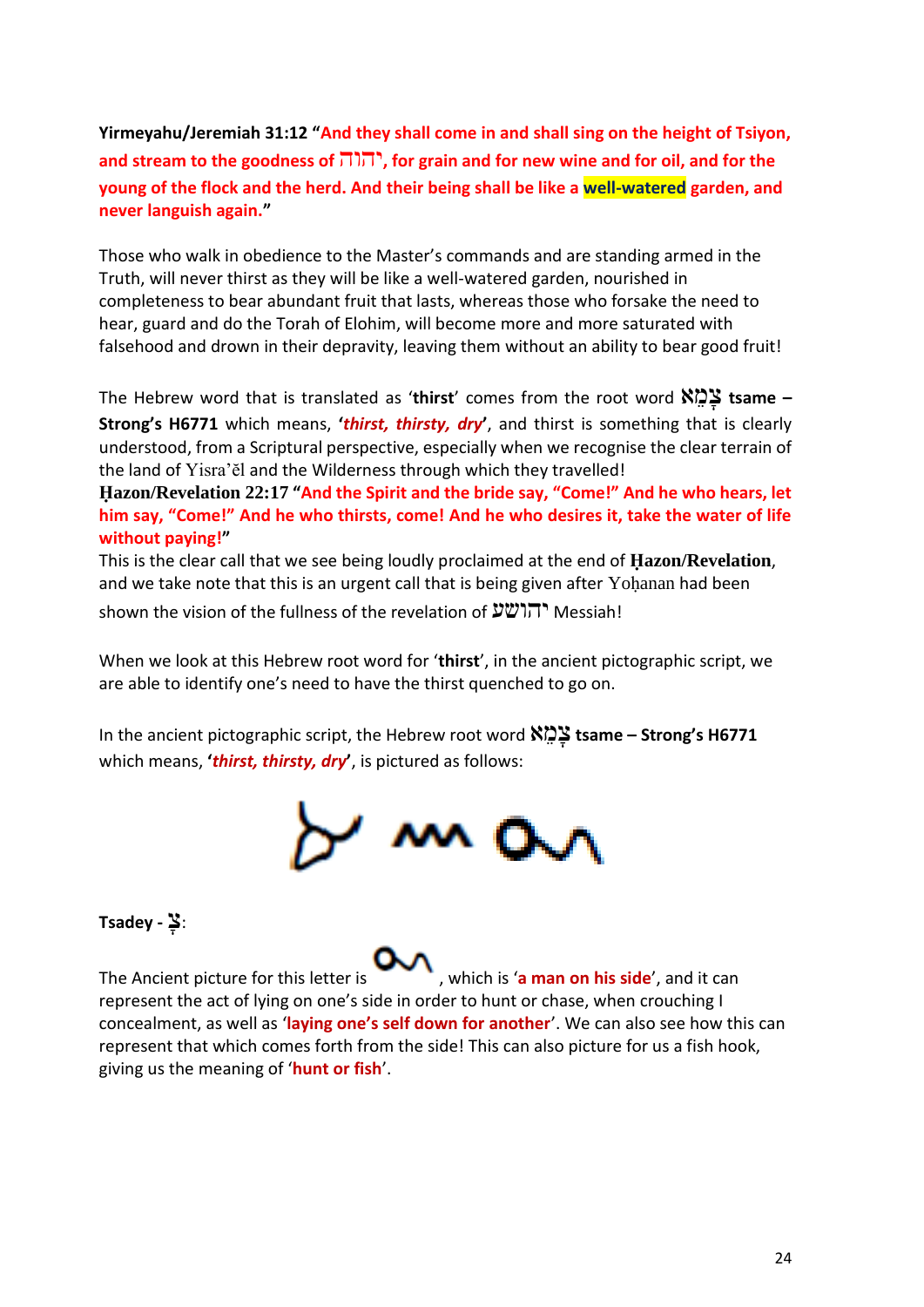**Yirmeyahu/Jeremiah 31:12 "And they shall come in and shall sing on the height of Tsiyon, and stream to the goodness of יהוה, for grain and for new wine and for oil, and for the young of the flock and the herd. And their being shall be like a well-watered garden, and never languish again."**

Those who walk in obedience to the Master's commands and are standing armed in the Truth, will never thirst as they will be like a well-watered garden, nourished in completeness to bear abundant fruit that lasts, whereas those who forsake the need to hear, guard and do the Torah of Elohim, will become more and more saturated with falsehood and drown in their depravity, leaving them without an ability to bear good fruit!

The Hebrew word that is translated as '**thirst**' comes from the root word **צָמֵא tsame – Strong's H6771** which means, **'*thirst, thirsty, dry*'**, and thirst is something that is clearly understood, from a Scriptural perspective, especially when we recognise the clear terrain of the land of Yisra'ěl and the Wilderness through which they travelled!

**Ḥazon/Revelation 22:17 "And the Spirit and the bride say, "Come!" And he who hears, let him say, "Come!" And he who thirsts, come! And he who desires it, take the water of life without paying!"**

This is the clear call that we see being loudly proclaimed at the end of **Ḥazon/Revelation**, and we take note that this is an urgent call that is being given after Yoḥanan had been shown the vision of the fullness of the revelation of יהושע Messiah!

When we look at this Hebrew root word for '**thirst**', in the ancient pictographic script, we are able to identify one's need to have the thirst quenched to go on.

In the ancient pictographic script, the Hebrew root word **צָמֵא tsame – Strong's H6771** which means, **'*thirst, thirsty, dry*'**, is pictured as follows:

**Tsadey - צ:**

The Ancient picture for this letter is , which is '**a man on his side**', and it can represent the act of lying on one's side in order to hunt or chase, when crouching I concealment, as well as '**laying one's self down for another**'. We can also see how this can represent that which comes forth from the side! This can also picture for us a fish hook, giving us the meaning of '**hunt or fish**'.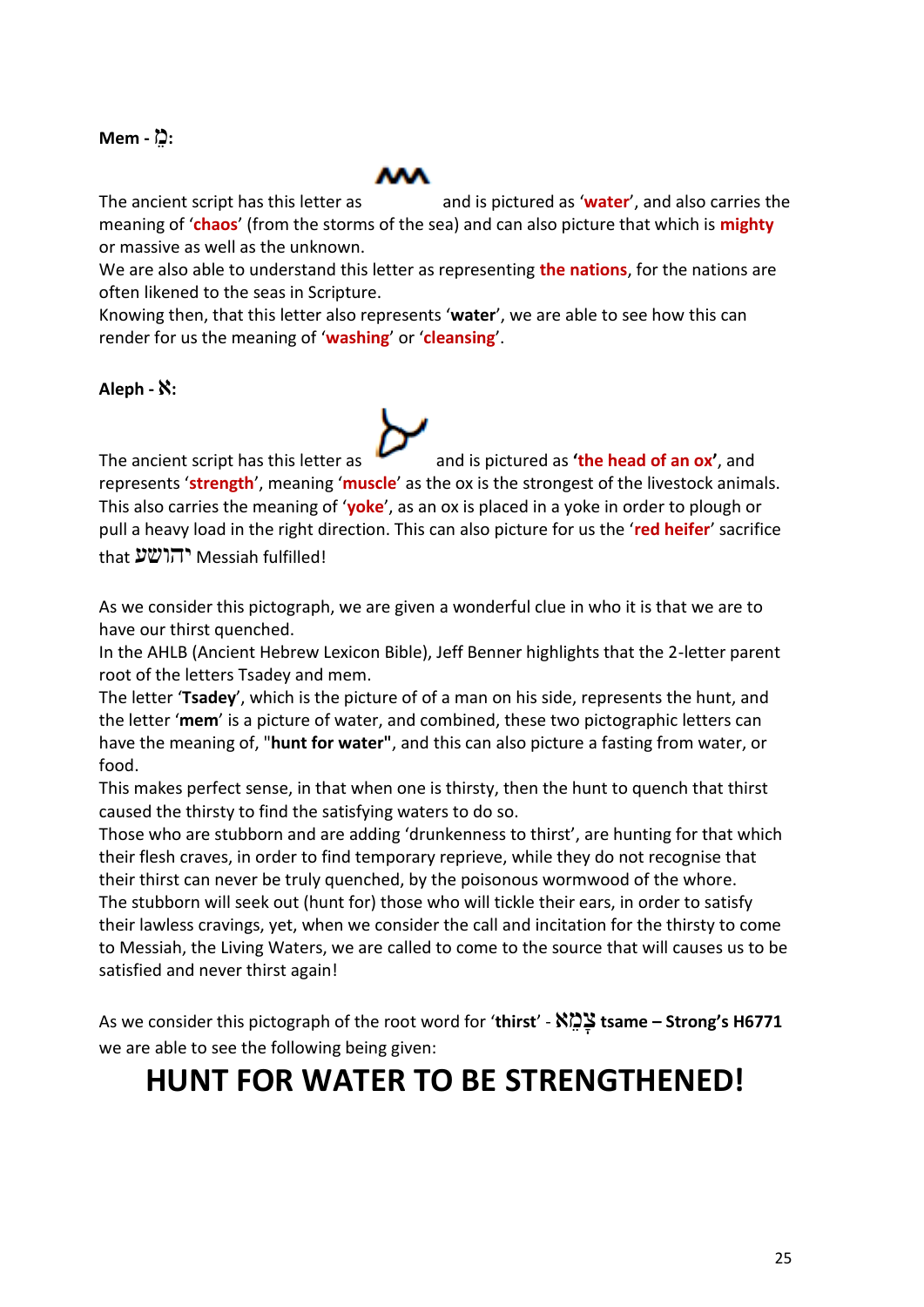**Mem - מֵ:**

The ancient script has this letter as and is pictured as '**water**', and also carries the meaning of '**chaos**' (from the storms of the sea) and can also picture that which is **mighty** or massive as well as the unknown.
We are also able to understand this letter as representing **the nations**, for the nations are often likened to the seas in Scripture.
Knowing then, that this letter also represents '**water**', we are able to see how this can render for us the meaning of '**washing**' or '**cleansing**'.

**Aleph - א:**

The ancient script has this letter as and is pictured as **'the head of an ox'**, and represents '**strength**', meaning '**muscle**' as the ox is the strongest of the livestock animals. This also carries the meaning of '**yoke**', as an ox is placed in a yoke in order to plough or pull a heavy load in the right direction. This can also picture for us the '**red heifer**' sacrifice that יהושע Messiah fulfilled!

As we consider this pictograph, we are given a wonderful clue in who it is that we are to have our thirst quenched.
In the AHLB (Ancient Hebrew Lexicon Bible), Jeff Benner highlights that the 2-letter parent root of the letters Tsadey and mem.
The letter '**Tsadey**', which is the picture of of a man on his side, represents the hunt, and the letter '**mem**' is a picture of water, and combined, these two pictographic letters can have the meaning of, "**hunt for water"**, and this can also picture a fasting from water, or food.
This makes perfect sense, in that when one is thirsty, then the hunt to quench that thirst caused the thirsty to find the satisfying waters to do so.
Those who are stubborn and are adding 'drunkenness to thirst', are hunting for that which their flesh craves, in order to find temporary reprieve, while they do not recognise that their thirst can never be truly quenched, by the poisonous wormwood of the whore.
The stubborn will seek out (hunt for) those who will tickle their ears, in order to satisfy their lawless cravings, yet, when we consider the call and incitation for the thirsty to come to Messiah, the Living Waters, we are called to come to the source that will causes us to be satisfied and never thirst again!

As we consider this pictograph of the root word for '**thirst**' - **צָמֵא tsame – Strong's H6771** we are able to see the following being given:

# HUNT FOR WATER TO BE STRENGTHENED!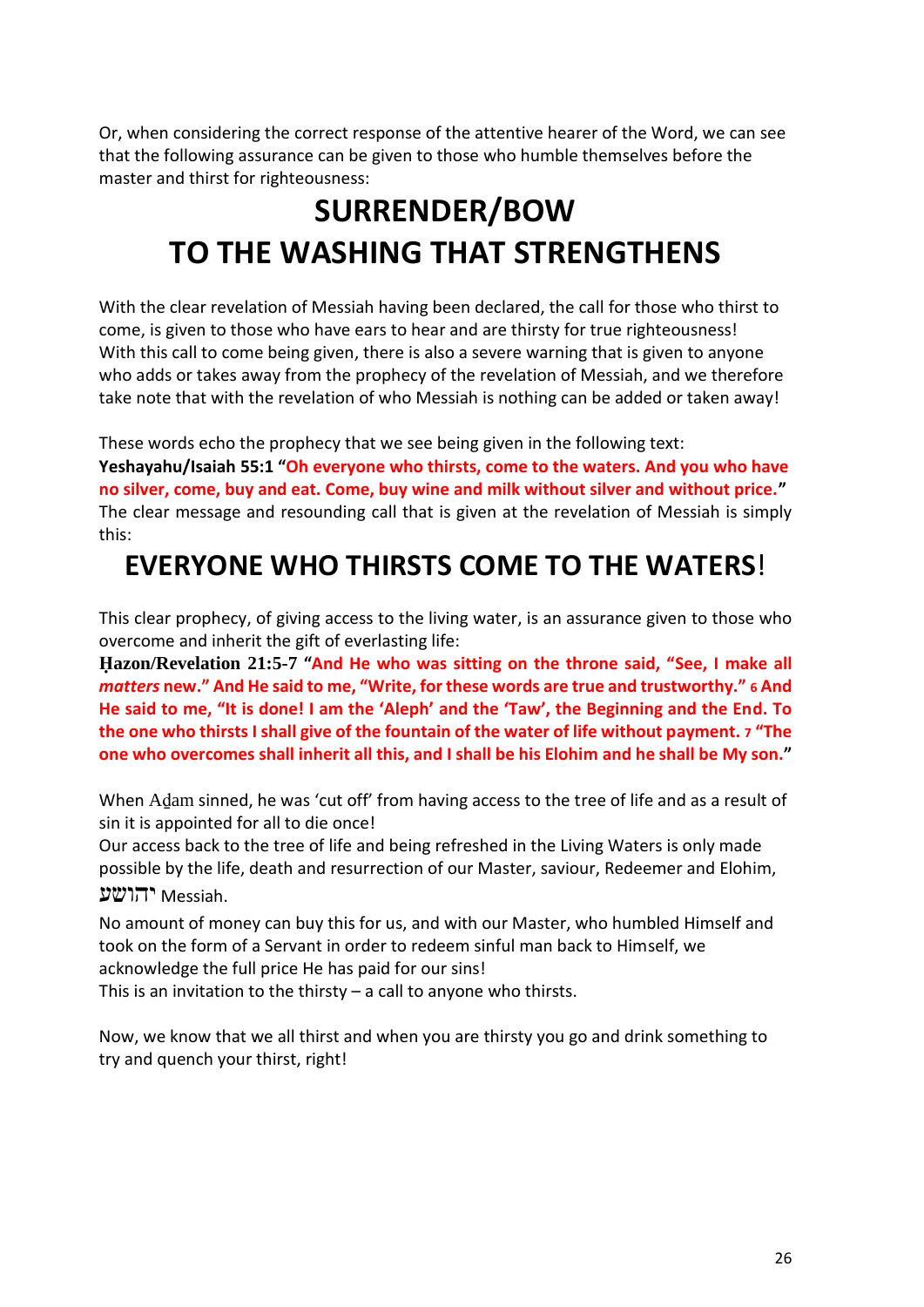Or, when considering the correct response of the attentive hearer of the Word, we can see that the following assurance can be given to those who humble themselves before the master and thirst for righteousness:

# SURRENDER/BOW TO THE WASHING THAT STRENGTHENS

With the clear revelation of Messiah having been declared, the call for those who thirst to come, is given to those who have ears to hear and are thirsty for true righteousness! With this call to come being given, there is also a severe warning that is given to anyone who adds or takes away from the prophecy of the revelation of Messiah, and we therefore take note that with the revelation of who Messiah is nothing can be added or taken away!

These words echo the prophecy that we see being given in the following text:
**Yeshayahu/Isaiah 55:1 "Oh everyone who thirsts, come to the waters. And you who have no silver, come, buy and eat. Come, buy wine and milk without silver and without price."**
The clear message and resounding call that is given at the revelation of Messiah is simply this:

## EVERYONE WHO THIRSTS COME TO THE WATERS!

This clear prophecy, of giving access to the living water, is an assurance given to those who overcome and inherit the gift of everlasting life:
**Ḥazon/Revelation 21:5-7 "And He who was sitting on the throne said, "See, I make all *matters* new." And He said to me, "Write, for these words are true and trustworthy." 6 And He said to me, "It is done! I am the 'Aleph' and the 'Taw', the Beginning and the End. To the one who thirsts I shall give of the fountain of the water of life without payment. 7 "The one who overcomes shall inherit all this, and I shall be his Elohim and he shall be My son."**

When Aḏam sinned, he was 'cut off' from having access to the tree of life and as a result of sin it is appointed for all to die once!
Our access back to the tree of life and being refreshed in the Living Waters is only made possible by the life, death and resurrection of our Master, saviour, Redeemer and Elohim, יהושע Messiah.
No amount of money can buy this for us, and with our Master, who humbled Himself and took on the form of a Servant in order to redeem sinful man back to Himself, we acknowledge the full price He has paid for our sins!
This is an invitation to the thirsty – a call to anyone who thirsts.

Now, we know that we all thirst and when you are thirsty you go and drink something to try and quench your thirst, right!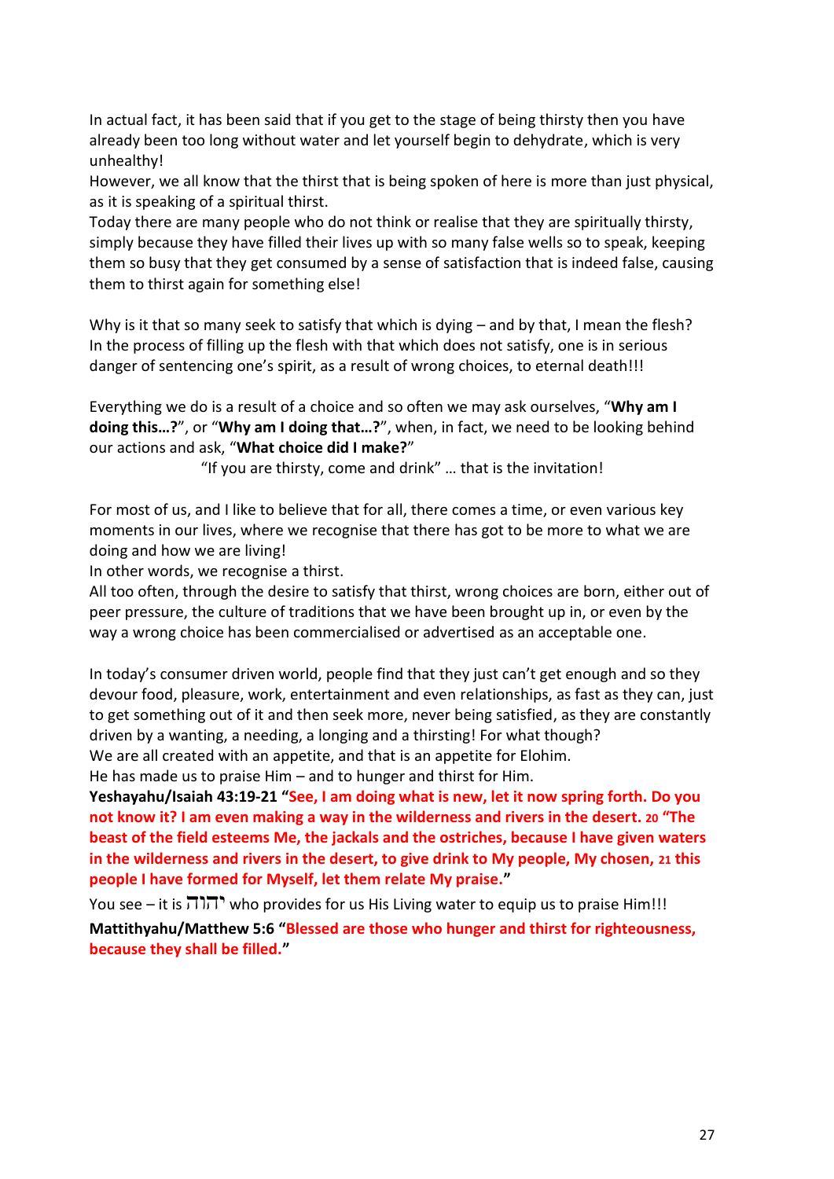In actual fact, it has been said that if you get to the stage of being thirsty then you have already been too long without water and let yourself begin to dehydrate, which is very unhealthy!
However, we all know that the thirst that is being spoken of here is more than just physical, as it is speaking of a spiritual thirst.
Today there are many people who do not think or realise that they are spiritually thirsty, simply because they have filled their lives up with so many false wells so to speak, keeping them so busy that they get consumed by a sense of satisfaction that is indeed false, causing them to thirst again for something else!

Why is it that so many seek to satisfy that which is dying – and by that, I mean the flesh?
In the process of filling up the flesh with that which does not satisfy, one is in serious danger of sentencing one's spirit, as a result of wrong choices, to eternal death!!!

Everything we do is a result of a choice and so often we may ask ourselves, "**Why am I doing this…?**", or "**Why am I doing that…?**", when, in fact, we need to be looking behind our actions and ask, "**What choice did I make?**"

"If you are thirsty, come and drink" … that is the invitation!

For most of us, and I like to believe that for all, there comes a time, or even various key moments in our lives, where we recognise that there has got to be more to what we are doing and how we are living!
In other words, we recognise a thirst.
All too often, through the desire to satisfy that thirst, wrong choices are born, either out of peer pressure, the culture of traditions that we have been brought up in, or even by the way a wrong choice has been commercialised or advertised as an acceptable one.

In today's consumer driven world, people find that they just can't get enough and so they devour food, pleasure, work, entertainment and even relationships, as fast as they can, just to get something out of it and then seek more, never being satisfied, as they are constantly driven by a wanting, a needing, a longing and a thirsting! For what though?
We are all created with an appetite, and that is an appetite for Elohim.
He has made us to praise Him – and to hunger and thirst for Him.
**Yeshayahu/Isaiah 43:19-21 "See, I am doing what is new, let it now spring forth. Do you not know it? I am even making a way in the wilderness and rivers in the desert. 20 "The beast of the field esteems Me, the jackals and the ostriches, because I have given waters in the wilderness and rivers in the desert, to give drink to My people, My chosen, 21 this people I have formed for Myself, let them relate My praise."**
You see – it is יהוה who provides for us His Living water to equip us to praise Him!!!
**Mattithyahu/Matthew 5:6 "Blessed are those who hunger and thirst for righteousness, because they shall be filled."**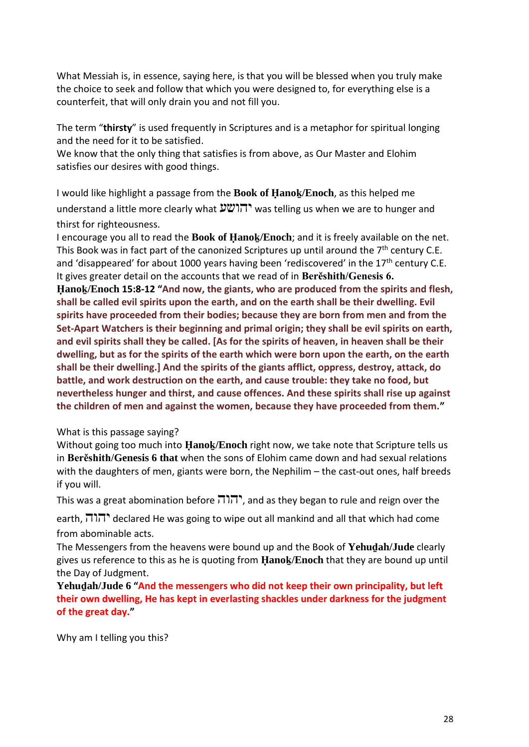What Messiah is, in essence, saying here, is that you will be blessed when you truly make the choice to seek and follow that which you were designed to, for everything else is a counterfeit, that will only drain you and not fill you.

The term "**thirsty**" is used frequently in Scriptures and is a metaphor for spiritual longing and the need for it to be satisfied.
We know that the only thing that satisfies is from above, as Our Master and Elohim satisfies our desires with good things.

I would like highlight a passage from the **Book of Ḥanoḵ/Enoch**, as this helped me understand a little more clearly what יהושע was telling us when we are to hunger and thirst for righteousness.
I encourage you all to read the **Book of Ḥanoḵ/Enoch**; and it is freely available on the net. This Book was in fact part of the canonized Scriptures up until around the 7th century C.E. and 'disappeared' for about 1000 years having been 'rediscovered' in the 17th century C.E. It gives greater detail on the accounts that we read of in **Berěshith/Genesis 6.**
**Ḥanoḵ/Enoch 15:8-12 "And now, the giants, who are produced from the spirits and flesh, shall be called evil spirits upon the earth, and on the earth shall be their dwelling. Evil spirits have proceeded from their bodies; because they are born from men and from the Set-Apart Watchers is their beginning and primal origin; they shall be evil spirits on earth, and evil spirits shall they be called. [As for the spirits of heaven, in heaven shall be their dwelling, but as for the spirits of the earth which were born upon the earth, on the earth shall be their dwelling.] And the spirits of the giants afflict, oppress, destroy, attack, do battle, and work destruction on the earth, and cause trouble: they take no food, but nevertheless hunger and thirst, and cause offences. And these spirits shall rise up against the children of men and against the women, because they have proceeded from them."**

What is this passage saying?
Without going too much into **Ḥanoḵ/Enoch** right now, we take note that Scripture tells us in **Berěshith/Genesis 6 that** when the sons of Elohim came down and had sexual relations with the daughters of men, giants were born, the Nephilim – the cast-out ones, half breeds if you will.
This was a great abomination before יהוה, and as they began to rule and reign over the earth, יהוה declared He was going to wipe out all mankind and all that which had come from abominable acts.
The Messengers from the heavens were bound up and the Book of **Yehuḏah/Jude** clearly gives us reference to this as he is quoting from **Ḥanoḵ/Enoch** that they are bound up until the Day of Judgment.
**Yehuḏah/Jude 6 "And the messengers who did not keep their own principality, but left their own dwelling, He has kept in everlasting shackles under darkness for the judgment of the great day."**

Why am I telling you this?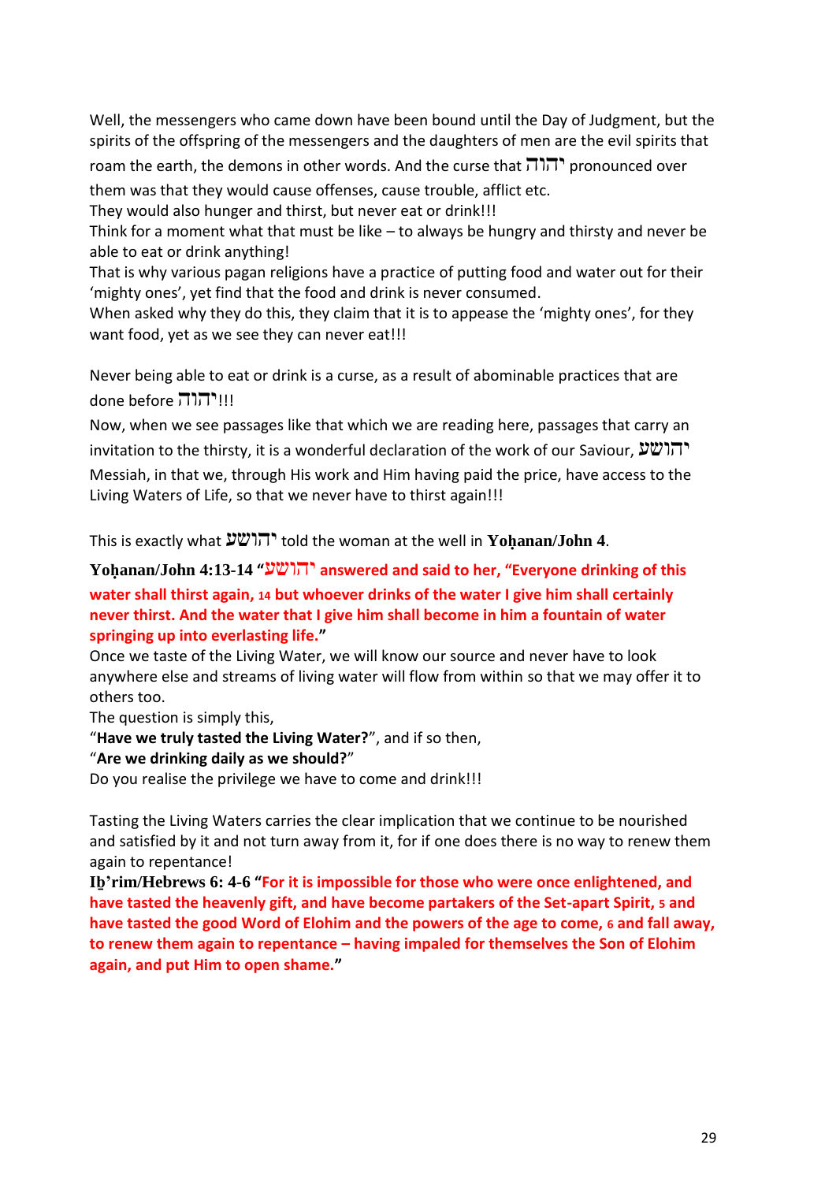Well, the messengers who came down have been bound until the Day of Judgment, but the spirits of the offspring of the messengers and the daughters of men are the evil spirits that roam the earth, the demons in other words. And the curse that יהוה pronounced over them was that they would cause offenses, cause trouble, afflict etc.
They would also hunger and thirst, but never eat or drink!!!
Think for a moment what that must be like – to always be hungry and thirsty and never be able to eat or drink anything!
That is why various pagan religions have a practice of putting food and water out for their 'mighty ones', yet find that the food and drink is never consumed.
When asked why they do this, they claim that it is to appease the 'mighty ones', for they want food, yet as we see they can never eat!!!

Never being able to eat or drink is a curse, as a result of abominable practices that are done before יהוה!!!
Now, when we see passages like that which we are reading here, passages that carry an invitation to the thirsty, it is a wonderful declaration of the work of our Saviour, יהושע Messiah, in that we, through His work and Him having paid the price, have access to the Living Waters of Life, so that we never have to thirst again!!!

This is exactly what יהושע told the woman at the well in **Yoḥanan/John 4**.

**Yoḥanan/John 4:13-14 "יהושע answered and said to her, "Everyone drinking of this water shall thirst again, 14 but whoever drinks of the water I give him shall certainly never thirst. And the water that I give him shall become in him a fountain of water springing up into everlasting life."**
Once we taste of the Living Water, we will know our source and never have to look anywhere else and streams of living water will flow from within so that we may offer it to others too.
The question is simply this,
"**Have we truly tasted the Living Water?**", and if so then,
"**Are we drinking daily as we should?**"
Do you realise the privilege we have to come and drink!!!

Tasting the Living Waters carries the clear implication that we continue to be nourished and satisfied by it and not turn away from it, for if one does there is no way to renew them again to repentance!
**Iḇ'rim/Hebrews 6: 4-6 "For it is impossible for those who were once enlightened, and have tasted the heavenly gift, and have become partakers of the Set-apart Spirit, 5 and have tasted the good Word of Elohim and the powers of the age to come, 6 and fall away, to renew them again to repentance – having impaled for themselves the Son of Elohim again, and put Him to open shame."**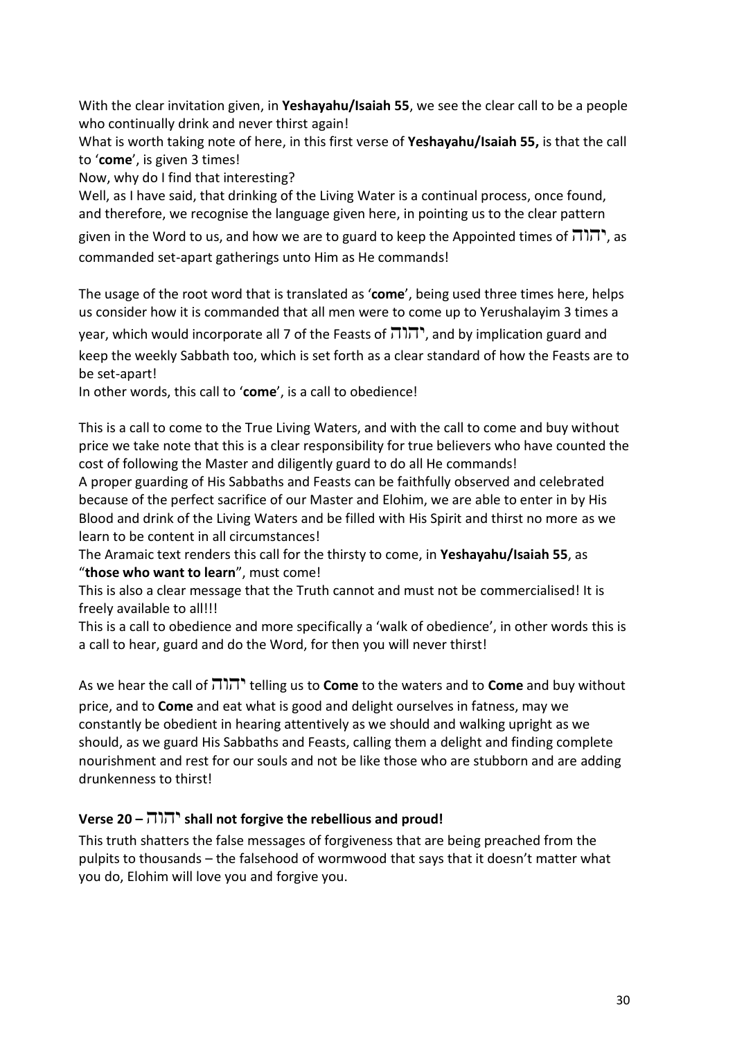With the clear invitation given, in **Yeshayahu/Isaiah 55**, we see the clear call to be a people who continually drink and never thirst again!

What is worth taking note of here, in this first verse of **Yeshayahu/Isaiah 55,** is that the call to '**come**', is given 3 times!

Now, why do I find that interesting?

Well, as I have said, that drinking of the Living Water is a continual process, once found, and therefore, we recognise the language given here, in pointing us to the clear pattern given in the Word to us, and how we are to guard to keep the Appointed times of יהוה, as commanded set-apart gatherings unto Him as He commands!

The usage of the root word that is translated as '**come**', being used three times here, helps us consider how it is commanded that all men were to come up to Yerushalayim 3 times a year, which would incorporate all 7 of the Feasts of יהוה, and by implication guard and keep the weekly Sabbath too, which is set forth as a clear standard of how the Feasts are to be set-apart!

In other words, this call to '**come**', is a call to obedience!

This is a call to come to the True Living Waters, and with the call to come and buy without price we take note that this is a clear responsibility for true believers who have counted the cost of following the Master and diligently guard to do all He commands!

A proper guarding of His Sabbaths and Feasts can be faithfully observed and celebrated because of the perfect sacrifice of our Master and Elohim, we are able to enter in by His Blood and drink of the Living Waters and be filled with His Spirit and thirst no more as we learn to be content in all circumstances!

The Aramaic text renders this call for the thirsty to come, in **Yeshayahu/Isaiah 55**, as "**those who want to learn**", must come!

This is also a clear message that the Truth cannot and must not be commercialised! It is freely available to all!!!

This is a call to obedience and more specifically a 'walk of obedience', in other words this is a call to hear, guard and do the Word, for then you will never thirst!

As we hear the call of יהוה telling us to **Come** to the waters and to **Come** and buy without price, and to **Come** and eat what is good and delight ourselves in fatness, may we constantly be obedient in hearing attentively as we should and walking upright as we should, as we guard His Sabbaths and Feasts, calling them a delight and finding complete nourishment and rest for our souls and not be like those who are stubborn and are adding drunkenness to thirst!

**Verse 20 – יהוה shall not forgive the rebellious and proud!**

This truth shatters the false messages of forgiveness that are being preached from the pulpits to thousands – the falsehood of wormwood that says that it doesn't matter what you do, Elohim will love you and forgive you.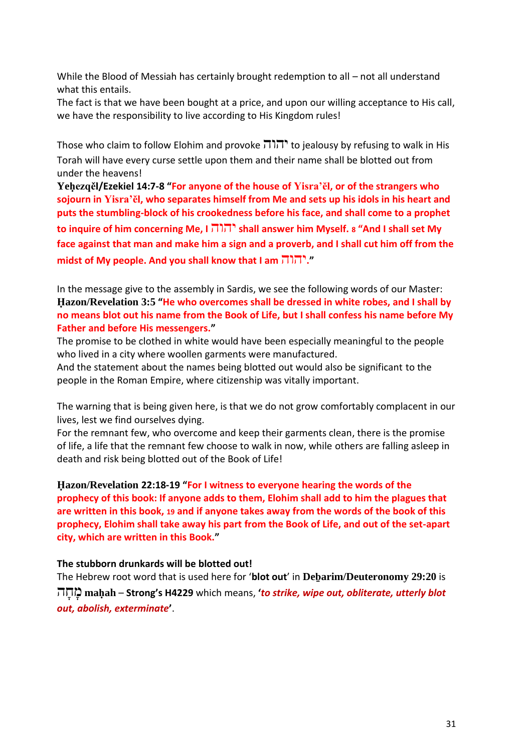While the Blood of Messiah has certainly brought redemption to all – not all understand what this entails.
The fact is that we have been bought at a price, and upon our willing acceptance to His call, we have the responsibility to live according to His Kingdom rules!

Those who claim to follow Elohim and provoke יהוה to jealousy by refusing to walk in His Torah will have every curse settle upon them and their name shall be blotted out from under the heavens!
**Yeḥezqěl/Ezekiel 14:7-8 "For anyone of the house of Yisra'ěl, or of the strangers who sojourn in Yisra'ěl, who separates himself from Me and sets up his idols in his heart and puts the stumbling-block of his crookedness before his face, and shall come to a prophet to inquire of him concerning Me, I יהוה shall answer him Myself. 8 "And I shall set My face against that man and make him a sign and a proverb, and I shall cut him off from the midst of My people. And you shall know that I am יהוה."**

In the message give to the assembly in Sardis, we see the following words of our Master:
**Ḥazon/Revelation 3:5 "He who overcomes shall be dressed in white robes, and I shall by no means blot out his name from the Book of Life, but I shall confess his name before My Father and before His messengers."**
The promise to be clothed in white would have been especially meaningful to the people who lived in a city where woollen garments were manufactured.
And the statement about the names being blotted out would also be significant to the people in the Roman Empire, where citizenship was vitally important.

The warning that is being given here, is that we do not grow comfortably complacent in our lives, lest we find ourselves dying.
For the remnant few, who overcome and keep their garments clean, there is the promise of life, a life that the remnant few choose to walk in now, while others are falling asleep in death and risk being blotted out of the Book of Life!

**Ḥazon/Revelation 22:18-19 "For I witness to everyone hearing the words of the prophecy of this book: If anyone adds to them, Elohim shall add to him the plagues that are written in this book, 19 and if anyone takes away from the words of the book of this prophecy, Elohim shall take away his part from the Book of Life, and out of the set-apart city, which are written in this Book."**

**The stubborn drunkards will be blotted out!**
The Hebrew root word that is used here for '**blot out**' in **Deḇarim/Deuteronomy 29:20** is מָחָה **maḥah** – **Strong's H4229** which means, '***to strike, wipe out, obliterate, utterly blot out, abolish, exterminate***'.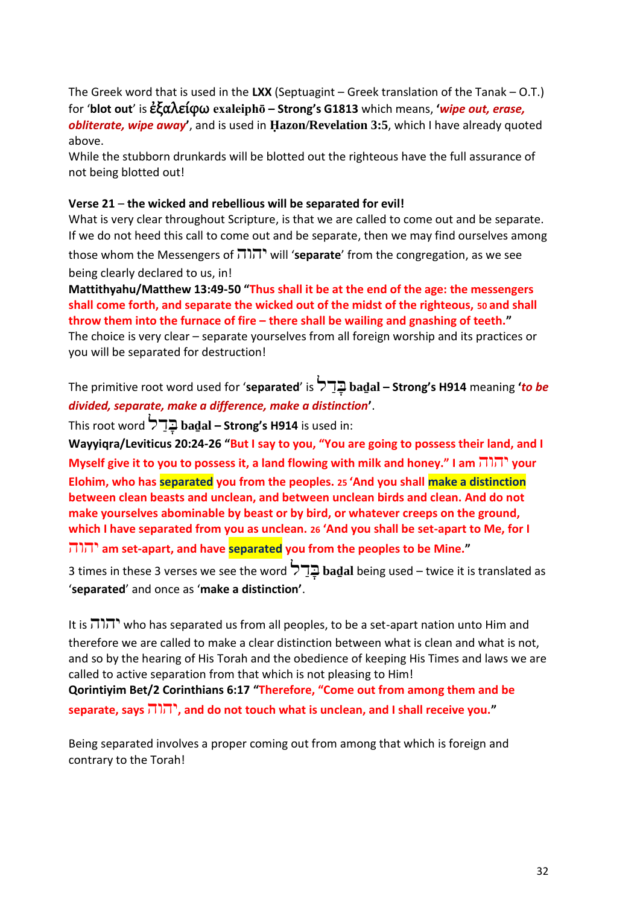The Greek word that is used in the **LXX** (Septuagint – Greek translation of the Tanak – O.T.) for '**blot out**' is **ἐξαλείφω exaleiphō – Strong's G1813** which means, **'*wipe out, erase, obliterate, wipe away*'**, and is used in **Ḥazon/Revelation 3:5**, which I have already quoted above.

While the stubborn drunkards will be blotted out the righteous have the full assurance of not being blotted out!

**Verse 21** – **the wicked and rebellious will be separated for evil!**

What is very clear throughout Scripture, is that we are called to come out and be separate. If we do not heed this call to come out and be separate, then we may find ourselves among those whom the Messengers of יהוה will '**separate**' from the congregation, as we see being clearly declared to us, in!

**Mattithyahu/Matthew 13:49-50 "Thus shall it be at the end of the age: the messengers shall come forth, and separate the wicked out of the midst of the righteous, 50 and shall throw them into the furnace of fire – there shall be wailing and gnashing of teeth."**

The choice is very clear – separate yourselves from all foreign worship and its practices or you will be separated for destruction!

The primitive root word used for '**separated**' is בָּדַל **baḏal – Strong's H914** meaning **'*to be divided, separate, make a difference, make a distinction*'**.

This root word בָּדַל **baḏal – Strong's H914** is used in:

**Wayyiqra/Leviticus 20:24-26 "But I say to you, "You are going to possess their land, and I Myself give it to you to possess it, a land flowing with milk and honey." I am יהוה your Elohim, who has separated you from the peoples. 25 'And you shall make a distinction between clean beasts and unclean, and between unclean birds and clean. And do not make yourselves abominable by beast or by bird, or whatever creeps on the ground, which I have separated from you as unclean. 26 'And you shall be set-apart to Me, for I יהוה am set-apart, and have separated you from the peoples to be Mine."**

3 times in these 3 verses we see the word בָּדַל **baḏal** being used – twice it is translated as '**separated**' and once as '**make a distinction**'.

It is יהוה who has separated us from all peoples, to be a set-apart nation unto Him and therefore we are called to make a clear distinction between what is clean and what is not, and so by the hearing of His Torah and the obedience of keeping His Times and laws we are called to active separation from that which is not pleasing to Him!

**Qorintiyim Bet/2 Corinthians 6:17 "Therefore, "Come out from among them and be separate, says יהוה, and do not touch what is unclean, and I shall receive you."**

Being separated involves a proper coming out from among that which is foreign and contrary to the Torah!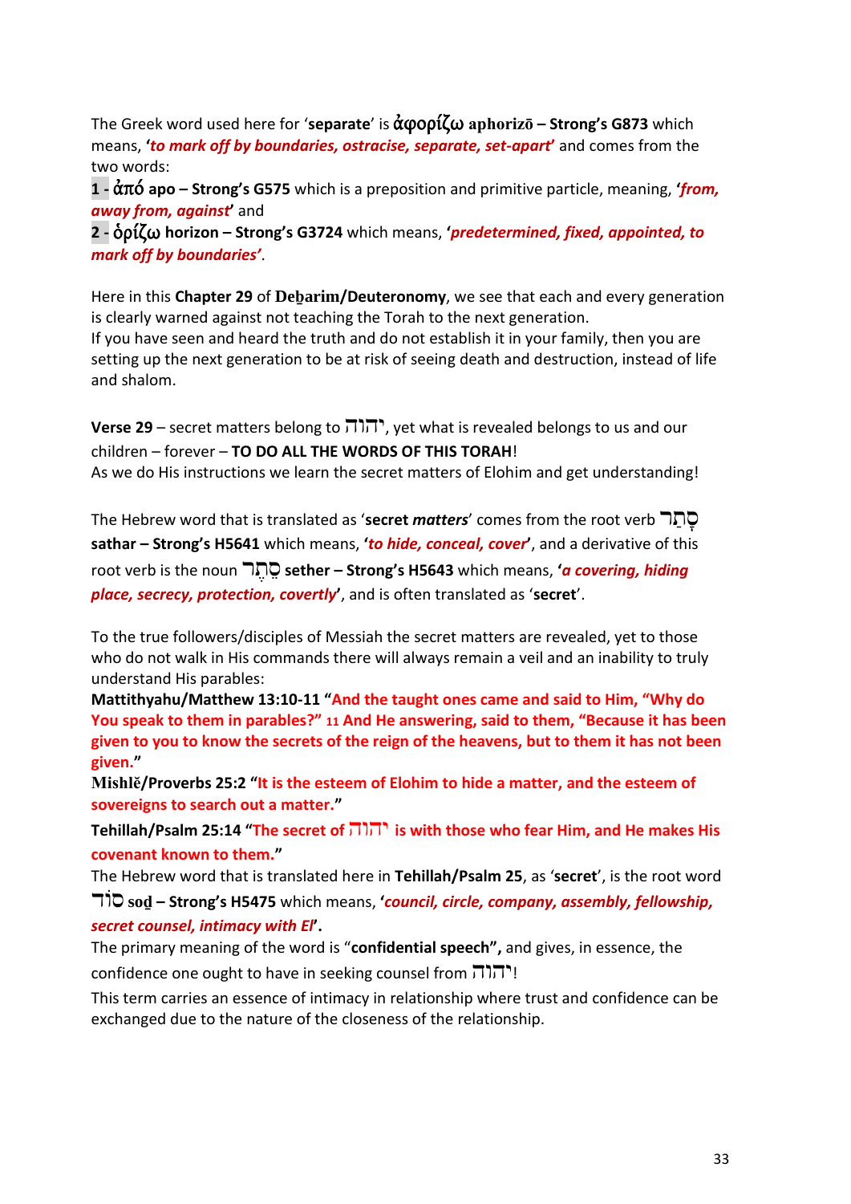The Greek word used here for '**separate**' is **ἀφορίζω aphorizō – Strong's G873** which means, '***to mark off by boundaries, ostracise, separate, set-apart***' and comes from the two words:

**1 - ἀπό apo – Strong's G575** which is a preposition and primitive particle, meaning, '***from, away from, against***' and

**2 - ὁρίζω horizon – Strong's G3724** which means, '***predetermined, fixed, appointed, to mark off by boundaries***'.

Here in this **Chapter 29** of **Deḇarim/Deuteronomy**, we see that each and every generation is clearly warned against not teaching the Torah to the next generation.
If you have seen and heard the truth and do not establish it in your family, then you are setting up the next generation to be at risk of seeing death and destruction, instead of life and shalom.

**Verse 29** – secret matters belong to יהוה, yet what is revealed belongs to us and our children – forever – **TO DO ALL THE WORDS OF THIS TORAH**!
As we do His instructions we learn the secret matters of Elohim and get understanding!

The Hebrew word that is translated as '**secret *matters***' comes from the root verb סָתַר **sathar – Strong's H5641** which means, '***to hide, conceal, cover***', and a derivative of this root verb is the noun סֵתֶר **sether – Strong's H5643** which means, '***a covering, hiding place, secrecy, protection, covertly***', and is often translated as '**secret**'.

To the true followers/disciples of Messiah the secret matters are revealed, yet to those who do not walk in His commands there will always remain a veil and an inability to truly understand His parables:

**Mattithyahu/Matthew 13:10-11 "And the taught ones came and said to Him, "Why do You speak to them in parables?" 11 And He answering, said to them, "Because it has been given to you to know the secrets of the reign of the heavens, but to them it has not been given."**

**Mishlĕ/Proverbs 25:2 "It is the esteem of Elohim to hide a matter, and the esteem of sovereigns to search out a matter."**

**Tehillah/Psalm 25:14 "The secret of יהוה is with those who fear Him, and He makes His covenant known to them."**

The Hebrew word that is translated here in **Tehillah/Psalm 25**, as '**secret**', is the root word סוֹד **soḏ – Strong's H5475** which means, '***council, circle, company, assembly, fellowship, secret counsel, intimacy with El***'.

The primary meaning of the word is "**confidential speech",** and gives, in essence, the confidence one ought to have in seeking counsel from יהוה!

This term carries an essence of intimacy in relationship where trust and confidence can be exchanged due to the nature of the closeness of the relationship.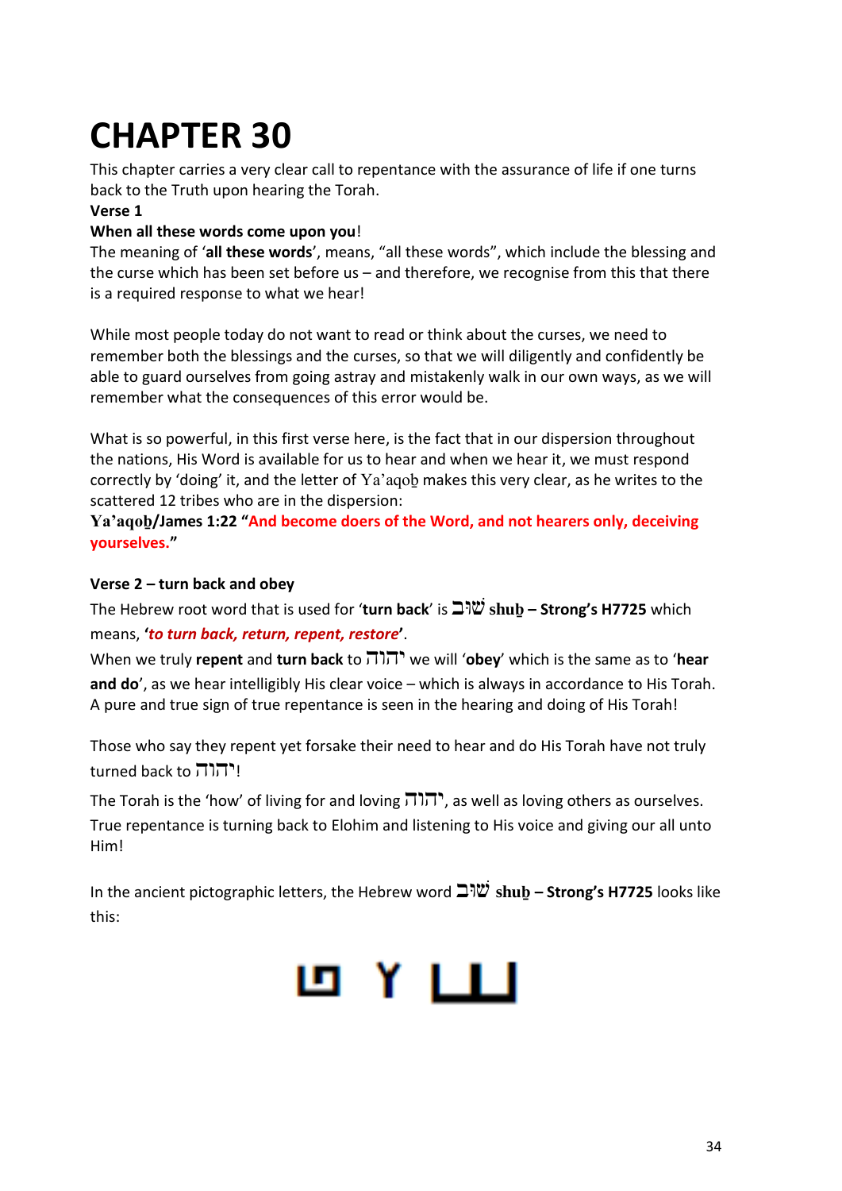# CHAPTER 30

This chapter carries a very clear call to repentance with the assurance of life if one turns back to the Truth upon hearing the Torah.

**Verse 1**

**When all these words come upon you**!

The meaning of '**all these words**', means, "all these words", which include the blessing and the curse which has been set before us – and therefore, we recognise from this that there is a required response to what we hear!

While most people today do not want to read or think about the curses, we need to remember both the blessings and the curses, so that we will diligently and confidently be able to guard ourselves from going astray and mistakenly walk in our own ways, as we will remember what the consequences of this error would be.

What is so powerful, in this first verse here, is the fact that in our dispersion throughout the nations, His Word is available for us to hear and when we hear it, we must respond correctly by 'doing' it, and the letter of Ya'aqoḇ makes this very clear, as he writes to the scattered 12 tribes who are in the dispersion:

**Ya'aqoḇ/James 1:22 "And become doers of the Word, and not hearers only, deceiving yourselves."**

**Verse 2 – turn back and obey**

The Hebrew root word that is used for '**turn back**' is שׁוּב **shuḇ – Strong's H7725** which means, '***to turn back, return, repent, restore***'.

When we truly **repent** and **turn back** to יהוה we will '**obey**' which is the same as to '**hear and do**', as we hear intelligibly His clear voice – which is always in accordance to His Torah. A pure and true sign of true repentance is seen in the hearing and doing of His Torah!

Those who say they repent yet forsake their need to hear and do His Torah have not truly turned back to יהוה!

The Torah is the 'how' of living for and loving יהוה, as well as loving others as ourselves. True repentance is turning back to Elohim and listening to His voice and giving our all unto Him!

In the ancient pictographic letters, the Hebrew word שׁוּב **shuḇ – Strong's H7725** looks like this: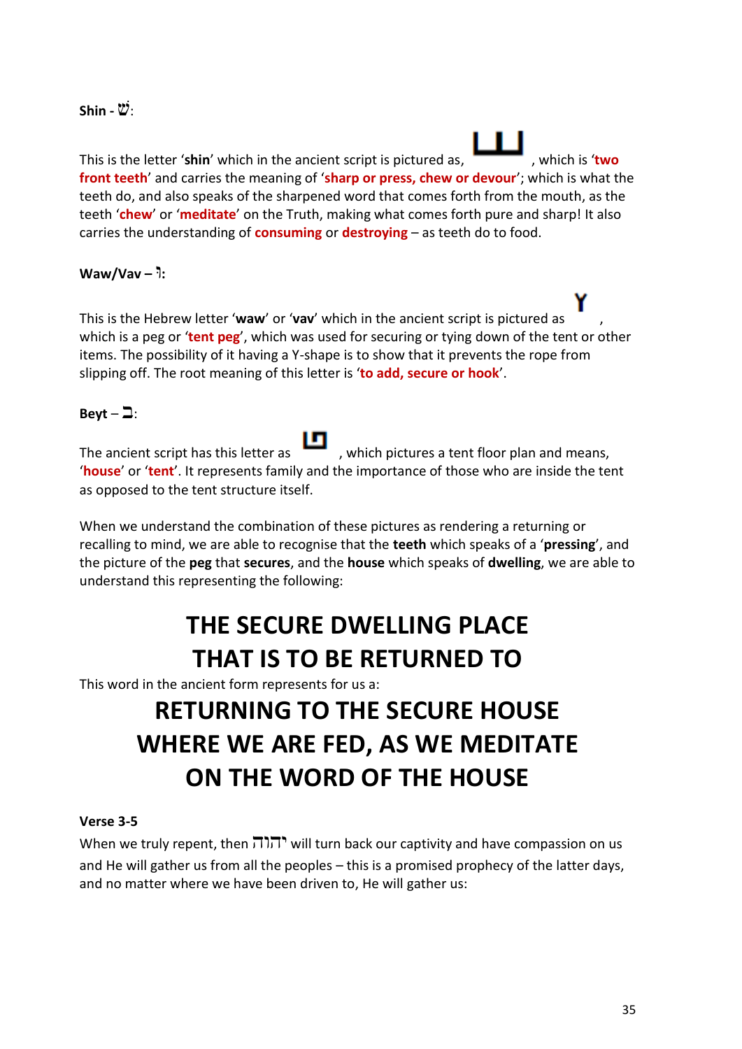**Shin - שׁ:**

This is the letter '**shin**' which in the ancient script is pictured as, , which is '**two front teeth**' and carries the meaning of '**sharp or press, chew or devour**'; which is what the teeth do, and also speaks of the sharpened word that comes forth from the mouth, as the teeth '**chew**' or '**meditate**' on the Truth, making what comes forth pure and sharp! It also carries the understanding of **consuming** or **destroying** – as teeth do to food.

**Waw/Vav – וּ:**

This is the Hebrew letter '**waw**' or '**vav**' which in the ancient script is pictured as , which is a peg or '**tent peg**', which was used for securing or tying down of the tent or other items. The possibility of it having a Y-shape is to show that it prevents the rope from slipping off. The root meaning of this letter is '**to add, secure or hook**'.

**Beyt – ב:**

The ancient script has this letter as , which pictures a tent floor plan and means, '**house**' or '**tent**'. It represents family and the importance of those who are inside the tent as opposed to the tent structure itself.

When we understand the combination of these pictures as rendering a returning or recalling to mind, we are able to recognise that the **teeth** which speaks of a '**pressing**', and the picture of the **peg** that **secures**, and the **house** which speaks of **dwelling**, we are able to understand this representing the following:

## THE SECURE DWELLING PLACE THAT IS TO BE RETURNED TO

This word in the ancient form represents for us a:

## RETURNING TO THE SECURE HOUSE WHERE WE ARE FED, AS WE MEDITATE ON THE WORD OF THE HOUSE

**Verse 3-5**

When we truly repent, then יהוה will turn back our captivity and have compassion on us and He will gather us from all the peoples – this is a promised prophecy of the latter days, and no matter where we have been driven to, He will gather us: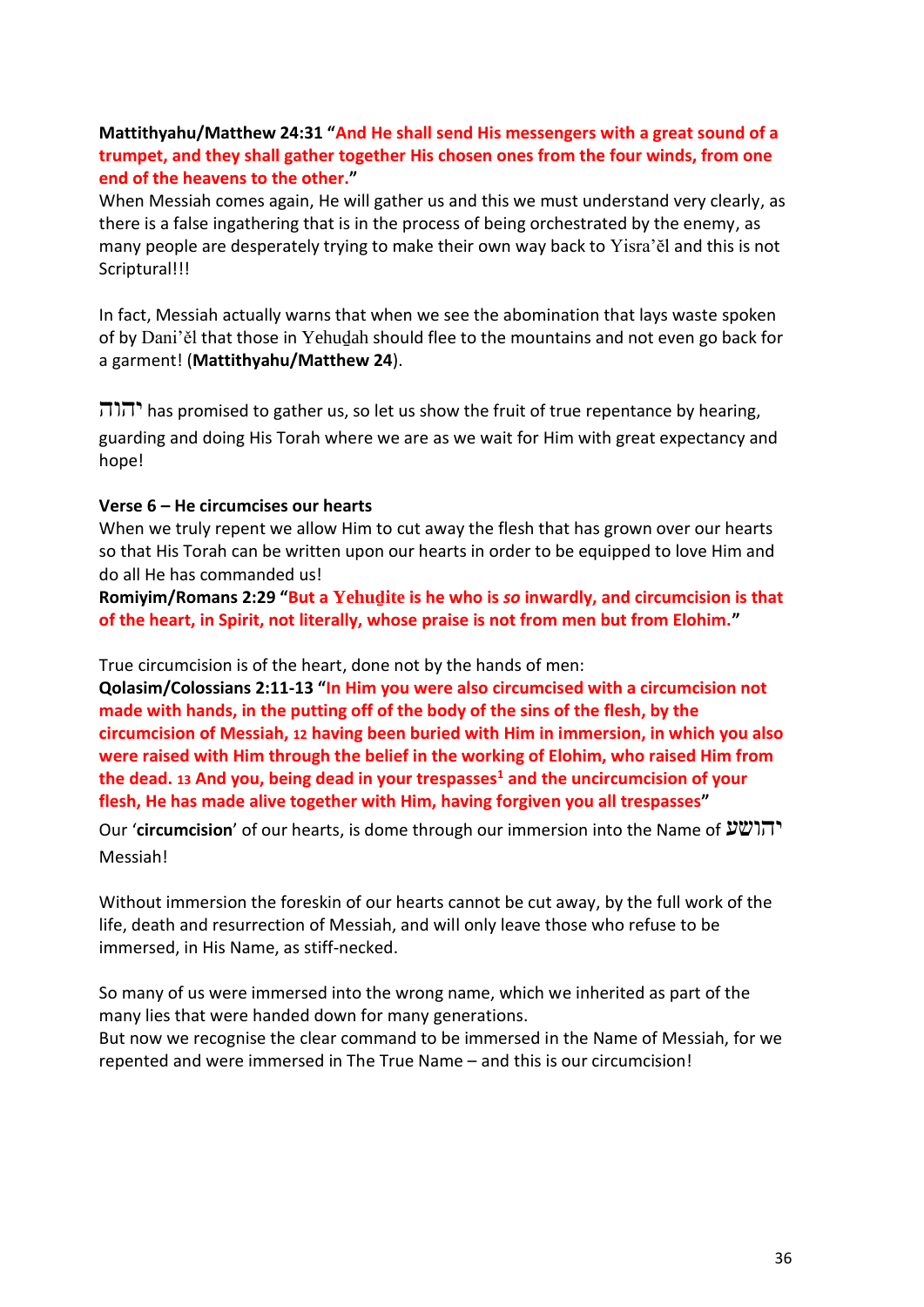**Mattithyahu/Matthew 24:31 “And He shall send His messengers with a great sound of a trumpet, and they shall gather together His chosen ones from the four winds, from one end of the heavens to the other.”**

When Messiah comes again, He will gather us and this we must understand very clearly, as there is a false ingathering that is in the process of being orchestrated by the enemy, as many people are desperately trying to make their own way back to Yisra’ěl and this is not Scriptural!!!

In fact, Messiah actually warns that when we see the abomination that lays waste spoken of by Dani’ěl that those in Yehuḏah should flee to the mountains and not even go back for a garment! (**Mattithyahu/Matthew 24**).

יהוה has promised to gather us, so let us show the fruit of true repentance by hearing, guarding and doing His Torah where we are as we wait for Him with great expectancy and hope!

**Verse 6 – He circumcises our hearts**

When we truly repent we allow Him to cut away the flesh that has grown over our hearts so that His Torah can be written upon our hearts in order to be equipped to love Him and do all He has commanded us!

**Romiyim/Romans 2:29 “But a Yehuḏite is he who is *so* inwardly, and circumcision is that of the heart, in Spirit, not literally, whose praise is not from men but from Elohim.”**

True circumcision is of the heart, done not by the hands of men:

**Qolasim/Colossians 2:11-13 “In Him you were also circumcised with a circumcision not made with hands, in the putting off of the body of the sins of the flesh, by the circumcision of Messiah, 12 having been buried with Him in immersion, in which you also were raised with Him through the belief in the working of Elohim, who raised Him from the dead. 13 And you, being dead in your trespasses[1] and the uncircumcision of your flesh, He has made alive together with Him, having forgiven you all trespasses”**

Our ‘**circumcision**’ of our hearts, is dome through our immersion into the Name of יהושע Messiah!

Without immersion the foreskin of our hearts cannot be cut away, by the full work of the life, death and resurrection of Messiah, and will only leave those who refuse to be immersed, in His Name, as stiff-necked.

So many of us were immersed into the wrong name, which we inherited as part of the many lies that were handed down for many generations.

But now we recognise the clear command to be immersed in the Name of Messiah, for we repented and were immersed in The True Name – and this is our circumcision!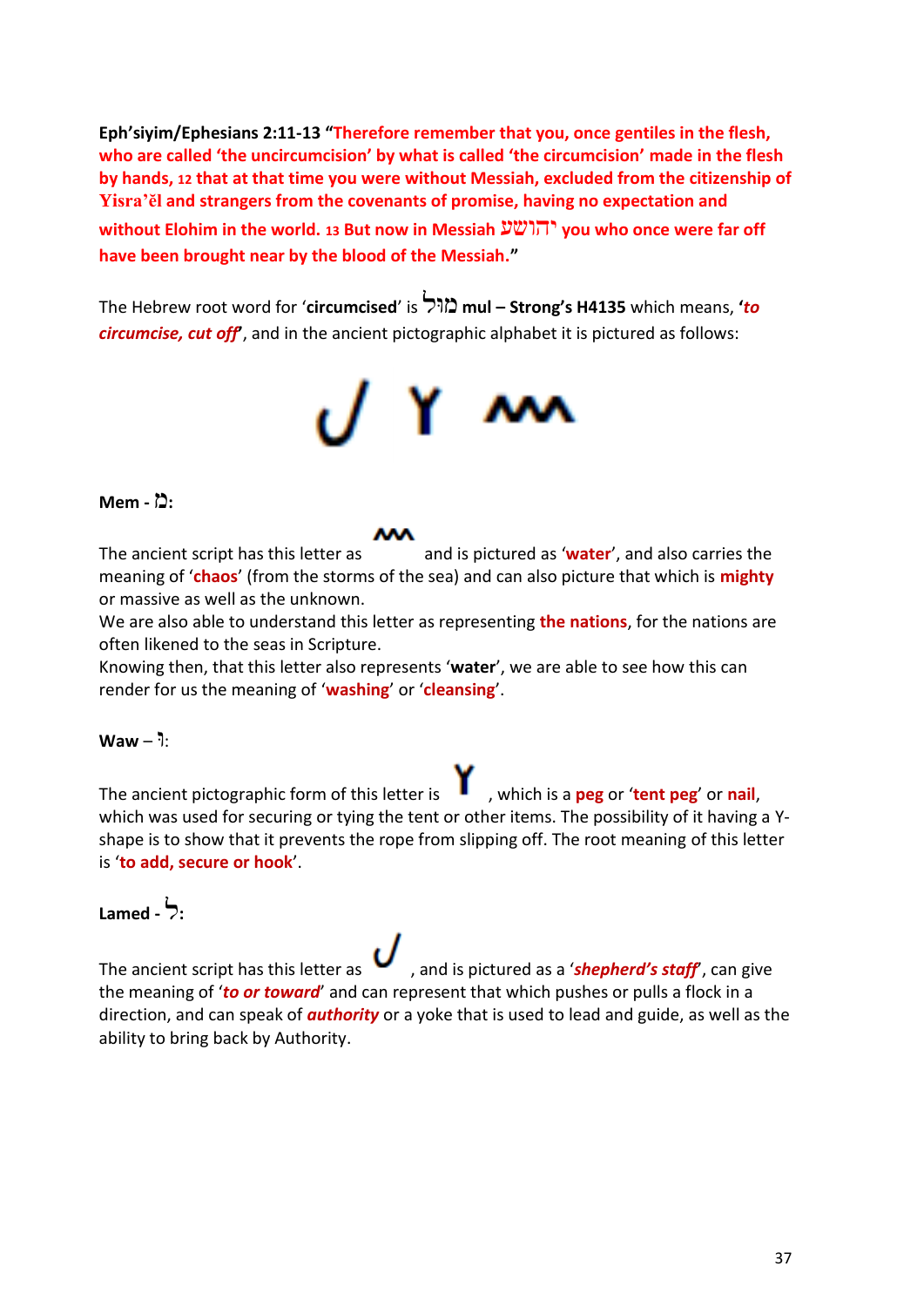**Eph'siyim/Ephesians 2:11-13 "Therefore remember that you, once gentiles in the flesh, who are called 'the uncircumcision' by what is called 'the circumcision' made in the flesh by hands, 12 that at that time you were without Messiah, excluded from the citizenship of Yisra'ěl and strangers from the covenants of promise, having no expectation and without Elohim in the world. 13 But now in Messiah יהושע you who once were far off have been brought near by the blood of the Messiah."**

The Hebrew root word for '**circumcised**' is מול **mul – Strong's H4135** which means, '***to circumcise, cut off***', and in the ancient pictographic alphabet it is pictured as follows:

**Mem - מ:**

The ancient script has this letter as and is pictured as '**water**', and also carries the meaning of '**chaos**' (from the storms of the sea) and can also picture that which is **mighty** or massive as well as the unknown.

We are also able to understand this letter as representing **the nations**, for the nations are often likened to the seas in Scripture.

Knowing then, that this letter also represents '**water**', we are able to see how this can render for us the meaning of '**washing**' or '**cleansing**'.

**Waw – ו:**

The ancient pictographic form of this letter is , which is a **peg** or '**tent peg**' or **nail**, which was used for securing or tying the tent or other items. The possibility of it having a Y-shape is to show that it prevents the rope from slipping off. The root meaning of this letter is '**to add, secure or hook**'.

**Lamed - ל:**

The ancient script has this letter as , and is pictured as a '***shepherd's staff***', can give the meaning of '***to or toward***' and can represent that which pushes or pulls a flock in a direction, and can speak of ***authority*** or a yoke that is used to lead and guide, as well as the ability to bring back by Authority.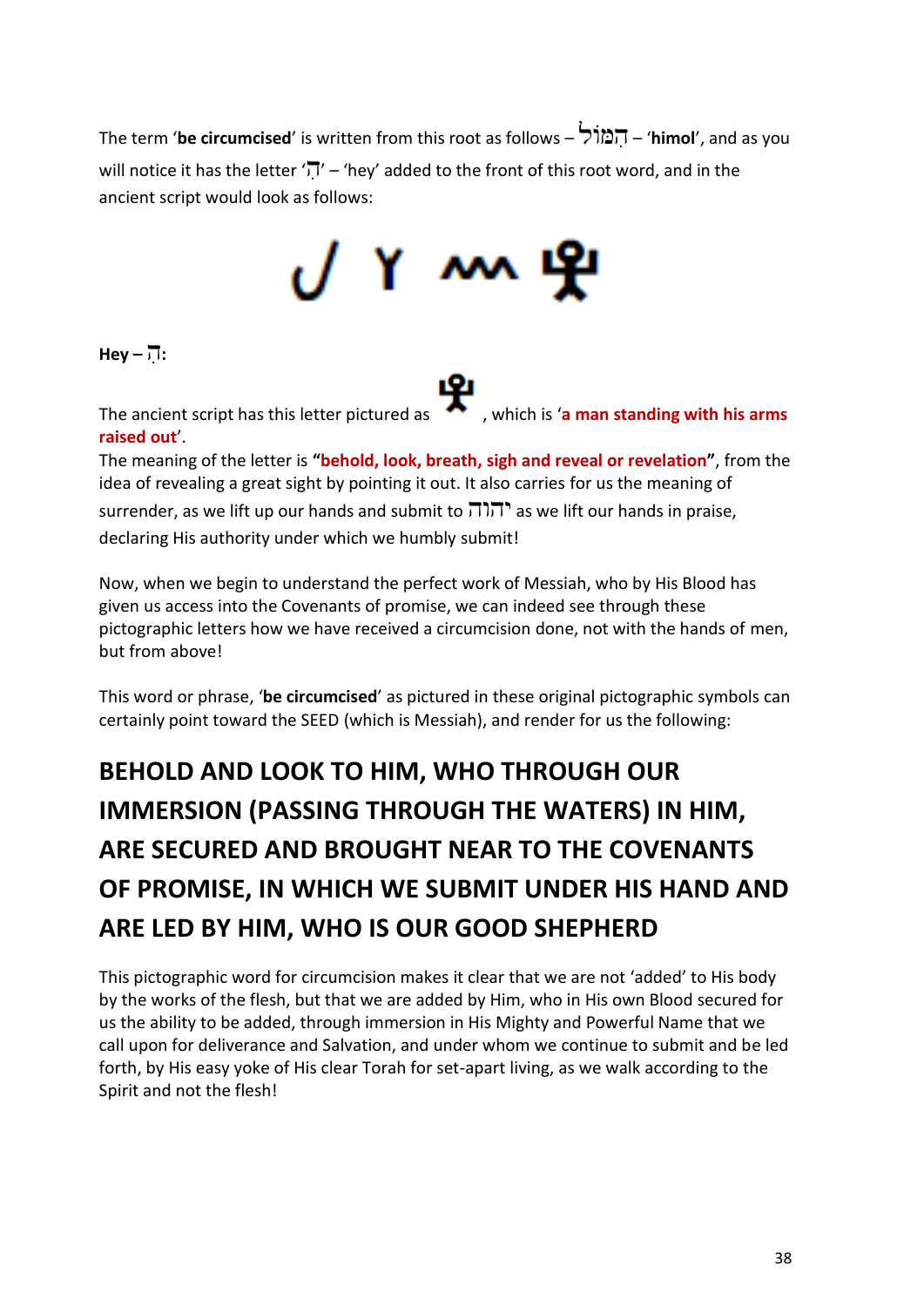The term '**be circumcised**' is written from this root as follows – הִמּוֹל – '**himol**', and as you will notice it has the letter 'הִ' – 'hey' added to the front of this root word, and in the ancient script would look as follows:

**Hey – הִ:**

The ancient script has this letter pictured as , which is '**a man standing with his arms raised out**'.

The meaning of the letter is **"behold, look, breath, sigh and reveal or revelation"**, from the idea of revealing a great sight by pointing it out. It also carries for us the meaning of surrender, as we lift up our hands and submit to יהוה as we lift our hands in praise, declaring His authority under which we humbly submit!

Now, when we begin to understand the perfect work of Messiah, who by His Blood has given us access into the Covenants of promise, we can indeed see through these pictographic letters how we have received a circumcision done, not with the hands of men, but from above!

This word or phrase, '**be circumcised**' as pictured in these original pictographic symbols can certainly point toward the SEED (which is Messiah), and render for us the following:

## BEHOLD AND LOOK TO HIM, WHO THROUGH OUR IMMERSION (PASSING THROUGH THE WATERS) IN HIM, ARE SECURED AND BROUGHT NEAR TO THE COVENANTS OF PROMISE, IN WHICH WE SUBMIT UNDER HIS HAND AND ARE LED BY HIM, WHO IS OUR GOOD SHEPHERD

This pictographic word for circumcision makes it clear that we are not 'added' to His body by the works of the flesh, but that we are added by Him, who in His own Blood secured for us the ability to be added, through immersion in His Mighty and Powerful Name that we call upon for deliverance and Salvation, and under whom we continue to submit and be led forth, by His easy yoke of His clear Torah for set-apart living, as we walk according to the Spirit and not the flesh!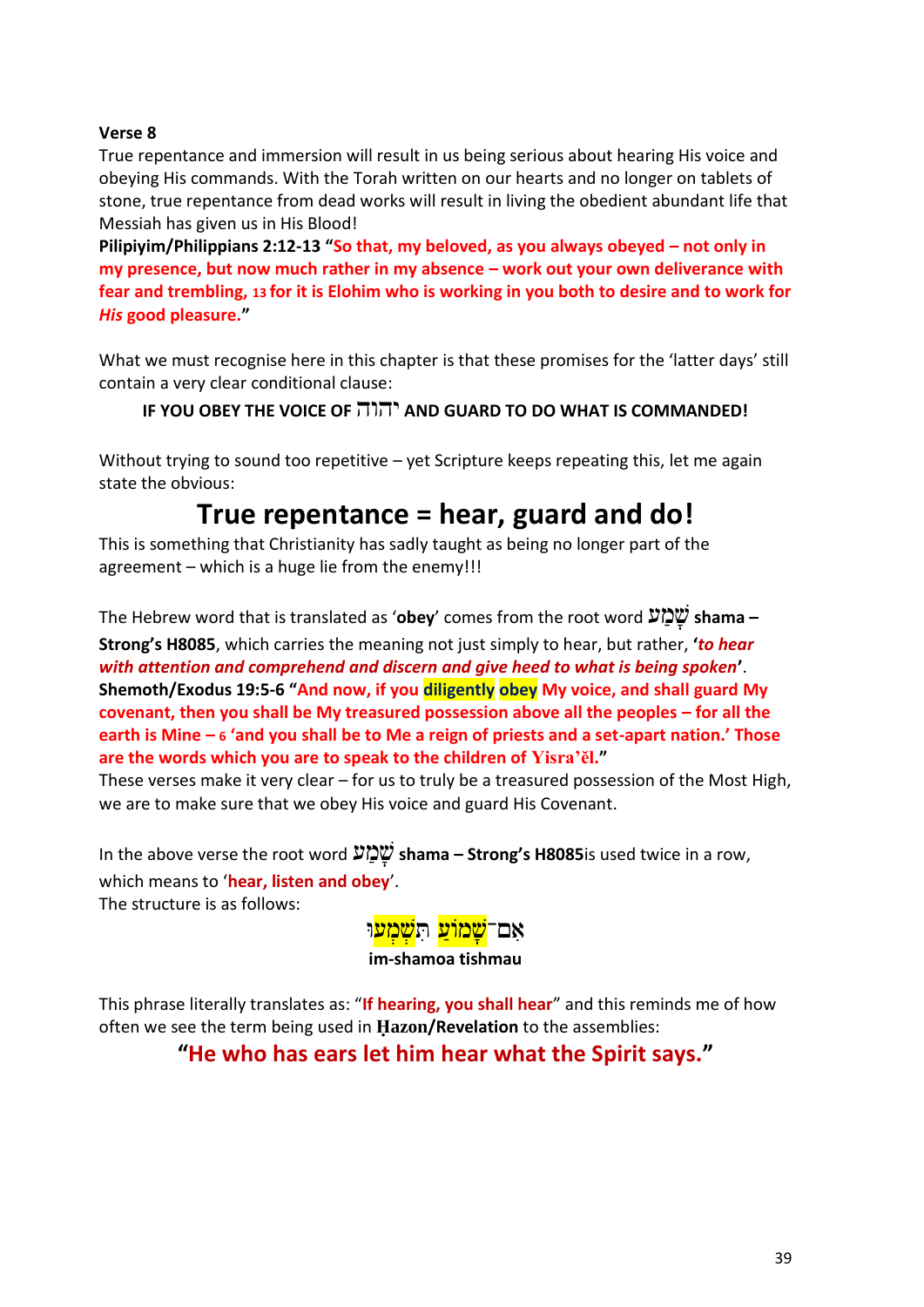**Verse 8**

True repentance and immersion will result in us being serious about hearing His voice and obeying His commands. With the Torah written on our hearts and no longer on tablets of stone, true repentance from dead works will result in living the obedient abundant life that Messiah has given us in His Blood!

**Pilipiyim/Philippians 2:12-13 "So that, my beloved, as you always obeyed – not only in my presence, but now much rather in my absence – work out your own deliverance with fear and trembling, 13 for it is Elohim who is working in you both to desire and to work for *His* good pleasure."**

What we must recognise here in this chapter is that these promises for the 'latter days' still contain a very clear conditional clause:

**IF YOU OBEY THE VOICE OF יהוה AND GUARD TO DO WHAT IS COMMANDED!**

Without trying to sound too repetitive – yet Scripture keeps repeating this, let me again state the obvious:

## True repentance = hear, guard and do!

This is something that Christianity has sadly taught as being no longer part of the agreement – which is a huge lie from the enemy!!!

The Hebrew word that is translated as '**obey**' comes from the root word שָׁמַע **shama – Strong's H8085**, which carries the meaning not just simply to hear, but rather, '***to hear with attention and comprehend and discern and give heed to what is being spoken***'.

**Shemoth/Exodus 19:5-6 "And now, if you diligently obey My voice, and shall guard My covenant, then you shall be My treasured possession above all the peoples – for all the earth is Mine – 6 'and you shall be to Me a reign of priests and a set-apart nation.' Those are the words which you are to speak to the children of Yisra'ěl."**

These verses make it very clear – for us to truly be a treasured possession of the Most High, we are to make sure that we obey His voice and guard His Covenant.

In the above verse the root word שָׁמַע **shama – Strong's H8085**is used twice in a row, which means to '**hear, listen and obey**'.

The structure is as follows:

אִם־שָׁמוֹעַ תִּשְׁמְעוּ

**im-shamoa tishmau**

This phrase literally translates as: "**If hearing, you shall hear**" and this reminds me of how often we see the term being used in **Ḥazon/Revelation** to the assemblies:

**"He who has ears let him hear what the Spirit says."**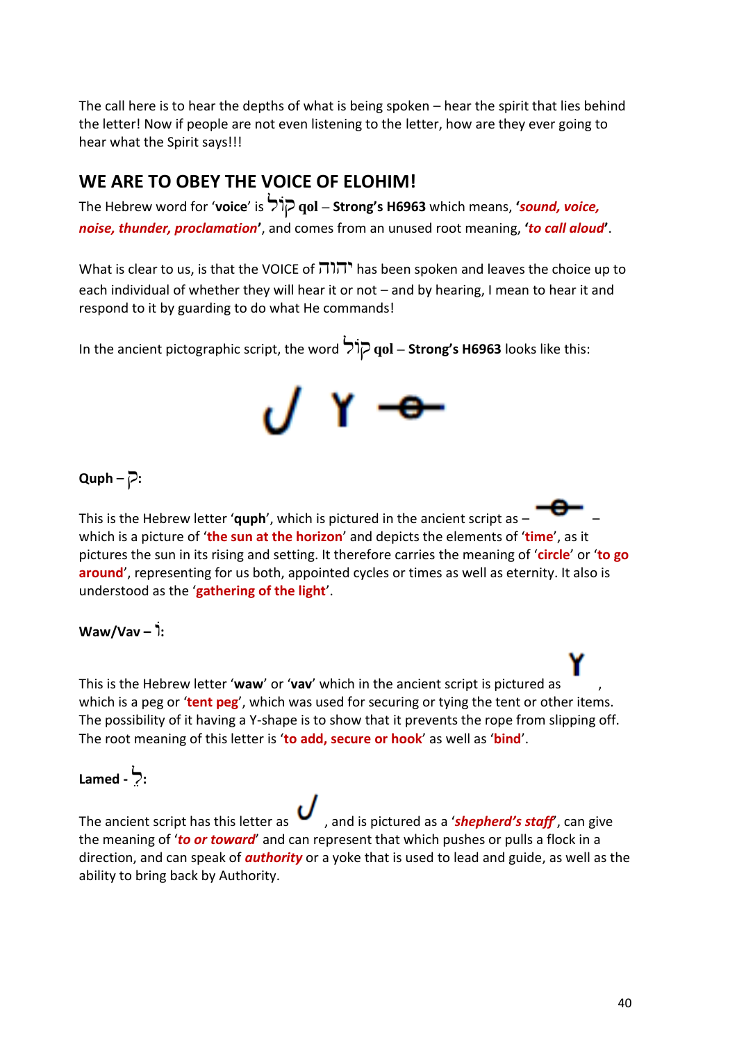The call here is to hear the depths of what is being spoken – hear the spirit that lies behind the letter! Now if people are not even listening to the letter, how are they ever going to hear what the Spirit says!!!

## WE ARE TO OBEY THE VOICE OF ELOHIM!

The Hebrew word for '**voice**' is קוֹל **qol** – **Strong's H6963** which means, **'*sound, voice, noise, thunder, proclamation*'**, and comes from an unused root meaning, **'*to call aloud*'**.

What is clear to us, is that the VOICE of יהוה has been spoken and leaves the choice up to each individual of whether they will hear it or not – and by hearing, I mean to hear it and respond to it by guarding to do what He commands!

In the ancient pictographic script, the word קוֹל **qol** – **Strong's H6963** looks like this:

**Quph – ק:**

This is the Hebrew letter '**quph**', which is pictured in the ancient script as – which is a picture of '**the sun at the horizon**' and depicts the elements of '**time**', as it pictures the sun in its rising and setting. It therefore carries the meaning of '**circle**' or '**to go around**', representing for us both, appointed cycles or times as well as eternity. It also is understood as the '**gathering of the light**'.

**Waw/Vav – וֹ:**

This is the Hebrew letter '**waw**' or '**vav**' which in the ancient script is pictured as , which is a peg or '**tent peg**', which was used for securing or tying the tent or other items. The possibility of it having a Y-shape is to show that it prevents the rope from slipping off. The root meaning of this letter is '**to add, secure or hook**' as well as '**bind**'.

**Lamed - לֹ:**

The ancient script has this letter as , and is pictured as a '***shepherd's staff***', can give the meaning of '***to or toward***' and can represent that which pushes or pulls a flock in a direction, and can speak of ***authority*** or a yoke that is used to lead and guide, as well as the ability to bring back by Authority.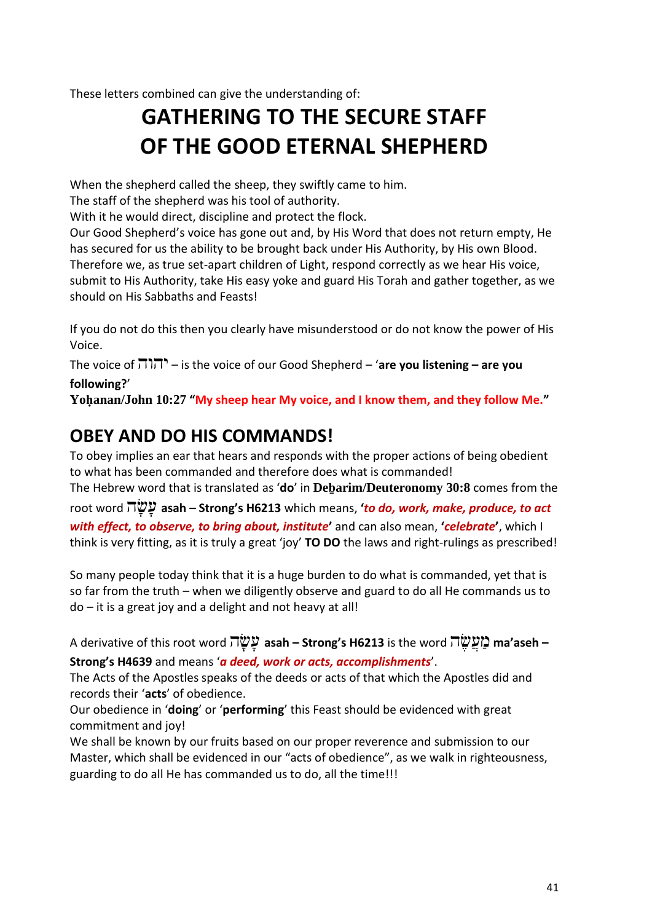These letters combined can give the understanding of:

# GATHERING TO THE SECURE STAFF OF THE GOOD ETERNAL SHEPHERD

When the shepherd called the sheep, they swiftly came to him.
The staff of the shepherd was his tool of authority.
With it he would direct, discipline and protect the flock.
Our Good Shepherd's voice has gone out and, by His Word that does not return empty, He has secured for us the ability to be brought back under His Authority, by His own Blood. Therefore we, as true set-apart children of Light, respond correctly as we hear His voice, submit to His Authority, take His easy yoke and guard His Torah and gather together, as we should on His Sabbaths and Feasts!

If you do not do this then you clearly have misunderstood or do not know the power of His Voice.
The voice of יהוה – is the voice of our Good Shepherd – '**are you listening – are you following?**'
**Yoḥanan/John 10:27 "My sheep hear My voice, and I know them, and they follow Me."**

## OBEY AND DO HIS COMMANDS!

To obey implies an ear that hears and responds with the proper actions of being obedient to what has been commanded and therefore does what is commanded!
The Hebrew word that is translated as '**do**' in **Deḇarim/Deuteronomy 30:8** comes from the root word עָשָׂה **asah – Strong's H6213** which means, **'*to do, work, make, produce, to act with effect, to observe, to bring about, institute*'** and can also mean, **'*celebrate*'**, which I think is very fitting, as it is truly a great 'joy' **TO DO** the laws and right-rulings as prescribed!

So many people today think that it is a huge burden to do what is commanded, yet that is so far from the truth – when we diligently observe and guard to do all He commands us to do – it is a great joy and a delight and not heavy at all!

A derivative of this root word עָשָׂה **asah – Strong's H6213** is the word מַעֲשֶׂה **ma'aseh – Strong's H4639** and means '***a deed, work or acts, accomplishments***'.
The Acts of the Apostles speaks of the deeds or acts of that which the Apostles did and records their '**acts**' of obedience.
Our obedience in '**doing**' or '**performing**' this Feast should be evidenced with great commitment and joy!
We shall be known by our fruits based on our proper reverence and submission to our Master, which shall be evidenced in our "acts of obedience", as we walk in righteousness, guarding to do all He has commanded us to do, all the time!!!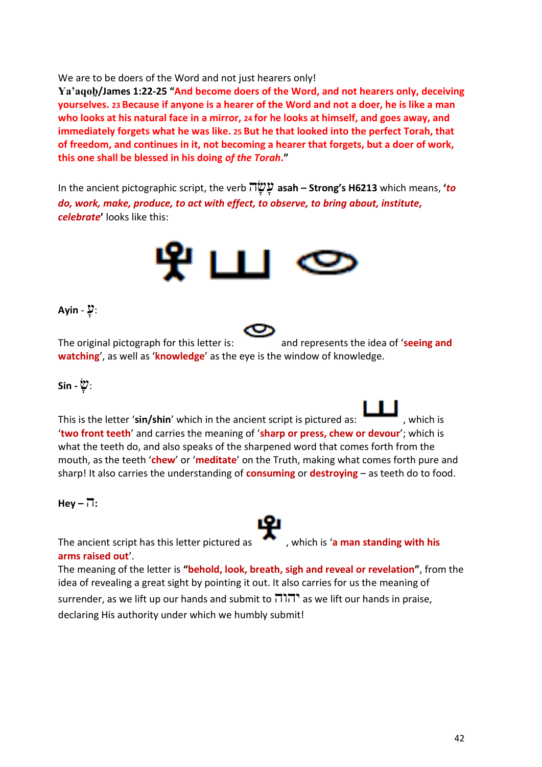We are to be doers of the Word and not just hearers only!

**Ya'aqob/James 1:22-25 "And become doers of the Word, and not hearers only, deceiving yourselves. 23 Because if anyone is a hearer of the Word and not a doer, he is like a man who looks at his natural face in a mirror, 24 for he looks at himself, and goes away, and immediately forgets what he was like. 25 But he that looked into the perfect Torah, that of freedom, and continues in it, not becoming a hearer that forgets, but a doer of work, this one shall be blessed in his doing *of the Torah*."**

In the ancient pictographic script, the verb עָשָׂה **asah – Strong's H6213** which means, '***to do, work, make, produce, to act with effect, to observe, to bring about, institute, celebrate***' looks like this:

**Ayin - עָ:**

The original pictograph for this letter is: and represents the idea of '**seeing and watching**', as well as '**knowledge**' as the eye is the window of knowledge.

**Sin - שָׂ:**

This is the letter '**sin/shin**' which in the ancient script is pictured as: , which is '**two front teeth**' and carries the meaning of '**sharp or press, chew or devour**'; which is what the teeth do, and also speaks of the sharpened word that comes forth from the mouth, as the teeth '**chew**' or '**meditate**' on the Truth, making what comes forth pure and sharp! It also carries the understanding of **consuming** or **destroying** – as teeth do to food.

**Hey – ה:**

The ancient script has this letter pictured as , which is '**a man standing with his arms raised out**'.

The meaning of the letter is **"behold, look, breath, sigh and reveal or revelation"**, from the idea of revealing a great sight by pointing it out. It also carries for us the meaning of surrender, as we lift up our hands and submit to יהוה as we lift our hands in praise, declaring His authority under which we humbly submit!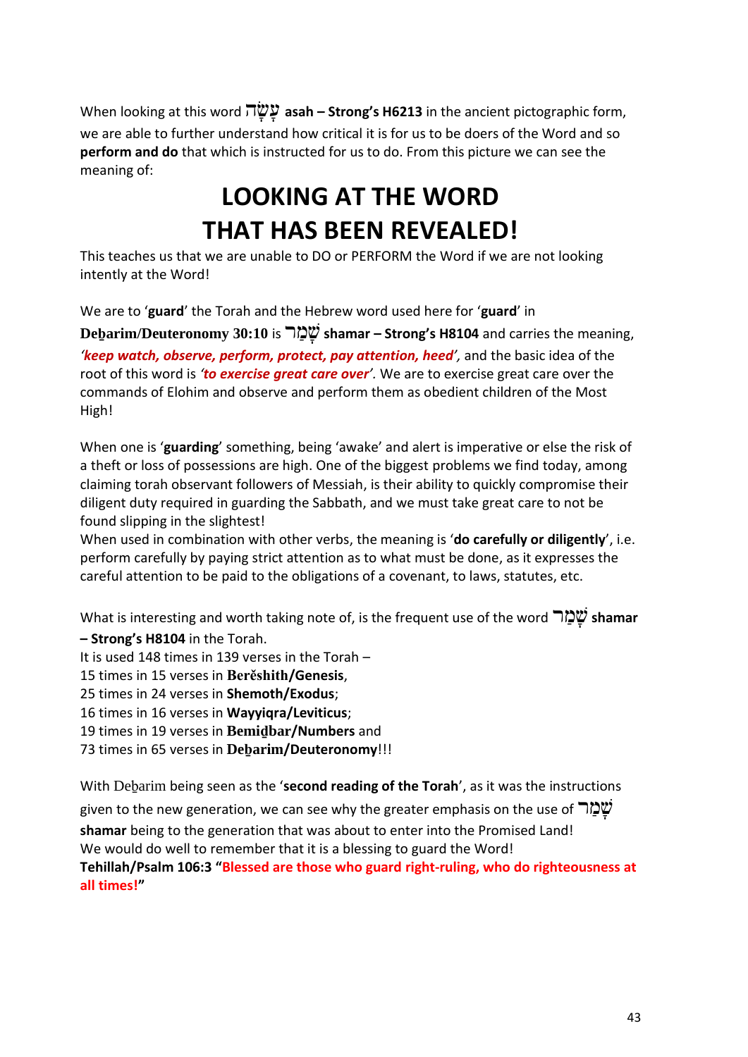When looking at this word עָשָׂה **asah – Strong's H6213** in the ancient pictographic form, we are able to further understand how critical it is for us to be doers of the Word and so **perform and do** that which is instructed for us to do. From this picture we can see the meaning of:

# LOOKING AT THE WORD THAT HAS BEEN REVEALED!

This teaches us that we are unable to DO or PERFORM the Word if we are not looking intently at the Word!

We are to '**guard**' the Torah and the Hebrew word used here for '**guard**' in **Deḇarim/Deuteronomy 30:10** is שָׁמַר **shamar – Strong's H8104** and carries the meaning, ***'keep watch, observe, perform, protect, pay attention, heed'***, and the basic idea of the root of this word is ***'to exercise great care over'***. We are to exercise great care over the commands of Elohim and observe and perform them as obedient children of the Most High!

When one is '**guarding**' something, being 'awake' and alert is imperative or else the risk of a theft or loss of possessions are high. One of the biggest problems we find today, among claiming torah observant followers of Messiah, is their ability to quickly compromise their diligent duty required in guarding the Sabbath, and we must take great care to not be found slipping in the slightest!
When used in combination with other verbs, the meaning is '**do carefully or diligently**', i.e. perform carefully by paying strict attention as to what must be done, as it expresses the careful attention to be paid to the obligations of a covenant, to laws, statutes, etc.

What is interesting and worth taking note of, is the frequent use of the word שָׁמַר **shamar – Strong's H8104** in the Torah.
It is used 148 times in 139 verses in the Torah –
15 times in 15 verses in **Berěshith/Genesis**,
25 times in 24 verses in **Shemoth/Exodus**;
16 times in 16 verses in **Wayyiqra/Leviticus**;
19 times in 19 verses in **Bemiḏbar/Numbers** and
73 times in 65 verses in **Deḇarim/Deuteronomy**!!!

With Deḇarim being seen as the '**second reading of the Torah**', as it was the instructions given to the new generation, we can see why the greater emphasis on the use of שָׁמַר **shamar** being to the generation that was about to enter into the Promised Land!
We would do well to remember that it is a blessing to guard the Word!
**Tehillah/Psalm 106:3 "Blessed are those who guard right-ruling, who do righteousness at all times!"**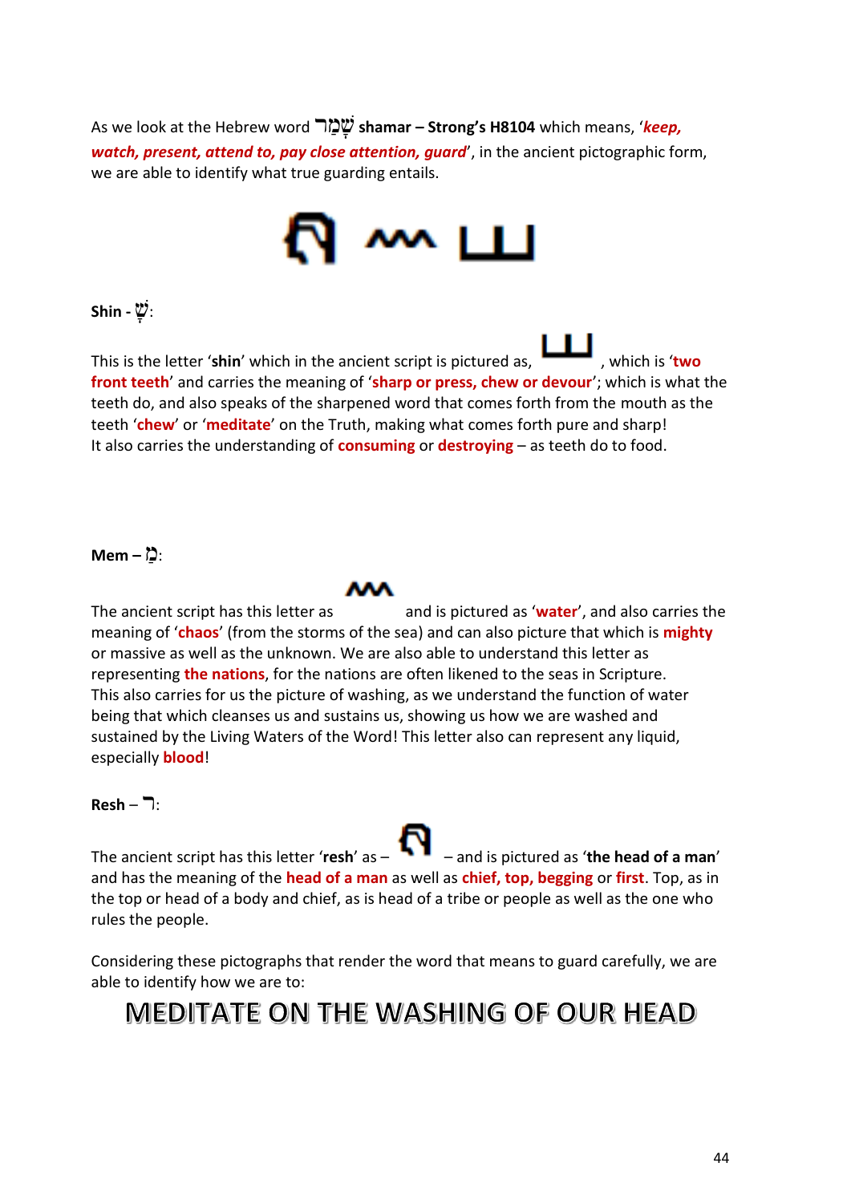As we look at the Hebrew word שָׁמַר **shamar – Strong's H8104** which means, '***keep, watch, present, attend to, pay close attention, guard***', in the ancient pictographic form, we are able to identify what true guarding entails.

**Shin - שׁ:**

This is the letter '**shin**' which in the ancient script is pictured as, , which is '**two front teeth**' and carries the meaning of '**sharp or press, chew or devour**'; which is what the teeth do, and also speaks of the sharpened word that comes forth from the mouth as the teeth '**chew**' or '**meditate**' on the Truth, making what comes forth pure and sharp! It also carries the understanding of **consuming** or **destroying** – as teeth do to food.

**Mem – מַ:**

The ancient script has this letter as and is pictured as '**water**', and also carries the meaning of '**chaos**' (from the storms of the sea) and can also picture that which is **mighty** or massive as well as the unknown. We are also able to understand this letter as representing **the nations**, for the nations are often likened to the seas in Scripture. This also carries for us the picture of washing, as we understand the function of water being that which cleanses us and sustains us, showing us how we are washed and sustained by the Living Waters of the Word! This letter also can represent any liquid, especially **blood**!

**Resh – ר:**

The ancient script has this letter '**resh**' as – – and is pictured as '**the head of a man**' and has the meaning of the **head of a man** as well as **chief, top, begging** or **first**. Top, as in the top or head of a body and chief, as is head of a tribe or people as well as the one who rules the people.

Considering these pictographs that render the word that means to guard carefully, we are able to identify how we are to:

## MEDITATE ON THE WASHING OF OUR HEAD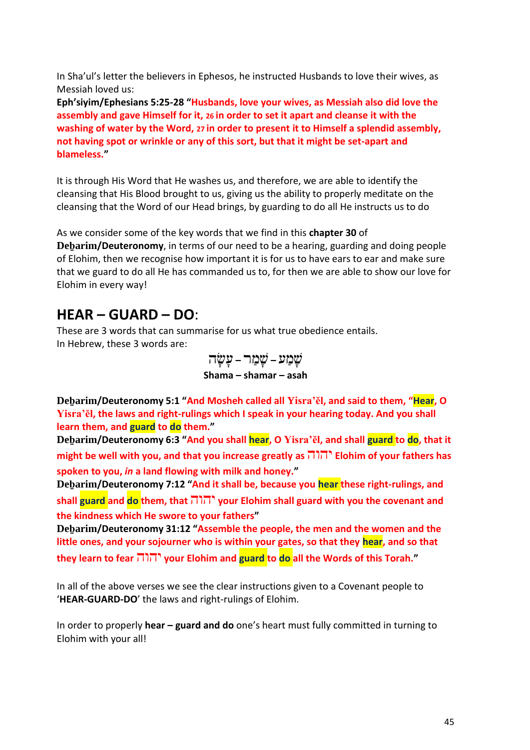In Sha'ul's letter the believers in Ephesos, he instructed Husbands to love their wives, as Messiah loved us:

**Eph'siyim/Ephesians 5:25-28 "Husbands, love your wives, as Messiah also did love the assembly and gave Himself for it, 26 in order to set it apart and cleanse it with the washing of water by the Word, 27 in order to present it to Himself a splendid assembly, not having spot or wrinkle or any of this sort, but that it might be set-apart and blameless."**

It is through His Word that He washes us, and therefore, we are able to identify the cleansing that His Blood brought to us, giving us the ability to properly meditate on the cleansing that the Word of our Head brings, by guarding to do all He instructs us to do

As we consider some of the key words that we find in this **chapter 30** of **Deḇarim/Deuteronomy**, in terms of our need to be a hearing, guarding and doing people of Elohim, then we recognise how important it is for us to have ears to ear and make sure that we guard to do all He has commanded us to, for then we are able to show our love for Elohim in every way!

## HEAR – GUARD – DO:

These are 3 words that can summarise for us what true obedience entails.
In Hebrew, these 3 words are:

שָׁמַע – שָׁמַר – עָשָׂה

**Shama – shamar – asah**

**Deḇarim/Deuteronomy 5:1 "And Mosheh called all Yisra'ĕl, and said to them, "Hear, O Yisra'ĕl, the laws and right-rulings which I speak in your hearing today. And you shall learn them, and guard to do them."**
**Deḇarim/Deuteronomy 6:3 "And you shall hear, O Yisra'ĕl, and shall guard to do, that it might be well with you, and that you increase greatly as יהוה Elohim of your fathers has spoken to you, *in* a land flowing with milk and honey."**
**Deḇarim/Deuteronomy 7:12 "And it shall be, because you hear these right-rulings, and shall guard and do them, that יהוה your Elohim shall guard with you the covenant and the kindness which He swore to your fathers"**
**Deḇarim/Deuteronomy 31:12 "Assemble the people, the men and the women and the little ones, and your sojourner who is within your gates, so that they hear, and so that they learn to fear יהוה your Elohim and guard to do all the Words of this Torah."**

In all of the above verses we see the clear instructions given to a Covenant people to '**HEAR-GUARD-DO**' the laws and right-rulings of Elohim.

In order to properly **hear – guard and do** one's heart must fully committed in turning to Elohim with your all!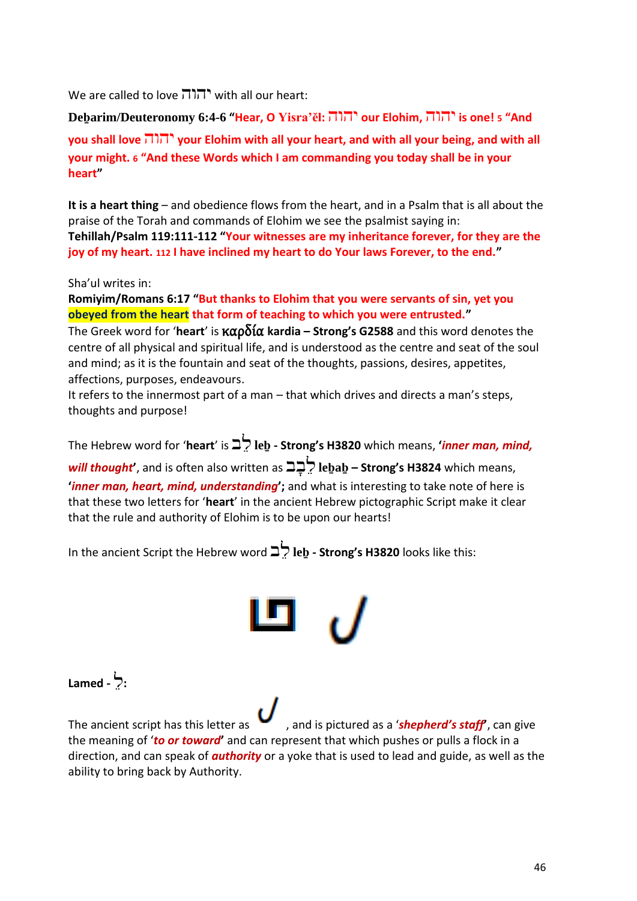We are called to love יהוה with all our heart:

**Deḇarim/Deuteronomy 6:4-6 "Hear, O Yisra'ěl: יהוה our Elohim, יהוה is one! 5 "And you shall love יהוה your Elohim with all your heart, and with all your being, and with all your might. 6 "And these Words which I am commanding you today shall be in your heart"**

**It is a heart thing** – and obedience flows from the heart, and in a Psalm that is all about the praise of the Torah and commands of Elohim we see the psalmist saying in:

**Tehillah/Psalm 119:111-112 "Your witnesses are my inheritance forever, for they are the joy of my heart. 112 I have inclined my heart to do Your laws Forever, to the end."**

Sha'ul writes in:

**Romiyim/Romans 6:17 "But thanks to Elohim that you were servants of sin, yet you obeyed from the heart that form of teaching to which you were entrusted."**

The Greek word for '**heart**' is **καρδία kardia – Strong's G2588** and this word denotes the centre of all physical and spiritual life, and is understood as the centre and seat of the soul and mind; as it is the fountain and seat of the thoughts, passions, desires, appetites, affections, purposes, endeavours.

It refers to the innermost part of a man – that which drives and directs a man's steps, thoughts and purpose!

The Hebrew word for '**heart**' is **לֵב leḇ - Strong's H3820** which means, '***inner man, mind, will thought***', and is often also written as **לֵבָב leḇaḇ – Strong's H3824** which means, '***inner man, heart, mind, understanding***'**;** and what is interesting to take note of here is that these two letters for '**heart**' in the ancient Hebrew pictographic Script make it clear that the rule and authority of Elohim is to be upon our hearts!

In the ancient Script the Hebrew word **לֵב leḇ - Strong's H3820** looks like this:

**Lamed - לְ:**

The ancient script has this letter as , and is pictured as a '***shepherd's staff***', can give the meaning of '***to or toward***' and can represent that which pushes or pulls a flock in a direction, and can speak of ***authority*** or a yoke that is used to lead and guide, as well as the ability to bring back by Authority.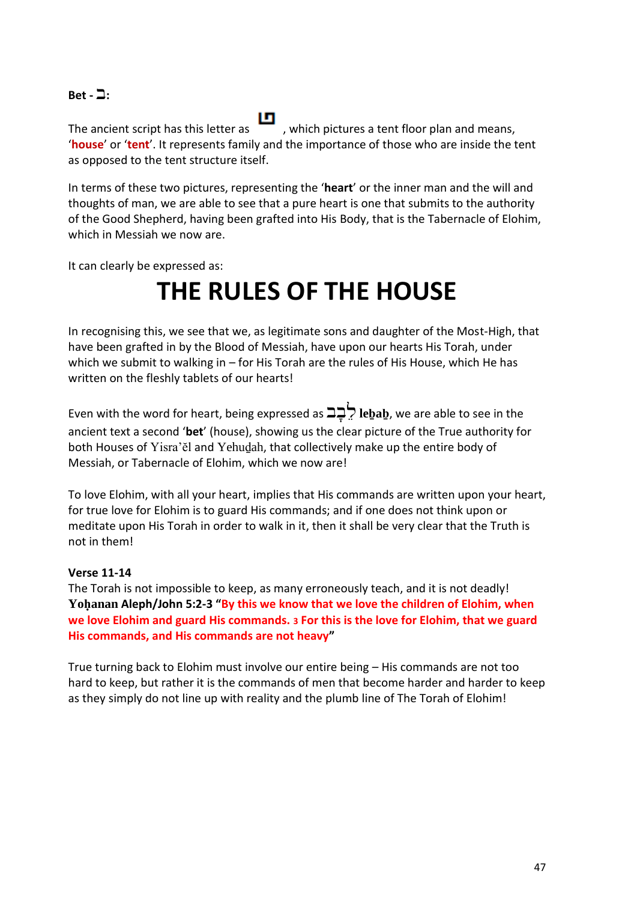**Bet - ב:**

The ancient script has this letter as , which pictures a tent floor plan and means, '**house**' or '**tent**'. It represents family and the importance of those who are inside the tent as opposed to the tent structure itself.

In terms of these two pictures, representing the '**heart**' or the inner man and the will and thoughts of man, we are able to see that a pure heart is one that submits to the authority of the Good Shepherd, having been grafted into His Body, that is the Tabernacle of Elohim, which in Messiah we now are.

It can clearly be expressed as:

# THE RULES OF THE HOUSE

In recognising this, we see that we, as legitimate sons and daughter of the Most-High, that have been grafted in by the Blood of Messiah, have upon our hearts His Torah, under which we submit to walking in – for His Torah are the rules of His House, which He has written on the fleshly tablets of our hearts!

Even with the word for heart, being expressed as לֵבָב **leḇaḇ**, we are able to see in the ancient text a second '**bet**' (house), showing us the clear picture of the True authority for both Houses of Yisra'ěl and Yehuḏah, that collectively make up the entire body of Messiah, or Tabernacle of Elohim, which we now are!

To love Elohim, with all your heart, implies that His commands are written upon your heart, for true love for Elohim is to guard His commands; and if one does not think upon or meditate upon His Torah in order to walk in it, then it shall be very clear that the Truth is not in them!

**Verse 11-14**
The Torah is not impossible to keep, as many erroneously teach, and it is not deadly!
**Yoḥanan Aleph/John 5:2-3 "By this we know that we love the children of Elohim, when we love Elohim and guard His commands. 3 For this is the love for Elohim, that we guard His commands, and His commands are not heavy"**

True turning back to Elohim must involve our entire being – His commands are not too hard to keep, but rather it is the commands of men that become harder and harder to keep as they simply do not line up with reality and the plumb line of The Torah of Elohim!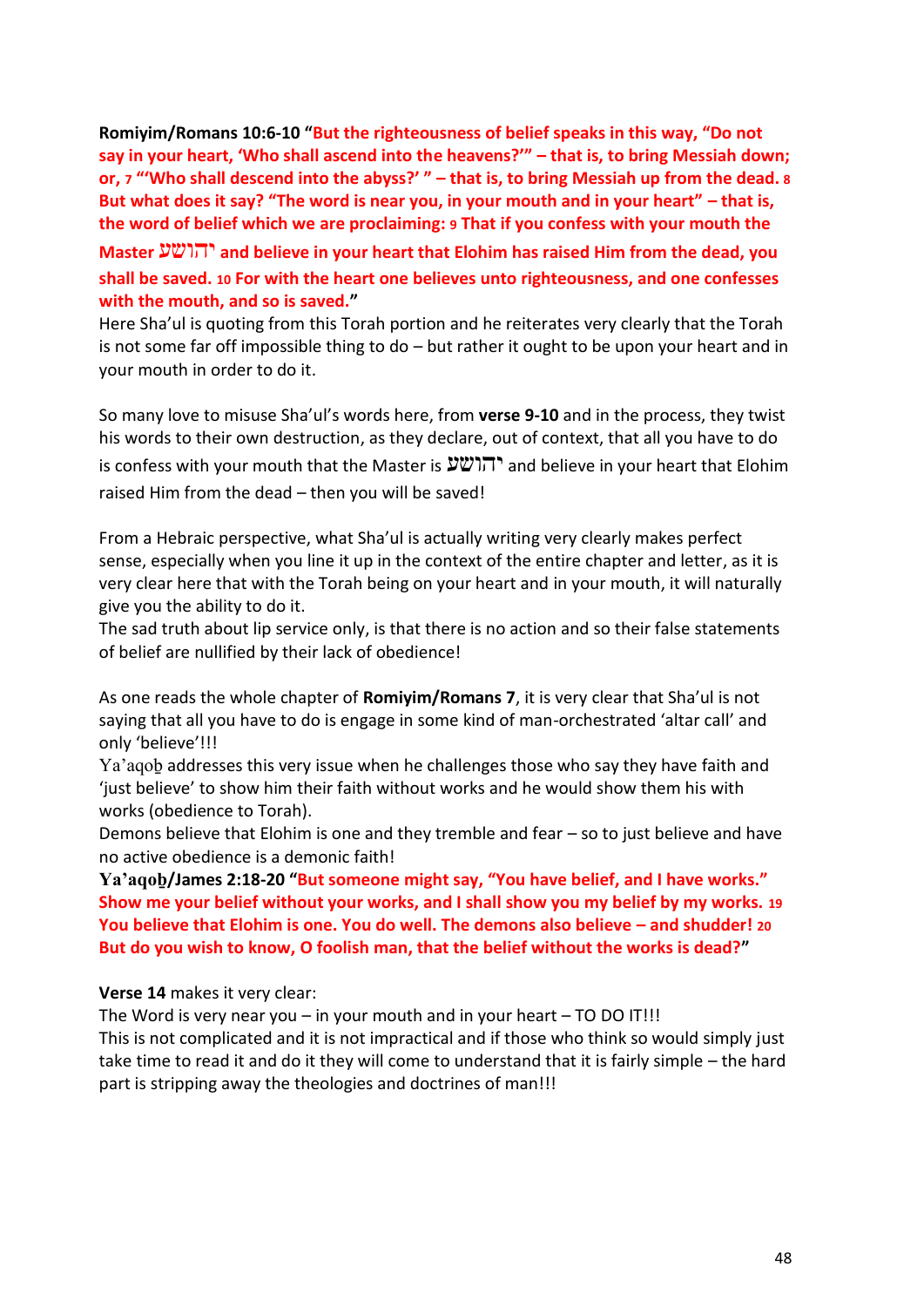**Romiyim/Romans 10:6-10 "But the righteousness of belief speaks in this way, "Do not say in your heart, 'Who shall ascend into the heavens?'" – that is, to bring Messiah down; or, 7 "'Who shall descend into the abyss?' " – that is, to bring Messiah up from the dead. 8 But what does it say? "The word is near you, in your mouth and in your heart" – that is, the word of belief which we are proclaiming: 9 That if you confess with your mouth the Master יהושע and believe in your heart that Elohim has raised Him from the dead, you shall be saved. 10 For with the heart one believes unto righteousness, and one confesses with the mouth, and so is saved."**

Here Sha'ul is quoting from this Torah portion and he reiterates very clearly that the Torah is not some far off impossible thing to do – but rather it ought to be upon your heart and in your mouth in order to do it.

So many love to misuse Sha'ul's words here, from **verse 9-10** and in the process, they twist his words to their own destruction, as they declare, out of context, that all you have to do is confess with your mouth that the Master is יהושע and believe in your heart that Elohim raised Him from the dead – then you will be saved!

From a Hebraic perspective, what Sha'ul is actually writing very clearly makes perfect sense, especially when you line it up in the context of the entire chapter and letter, as it is very clear here that with the Torah being on your heart and in your mouth, it will naturally give you the ability to do it.

The sad truth about lip service only, is that there is no action and so their false statements of belief are nullified by their lack of obedience!

As one reads the whole chapter of **Romiyim/Romans 7**, it is very clear that Sha'ul is not saying that all you have to do is engage in some kind of man-orchestrated 'altar call' and only 'believe'!!!

Ya'aqoḇ addresses this very issue when he challenges those who say they have faith and 'just believe' to show him their faith without works and he would show them his with works (obedience to Torah).

Demons believe that Elohim is one and they tremble and fear – so to just believe and have no active obedience is a demonic faith!

**Ya'aqoḇ/James 2:18-20 "But someone might say, "You have belief, and I have works." Show me your belief without your works, and I shall show you my belief by my works. 19 You believe that Elohim is one. You do well. The demons also believe – and shudder! 20 But do you wish to know, O foolish man, that the belief without the works is dead?"**

**Verse 14** makes it very clear:

The Word is very near you – in your mouth and in your heart – TO DO IT!!!

This is not complicated and it is not impractical and if those who think so would simply just take time to read it and do it they will come to understand that it is fairly simple – the hard part is stripping away the theologies and doctrines of man!!!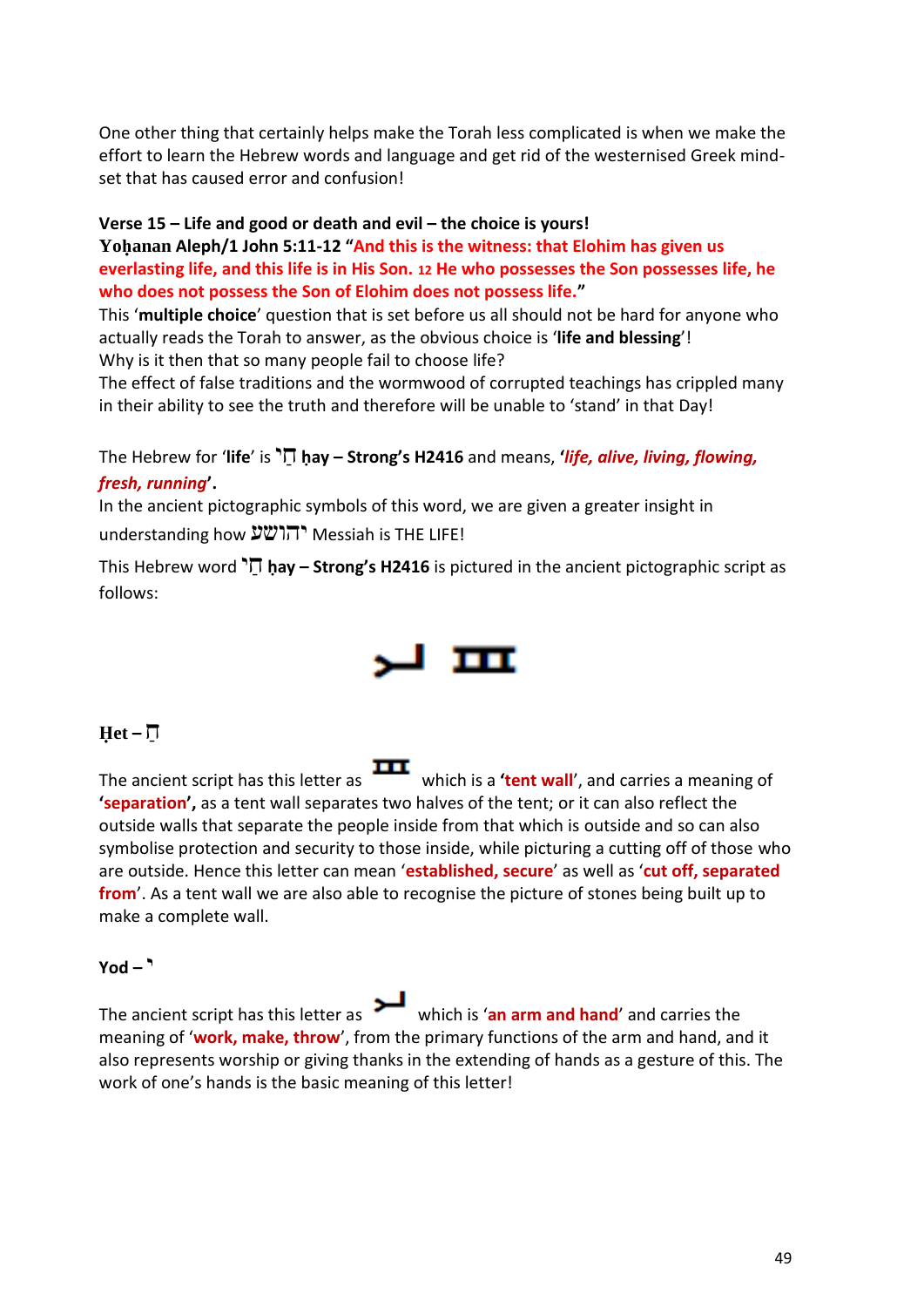One other thing that certainly helps make the Torah less complicated is when we make the effort to learn the Hebrew words and language and get rid of the westernised Greek mind-set that has caused error and confusion!

**Verse 15 – Life and good or death and evil – the choice is yours!**

**Yoḥanan Aleph/1 John 5:11-12 "And this is the witness: that Elohim has given us everlasting life, and this life is in His Son. 12 He who possesses the Son possesses life, he who does not possess the Son of Elohim does not possess life."**

This '**multiple choice**' question that is set before us all should not be hard for anyone who actually reads the Torah to answer, as the obvious choice is '**life and blessing**'!

Why is it then that so many people fail to choose life?

The effect of false traditions and the wormwood of corrupted teachings has crippled many in their ability to see the truth and therefore will be unable to 'stand' in that Day!

The Hebrew for '**life**' is **חַי ḥay – Strong's H2416** and means, '***life, alive, living, flowing, fresh, running***'.

In the ancient pictographic symbols of this word, we are given a greater insight in understanding how יהושע Messiah is THE LIFE!

This Hebrew word **חַי ḥay – Strong's H2416** is pictured in the ancient pictographic script as follows:

**Ḥet – ח**

The ancient script has this letter as which is a '**tent wall**', and carries a meaning of '**separation**', as a tent wall separates two halves of the tent; or it can also reflect the outside walls that separate the people inside from that which is outside and so can also symbolise protection and security to those inside, while picturing a cutting off of those who are outside. Hence this letter can mean '**established, secure**' as well as '**cut off, separated from**'. As a tent wall we are also able to recognise the picture of stones being built up to make a complete wall.

**Yod – י**

The ancient script has this letter as which is '**an arm and hand**' and carries the meaning of '**work, make, throw**', from the primary functions of the arm and hand, and it also represents worship or giving thanks in the extending of hands as a gesture of this. The work of one's hands is the basic meaning of this letter!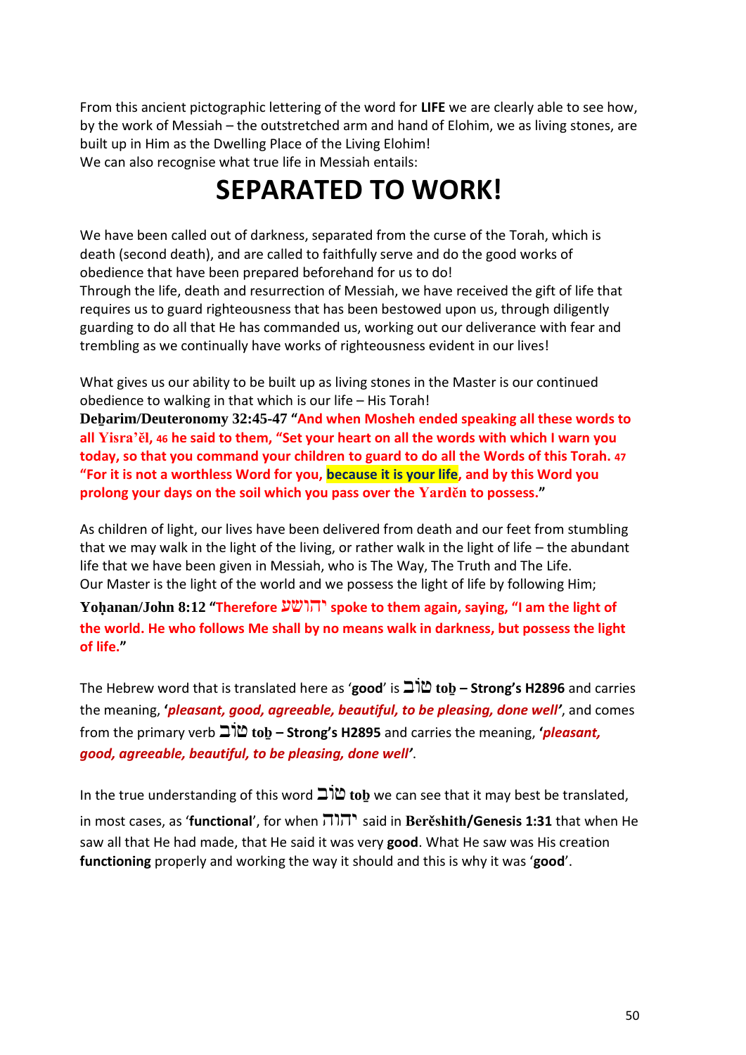From this ancient pictographic lettering of the word for **LIFE** we are clearly able to see how, by the work of Messiah – the outstretched arm and hand of Elohim, we as living stones, are built up in Him as the Dwelling Place of the Living Elohim!
We can also recognise what true life in Messiah entails:

# SEPARATED TO WORK!

We have been called out of darkness, separated from the curse of the Torah, which is death (second death), and are called to faithfully serve and do the good works of obedience that have been prepared beforehand for us to do!
Through the life, death and resurrection of Messiah, we have received the gift of life that requires us to guard righteousness that has been bestowed upon us, through diligently guarding to do all that He has commanded us, working out our deliverance with fear and trembling as we continually have works of righteousness evident in our lives!

What gives us our ability to be built up as living stones in the Master is our continued obedience to walking in that which is our life – His Torah!
**Deḇarim/Deuteronomy 32:45-47** **"And when Mosheh ended speaking all these words to all Yisra'ěl, 46 he said to them, "Set your heart on all the words with which I warn you today, so that you command your children to guard to do all the Words of this Torah. 47 "For it is not a worthless Word for you, because it is your life, and by this Word you prolong your days on the soil which you pass over the Yarděn to possess."**

As children of light, our lives have been delivered from death and our feet from stumbling that we may walk in the light of the living, or rather walk in the light of life – the abundant life that we have been given in Messiah, who is The Way, The Truth and The Life.
Our Master is the light of the world and we possess the light of life by following Him;
**Yoḥanan/John 8:12** **"Therefore יהושע spoke to them again, saying, "I am the light of the world. He who follows Me shall by no means walk in darkness, but possess the light of life."**

The Hebrew word that is translated here as '**good**' is טוֹב **toḇ – Strong's H2896** and carries the meaning, **'*pleasant, good, agreeable, beautiful, to be pleasing, done well*'**, and comes from the primary verb טוֹב **toḇ – Strong's H2895** and carries the meaning, **'*pleasant, good, agreeable, beautiful, to be pleasing, done well*'**.

In the true understanding of this word טוֹב **toḇ** we can see that it may best be translated, in most cases, as '**functional**', for when יהוה said in **Berěshith/Genesis 1:31** that when He saw all that He had made, that He said it was very **good**. What He saw was His creation **functioning** properly and working the way it should and this is why it was '**good**'.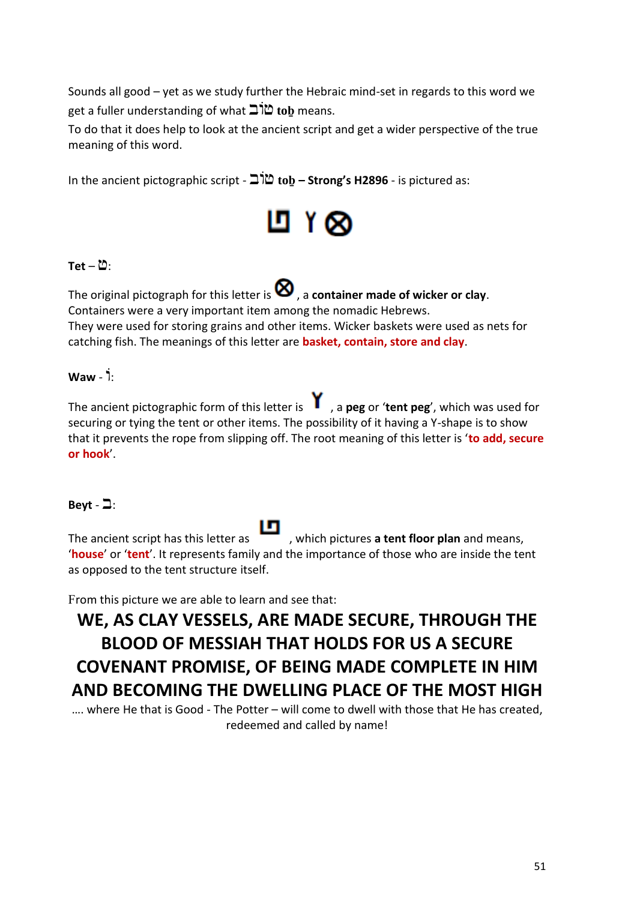Sounds all good – yet as we study further the Hebraic mind-set in regards to this word we get a fuller understanding of what טוֹב **toḇ** means.

To do that it does help to look at the ancient script and get a wider perspective of the true meaning of this word.

In the ancient pictographic script - טוֹב **toḇ – Strong's H2896** - is pictured as:

**Tet** – ט:

The original pictograph for this letter is ⊗, a **container made of wicker or clay**. Containers were a very important item among the nomadic Hebrews. They were used for storing grains and other items. Wicker baskets were used as nets for catching fish. The meanings of this letter are **basket, contain, store and clay**.

**Waw** - וֹ:

The ancient pictographic form of this letter is Y, a **peg** or '**tent peg**', which was used for securing or tying the tent or other items. The possibility of it having a Y-shape is to show that it prevents the rope from slipping off. The root meaning of this letter is '**to add, secure or hook**'.

**Beyt** - ב:

The ancient script has this letter as , which pictures **a tent floor plan** and means, '**house**' or '**tent**'. It represents family and the importance of those who are inside the tent as opposed to the tent structure itself.

From this picture we are able to learn and see that:

**WE, AS CLAY VESSELS, ARE MADE SECURE, THROUGH THE BLOOD OF MESSIAH THAT HOLDS FOR US A SECURE COVENANT PROMISE, OF BEING MADE COMPLETE IN HIM AND BECOMING THE DWELLING PLACE OF THE MOST HIGH**

…. where He that is Good - The Potter – will come to dwell with those that He has created, redeemed and called by name!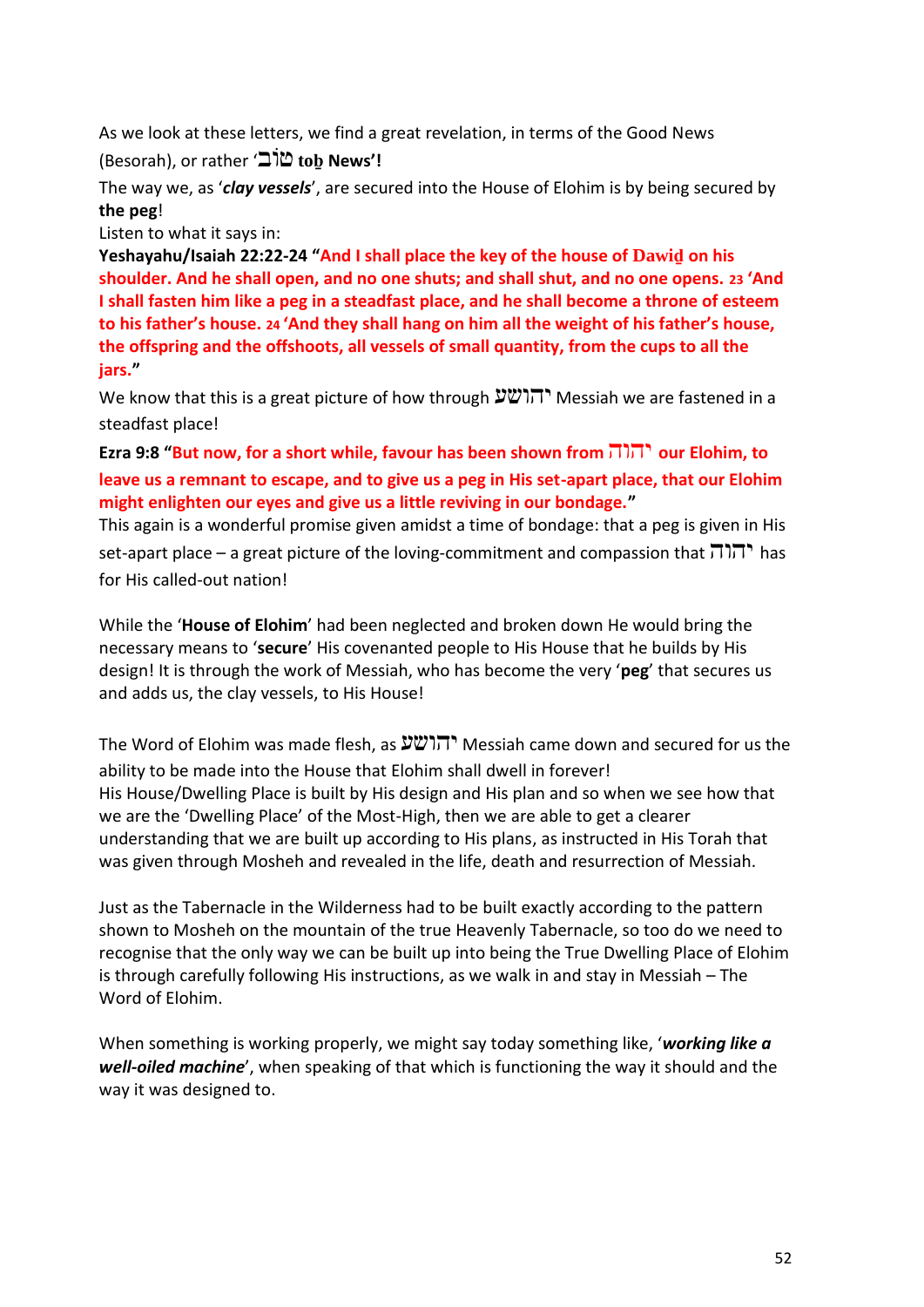As we look at these letters, we find a great revelation, in terms of the Good News (Besorah), or rather '**טוב toḇ News'!**

The way we, as '***clay vessels***', are secured into the House of Elohim is by being secured by **the peg**!

Listen to what it says in:

**Yeshayahu/Isaiah 22:22-24 "And I shall place the key of the house of Dawiḏ on his shoulder. And he shall open, and no one shuts; and shall shut, and no one opens. 23 'And I shall fasten him like a peg in a steadfast place, and he shall become a throne of esteem to his father's house. 24 'And they shall hang on him all the weight of his father's house, the offspring and the offshoots, all vessels of small quantity, from the cups to all the jars."**

We know that this is a great picture of how through יהושע Messiah we are fastened in a steadfast place!

**Ezra 9:8 "But now, for a short while, favour has been shown from יהוה our Elohim, to leave us a remnant to escape, and to give us a peg in His set-apart place, that our Elohim might enlighten our eyes and give us a little reviving in our bondage."**

This again is a wonderful promise given amidst a time of bondage: that a peg is given in His set-apart place – a great picture of the loving-commitment and compassion that יהוה has for His called-out nation!

While the '**House of Elohim**' had been neglected and broken down He would bring the necessary means to '**secure**' His covenanted people to His House that he builds by His design! It is through the work of Messiah, who has become the very '**peg**' that secures us and adds us, the clay vessels, to His House!

The Word of Elohim was made flesh, as יהושע Messiah came down and secured for us the ability to be made into the House that Elohim shall dwell in forever!

His House/Dwelling Place is built by His design and His plan and so when we see how that we are the 'Dwelling Place' of the Most-High, then we are able to get a clearer understanding that we are built up according to His plans, as instructed in His Torah that was given through Mosheh and revealed in the life, death and resurrection of Messiah.

Just as the Tabernacle in the Wilderness had to be built exactly according to the pattern shown to Mosheh on the mountain of the true Heavenly Tabernacle, so too do we need to recognise that the only way we can be built up into being the True Dwelling Place of Elohim is through carefully following His instructions, as we walk in and stay in Messiah – The Word of Elohim.

When something is working properly, we might say today something like, '***working like a well-oiled machine***', when speaking of that which is functioning the way it should and the way it was designed to.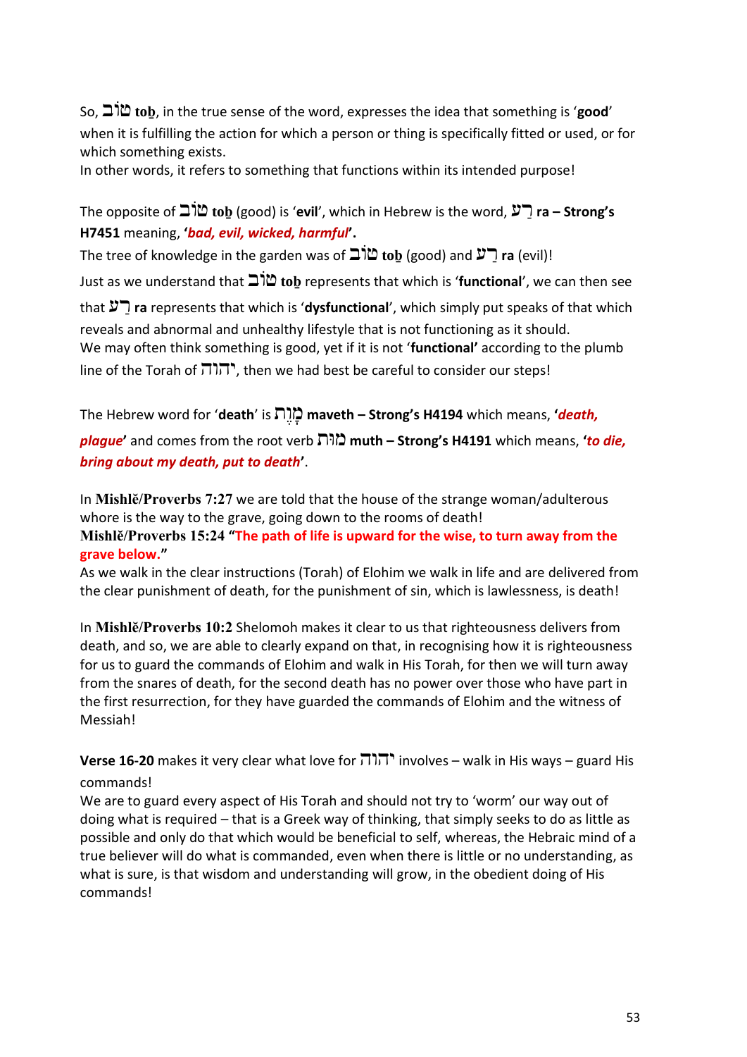So, טוֹב **toḇ**, in the true sense of the word, expresses the idea that something is '**good**' when it is fulfilling the action for which a person or thing is specifically fitted or used, or for which something exists.
In other words, it refers to something that functions within its intended purpose!

The opposite of טוֹב **toḇ** (good) is '**evil**', which in Hebrew is the word, רַע **ra – Strong's H7451** meaning, '***bad, evil, wicked, harmful***'.
The tree of knowledge in the garden was of טוֹב **toḇ** (good) and רַע **ra** (evil)!
Just as we understand that טוֹב **toḇ** represents that which is '**functional**', we can then see that רַע **ra** represents that which is '**dysfunctional**', which simply put speaks of that which reveals and abnormal and unhealthy lifestyle that is not functioning as it should.
We may often think something is good, yet if it is not '**functional**' according to the plumb line of the Torah of יהוה, then we had best be careful to consider our steps!

The Hebrew word for '**death**' is מָוֶת **maveth – Strong's H4194** which means, '***death, plague***' and comes from the root verb מוּת **muth – Strong's H4191** which means, '***to die, bring about my death, put to death***'.

In **Mishlĕ/Proverbs 7:27** we are told that the house of the strange woman/adulterous whore is the way to the grave, going down to the rooms of death!
**Mishlĕ/Proverbs 15:24 "The path of life is upward for the wise, to turn away from the grave below."**
As we walk in the clear instructions (Torah) of Elohim we walk in life and are delivered from the clear punishment of death, for the punishment of sin, which is lawlessness, is death!

In **Mishlĕ/Proverbs 10:2** Shelomoh makes it clear to us that righteousness delivers from death, and so, we are able to clearly expand on that, in recognising how it is righteousness for us to guard the commands of Elohim and walk in His Torah, for then we will turn away from the snares of death, for the second death has no power over those who have part in the first resurrection, for they have guarded the commands of Elohim and the witness of Messiah!

**Verse 16-20** makes it very clear what love for יהוה involves – walk in His ways – guard His commands!
We are to guard every aspect of His Torah and should not try to 'worm' our way out of doing what is required – that is a Greek way of thinking, that simply seeks to do as little as possible and only do that which would be beneficial to self, whereas, the Hebraic mind of a true believer will do what is commanded, even when there is little or no understanding, as what is sure, is that wisdom and understanding will grow, in the obedient doing of His commands!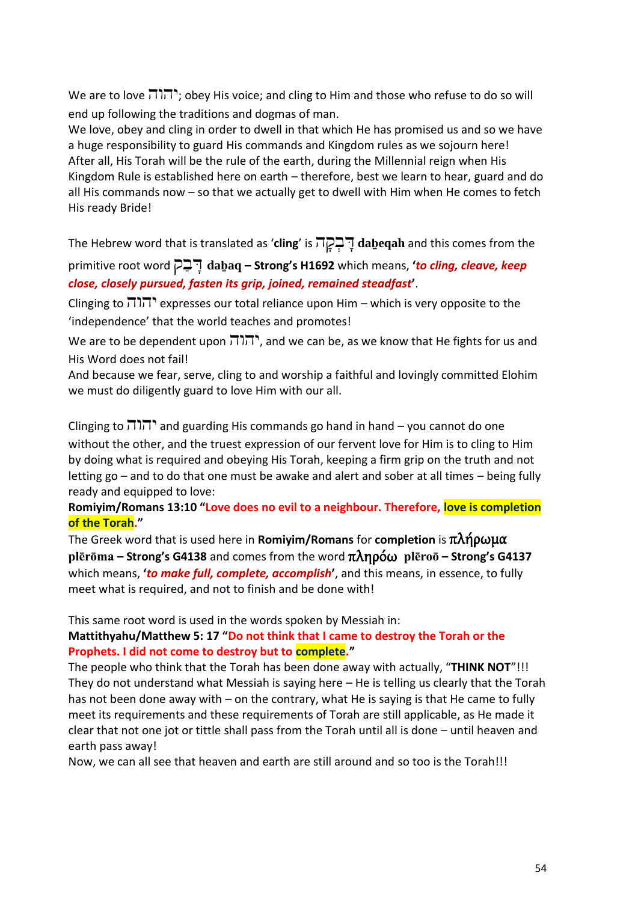We are to love יהוה; obey His voice; and cling to Him and those who refuse to do so will end up following the traditions and dogmas of man.
We love, obey and cling in order to dwell in that which He has promised us and so we have a huge responsibility to guard His commands and Kingdom rules as we sojourn here! After all, His Torah will be the rule of the earth, during the Millennial reign when His Kingdom Rule is established here on earth – therefore, best we learn to hear, guard and do all His commands now – so that we actually get to dwell with Him when He comes to fetch His ready Bride!

The Hebrew word that is translated as '**cling**' is דָּבְקָה **daḇeqah** and this comes from the primitive root word דָּבַק **daḇaq – Strong's H1692** which means, '***to cling, cleave, keep close, closely pursued, fasten its grip, joined, remained steadfast***'.
Clinging to יהוה expresses our total reliance upon Him – which is very opposite to the 'independence' that the world teaches and promotes!
We are to be dependent upon יהוה, and we can be, as we know that He fights for us and His Word does not fail!
And because we fear, serve, cling to and worship a faithful and lovingly committed Elohim we must do diligently guard to love Him with our all.

Clinging to יהוה and guarding His commands go hand in hand – you cannot do one without the other, and the truest expression of our fervent love for Him is to cling to Him by doing what is required and obeying His Torah, keeping a firm grip on the truth and not letting go – and to do that one must be awake and alert and sober at all times – being fully ready and equipped to love:
**Romiyim/Romans 13:10 "Love does no evil to a neighbour. Therefore, love is completion of the Torah."**
The Greek word that is used here in **Romiyim/Romans** for **completion** is πλήρωμα **plērōma – Strong's G4138** and comes from the word πληρόω **plēroō – Strong's G4137** which means, '***to make full, complete, accomplish***', and this means, in essence, to fully meet what is required, and not to finish and be done with!

This same root word is used in the words spoken by Messiah in:
**Mattithyahu/Matthew 5: 17 "Do not think that I came to destroy the Torah or the Prophets. I did not come to destroy but to complete."**
The people who think that the Torah has been done away with actually, "**THINK NOT**"!!! They do not understand what Messiah is saying here – He is telling us clearly that the Torah has not been done away with – on the contrary, what He is saying is that He came to fully meet its requirements and these requirements of Torah are still applicable, as He made it clear that not one jot or tittle shall pass from the Torah until all is done – until heaven and earth pass away!
Now, we can all see that heaven and earth are still around and so too is the Torah!!!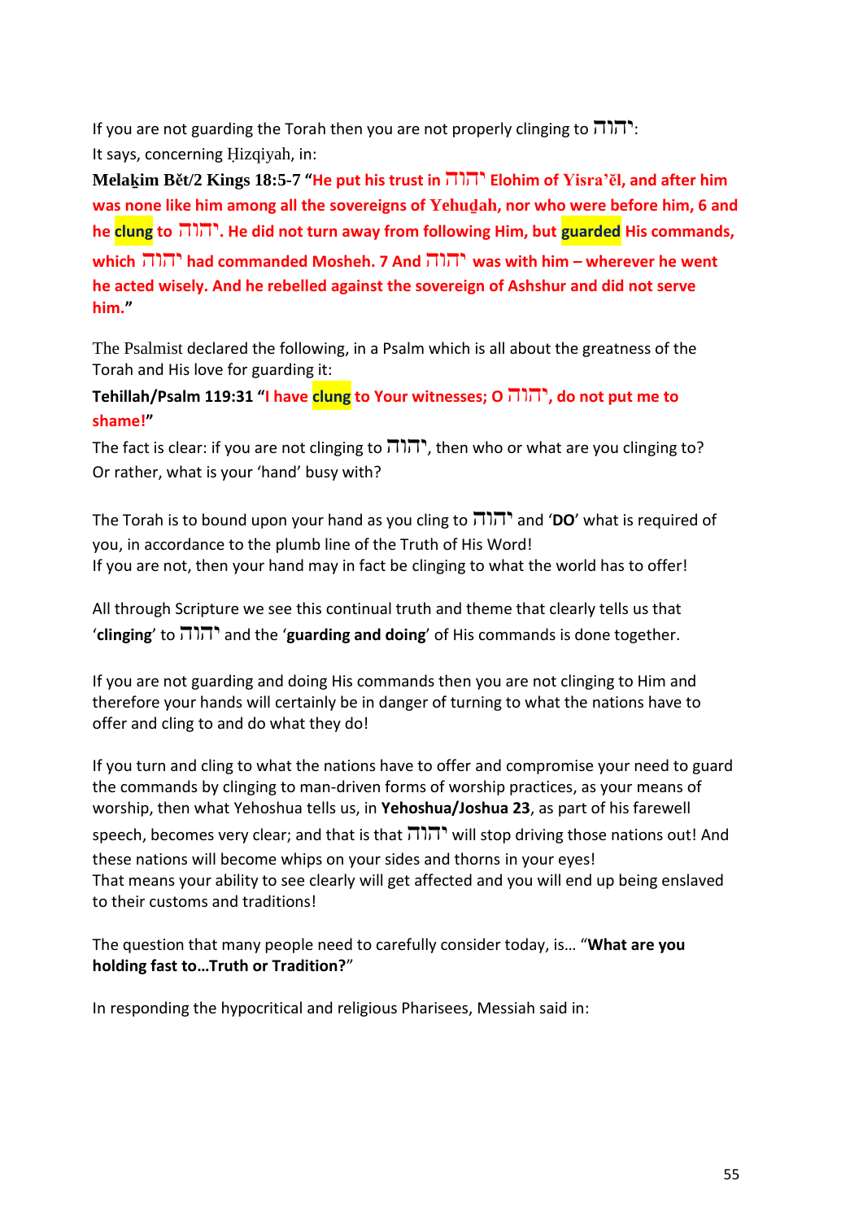If you are not guarding the Torah then you are not properly clinging to יהוה:
It says, concerning Ḥizqiyah, in:

**Melaḵim Bět/2 Kings 18:5-7 "He put his trust in יהוה Elohim of Yisra'ěl, and after him was none like him among all the sovereigns of Yehuḏah, nor who were before him, 6 and he clung to יהוה. He did not turn away from following Him, but guarded His commands, which יהוה had commanded Mosheh. 7 And יהוה was with him – wherever he went he acted wisely. And he rebelled against the sovereign of Ashshur and did not serve him."**

The Psalmist declared the following, in a Psalm which is all about the greatness of the Torah and His love for guarding it:

**Tehillah/Psalm 119:31 "I have clung to Your witnesses; O יהוה, do not put me to shame!"**

The fact is clear: if you are not clinging to יהוה, then who or what are you clinging to? Or rather, what is your 'hand' busy with?

The Torah is to bound upon your hand as you cling to יהוה and '**DO**' what is required of you, in accordance to the plumb line of the Truth of His Word!
If you are not, then your hand may in fact be clinging to what the world has to offer!

All through Scripture we see this continual truth and theme that clearly tells us that '**clinging**' to יהוה and the '**guarding and doing**' of His commands is done together.

If you are not guarding and doing His commands then you are not clinging to Him and therefore your hands will certainly be in danger of turning to what the nations have to offer and cling to and do what they do!

If you turn and cling to what the nations have to offer and compromise your need to guard the commands by clinging to man-driven forms of worship practices, as your means of worship, then what Yehoshua tells us, in **Yehoshua/Joshua 23**, as part of his farewell speech, becomes very clear; and that is that יהוה will stop driving those nations out! And these nations will become whips on your sides and thorns in your eyes!
That means your ability to see clearly will get affected and you will end up being enslaved to their customs and traditions!

The question that many people need to carefully consider today, is… "**What are you holding fast to…Truth or Tradition?**"

In responding the hypocritical and religious Pharisees, Messiah said in: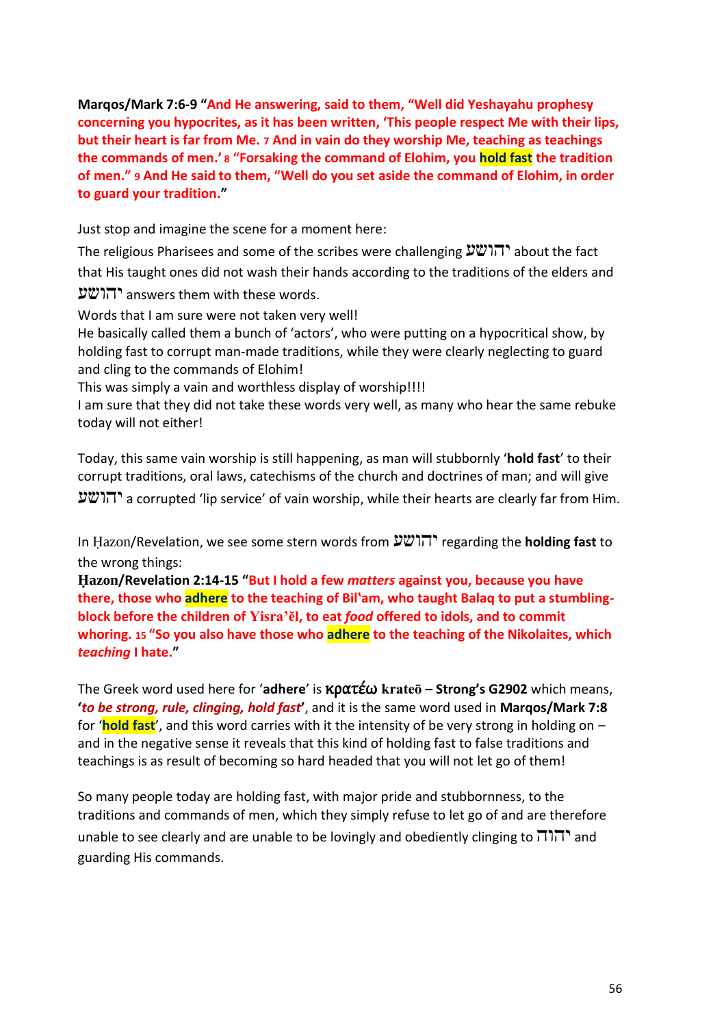**Marqos/Mark 7:6-9 "And He answering, said to them, "Well did Yeshayahu prophesy concerning you hypocrites, as it has been written, 'This people respect Me with their lips, but their heart is far from Me. 7 And in vain do they worship Me, teaching as teachings the commands of men.' 8 "Forsaking the command of Elohim, you hold fast the tradition of men." 9 And He said to them, "Well do you set aside the command of Elohim, in order to guard your tradition."**

Just stop and imagine the scene for a moment here:

The religious Pharisees and some of the scribes were challenging יהושע about the fact that His taught ones did not wash their hands according to the traditions of the elders and יהושע answers them with these words.

Words that I am sure were not taken very well!

He basically called them a bunch of 'actors', who were putting on a hypocritical show, by holding fast to corrupt man-made traditions, while they were clearly neglecting to guard and cling to the commands of Elohim!

This was simply a vain and worthless display of worship!!!!

I am sure that they did not take these words very well, as many who hear the same rebuke today will not either!

Today, this same vain worship is still happening, as man will stubbornly '**hold fast**' to their corrupt traditions, oral laws, catechisms of the church and doctrines of man; and will give יהושע a corrupted 'lip service' of vain worship, while their hearts are clearly far from Him.

In Ḥazon/Revelation, we see some stern words from יהושע regarding the **holding fast** to the wrong things:

**Ḥazon/Revelation 2:14-15 "But I hold a few *matters* against you, because you have there, those who adhere to the teaching of Bil'am, who taught Balaq to put a stumbling-block before the children of Yisra'ěl, to eat *food* offered to idols, and to commit whoring. 15 "So you also have those who adhere to the teaching of the Nikolaites, which *teaching* I hate."**

The Greek word used here for '**adhere**' is **κρατέω krateō – Strong's G2902** which means, **'*to be strong, rule, clinging, hold fast*'**, and it is the same word used in **Marqos/Mark 7:8** for '**hold fast**', and this word carries with it the intensity of be very strong in holding on – and in the negative sense it reveals that this kind of holding fast to false traditions and teachings is as result of becoming so hard headed that you will not let go of them!

So many people today are holding fast, with major pride and stubbornness, to the traditions and commands of men, which they simply refuse to let go of and are therefore unable to see clearly and are unable to be lovingly and obediently clinging to יהוה and guarding His commands.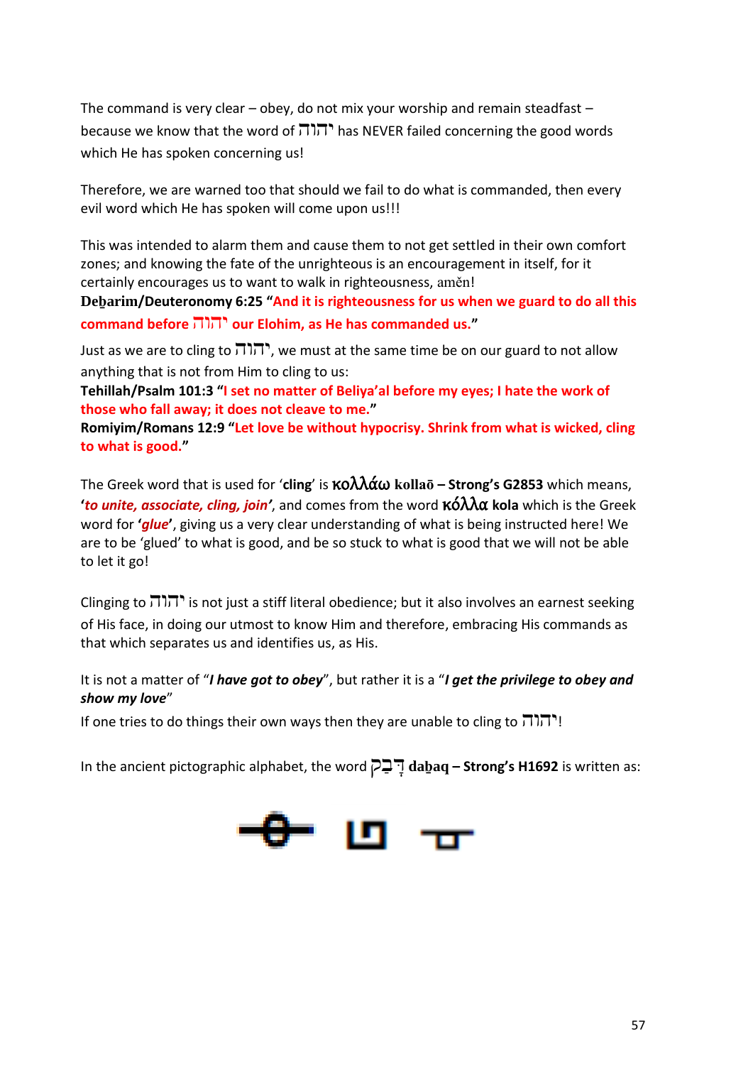The command is very clear – obey, do not mix your worship and remain steadfast – because we know that the word of יהוה has NEVER failed concerning the good words which He has spoken concerning us!

Therefore, we are warned too that should we fail to do what is commanded, then every evil word which He has spoken will come upon us!!!

This was intended to alarm them and cause them to not get settled in their own comfort zones; and knowing the fate of the unrighteous is an encouragement in itself, for it certainly encourages us to want to walk in righteousness, aměn!

**Deḇarim/Deuteronomy 6:25 "And it is righteousness for us when we guard to do all this command before יהוה our Elohim, as He has commanded us."**

Just as we are to cling to יהוה, we must at the same time be on our guard to not allow anything that is not from Him to cling to us:

**Tehillah/Psalm 101:3 "I set no matter of Beliya'al before my eyes; I hate the work of those who fall away; it does not cleave to me."**

**Romiyim/Romans 12:9 "Let love be without hypocrisy. Shrink from what is wicked, cling to what is good."**

The Greek word that is used for '**cling**' is **κολλάω kollaō – Strong's G2853** which means, '***to unite, associate, cling, join***', and comes from the word **κόλλα kola** which is the Greek word for '***glue***', giving us a very clear understanding of what is being instructed here! We are to be 'glued' to what is good, and be so stuck to what is good that we will not be able to let it go!

Clinging to יהוה is not just a stiff literal obedience; but it also involves an earnest seeking of His face, in doing our utmost to know Him and therefore, embracing His commands as that which separates us and identifies us, as His.

It is not a matter of "***I have got to obey***", but rather it is a "***I get the privilege to obey and show my love***"

If one tries to do things their own ways then they are unable to cling to יהוה!

In the ancient pictographic alphabet, the word דָּבַק **daḇaq – Strong's H1692** is written as: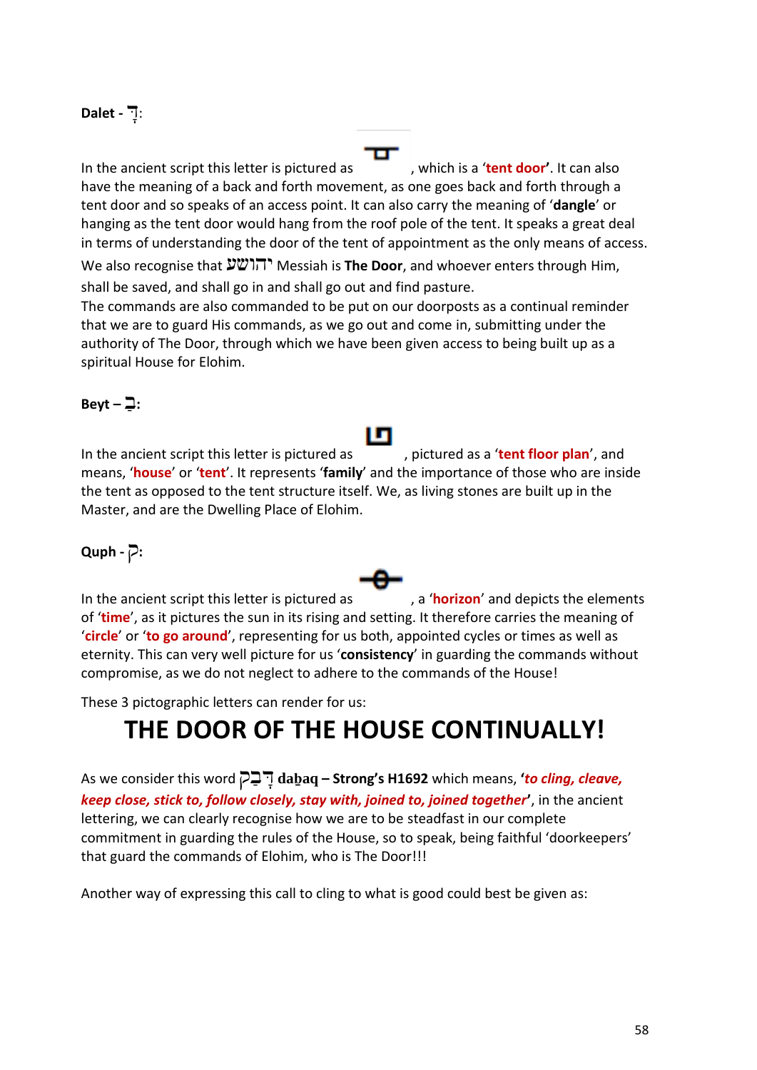**Dalet - דָּ:**

In the ancient script this letter is pictured as , which is a '**tent door**'. It can also have the meaning of a back and forth movement, as one goes back and forth through a tent door and so speaks of an access point. It can also carry the meaning of '**dangle**' or hanging as the tent door would hang from the roof pole of the tent. It speaks a great deal in terms of understanding the door of the tent of appointment as the only means of access. We also recognise that יהושע Messiah is **The Door**, and whoever enters through Him, shall be saved, and shall go in and shall go out and find pasture.
The commands are also commanded to be put on our doorposts as a continual reminder that we are to guard His commands, as we go out and come in, submitting under the authority of The Door, through which we have been given access to being built up as a spiritual House for Elohim.

**Beyt – בַ:**

In the ancient script this letter is pictured as , pictured as a '**tent floor plan**', and means, '**house**' or '**tent**'. It represents '**family**' and the importance of those who are inside the tent as opposed to the tent structure itself. We, as living stones are built up in the Master, and are the Dwelling Place of Elohim.

**Quph - ק:**

In the ancient script this letter is pictured as , a '**horizon**' and depicts the elements of '**time**', as it pictures the sun in its rising and setting. It therefore carries the meaning of '**circle**' or '**to go around**', representing for us both, appointed cycles or times as well as eternity. This can very well picture for us '**consistency**' in guarding the commands without compromise, as we do not neglect to adhere to the commands of the House!

These 3 pictographic letters can render for us:

# THE DOOR OF THE HOUSE CONTINUALLY!

As we consider this word דָּבַק **dabaq – Strong's H1692** which means, '***to cling, cleave, keep close, stick to, follow closely, stay with, joined to, joined together***', in the ancient lettering, we can clearly recognise how we are to be steadfast in our complete commitment in guarding the rules of the House, so to speak, being faithful 'doorkeepers' that guard the commands of Elohim, who is The Door!!!

Another way of expressing this call to cling to what is good could best be given as: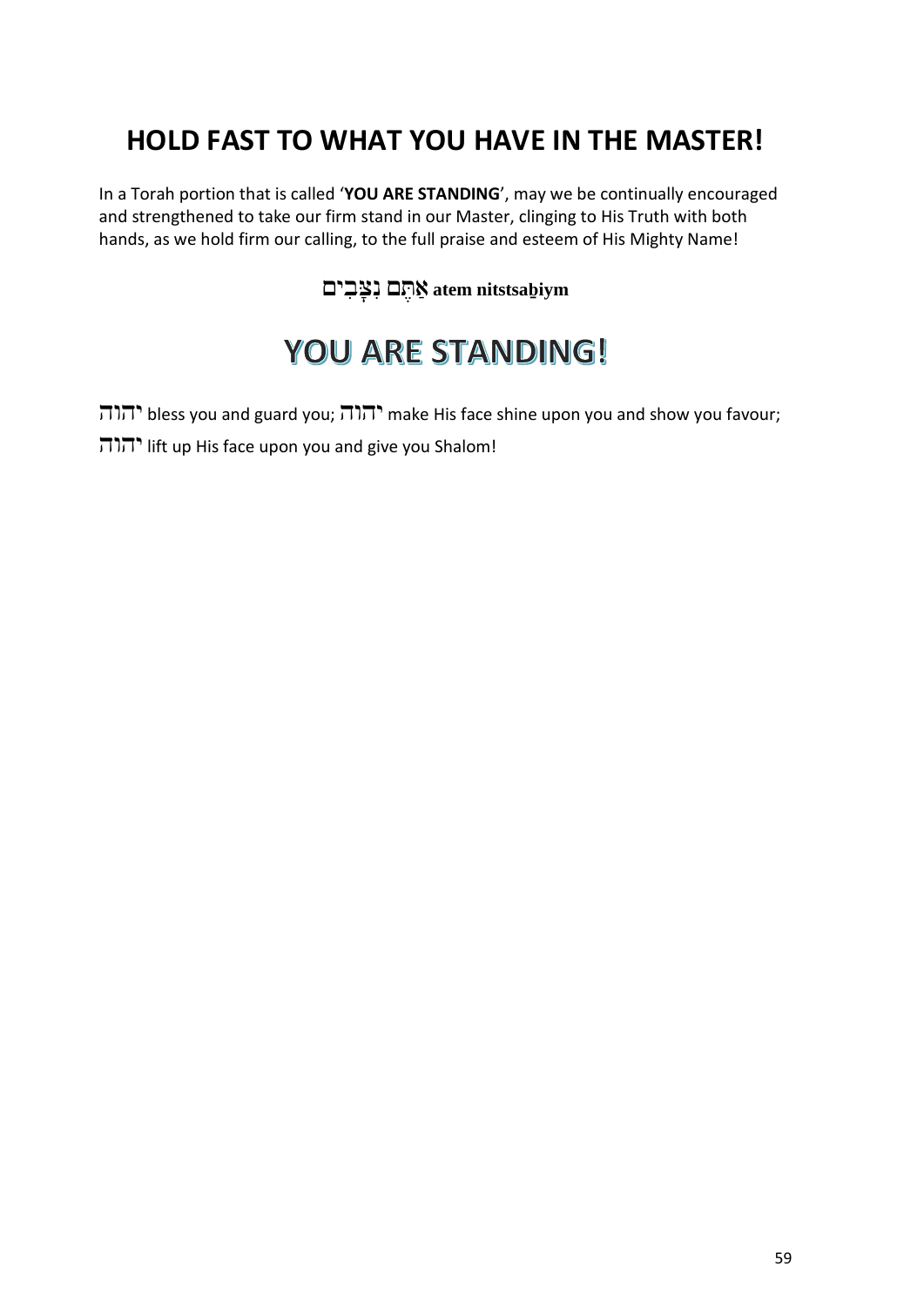# HOLD FAST TO WHAT YOU HAVE IN THE MASTER!

In a Torah portion that is called '**YOU ARE STANDING**', may we be continually encouraged and strengthened to take our firm stand in our Master, clinging to His Truth with both hands, as we hold firm our calling, to the full praise and esteem of His Mighty Name!

**אַתֶּם נִצָּבִים atem nitstsaḇiym**

# YOU ARE STANDING!

יהוה bless you and guard you; יהוה make His face shine upon you and show you favour; יהוה lift up His face upon you and give you Shalom!